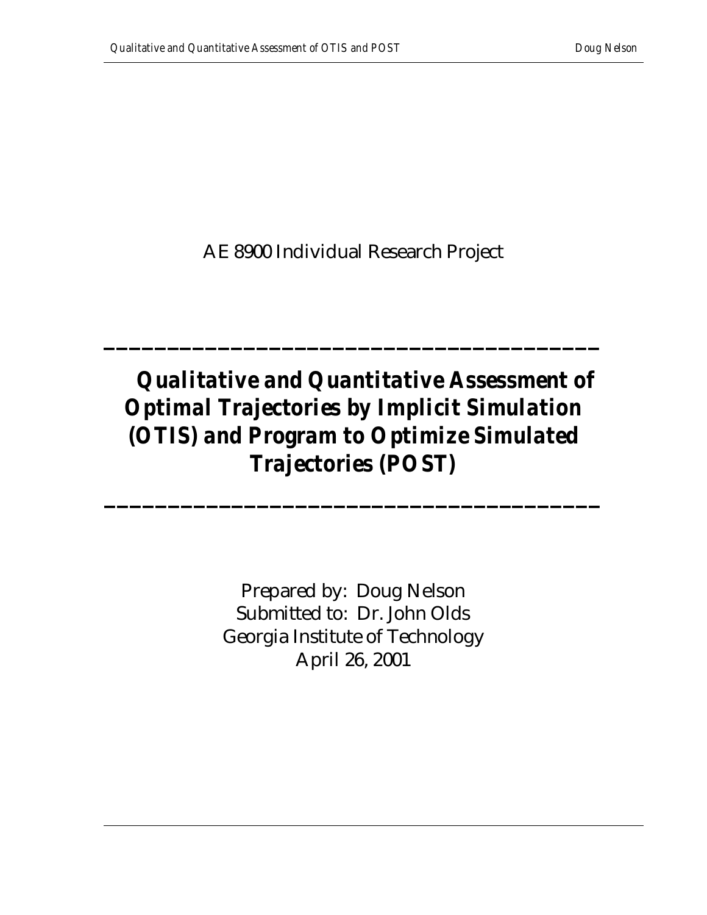AE 8900 Individual Research Project

---

# *Qualitative and Quantitative Assessment of Optimal Trajectories by Implicit Simulation (OTIS) and Program to Optimize Simulated Trajectories (POST)*

---

Prepared by: Doug Nelson
Submitted to: Dr. John Olds
Georgia Institute of Technology
April 26, 2001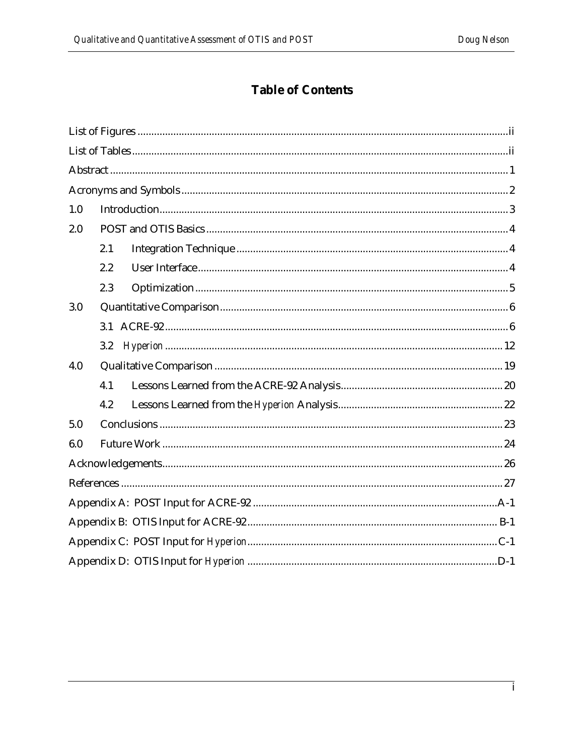# Table of Contents

List of Figures ..... ii

List of Tables ..... ii

Abstract ..... 1

Acronyms and Symbols ..... 2

1.0 Introduction ..... 3

2.0 POST and OTIS Basics ..... 4

- 2.1 Integration Technique ..... 4
- 2.2 User Interface ..... 4
- 2.3 Optimization ..... 5

3.0 Quantitative Comparison ..... 6

- 3.1 ACRE-92 ..... 6
- 3.2 *Hyperion* ..... 12

4.0 Qualitative Comparison ..... 19

- 4.1 Lessons Learned from the ACRE-92 Analysis ..... 20
- 4.2 Lessons Learned from the *Hyperion* Analysis ..... 22

5.0 Conclusions ..... 23

6.0 Future Work ..... 24

Acknowledgements ..... 26

References ..... 27

Appendix A: POST Input for ACRE-92 ..... A-1

Appendix B: OTIS Input for ACRE-92 ..... B-1

Appendix C: POST Input for *Hyperion* ..... C-1

Appendix D: OTIS Input for *Hyperion* ..... D-1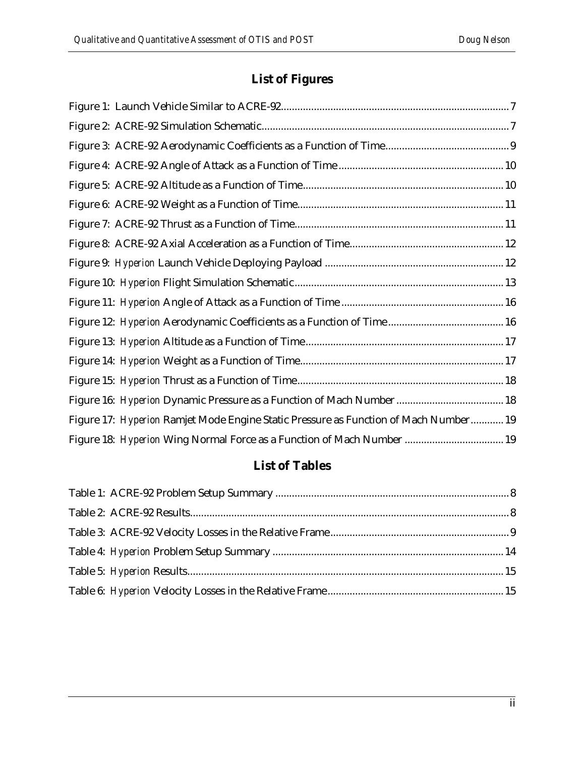## List of Figures

Figure 1: Launch Vehicle Similar to ACRE-92 .......... 7
Figure 2: ACRE-92 Simulation Schematic .......... 7
Figure 3: ACRE-92 Aerodynamic Coefficients as a Function of Time .......... 9
Figure 4: ACRE-92 Angle of Attack as a Function of Time .......... 10
Figure 5: ACRE-92 Altitude as a Function of Time .......... 10
Figure 6: ACRE-92 Weight as a Function of Time .......... 11
Figure 7: ACRE-92 Thrust as a Function of Time .......... 11
Figure 8: ACRE-92 Axial Acceleration as a Function of Time .......... 12
Figure 9: *Hyperion* Launch Vehicle Deploying Payload .......... 12
Figure 10: *Hyperion* Flight Simulation Schematic .......... 13
Figure 11: *Hyperion* Angle of Attack as a Function of Time .......... 16
Figure 12: *Hyperion* Aerodynamic Coefficients as a Function of Time .......... 16
Figure 13: *Hyperion* Altitude as a Function of Time .......... 17
Figure 14: *Hyperion* Weight as a Function of Time .......... 17
Figure 15: *Hyperion* Thrust as a Function of Time .......... 18
Figure 16: *Hyperion* Dynamic Pressure as a Function of Mach Number .......... 18
Figure 17: *Hyperion* Ramjet Mode Engine Static Pressure as Function of Mach Number .......... 19
Figure 18: *Hyperion* Wing Normal Force as a Function of Mach Number .......... 19

## List of Tables

Table 1: ACRE-92 Problem Setup Summary .......... 8
Table 2: ACRE-92 Results .......... 8
Table 3: ACRE-92 Velocity Losses in the Relative Frame .......... 9
Table 4: *Hyperion* Problem Setup Summary .......... 14
Table 5: *Hyperion* Results .......... 15
Table 6: *Hyperion* Velocity Losses in the Relative Frame .......... 15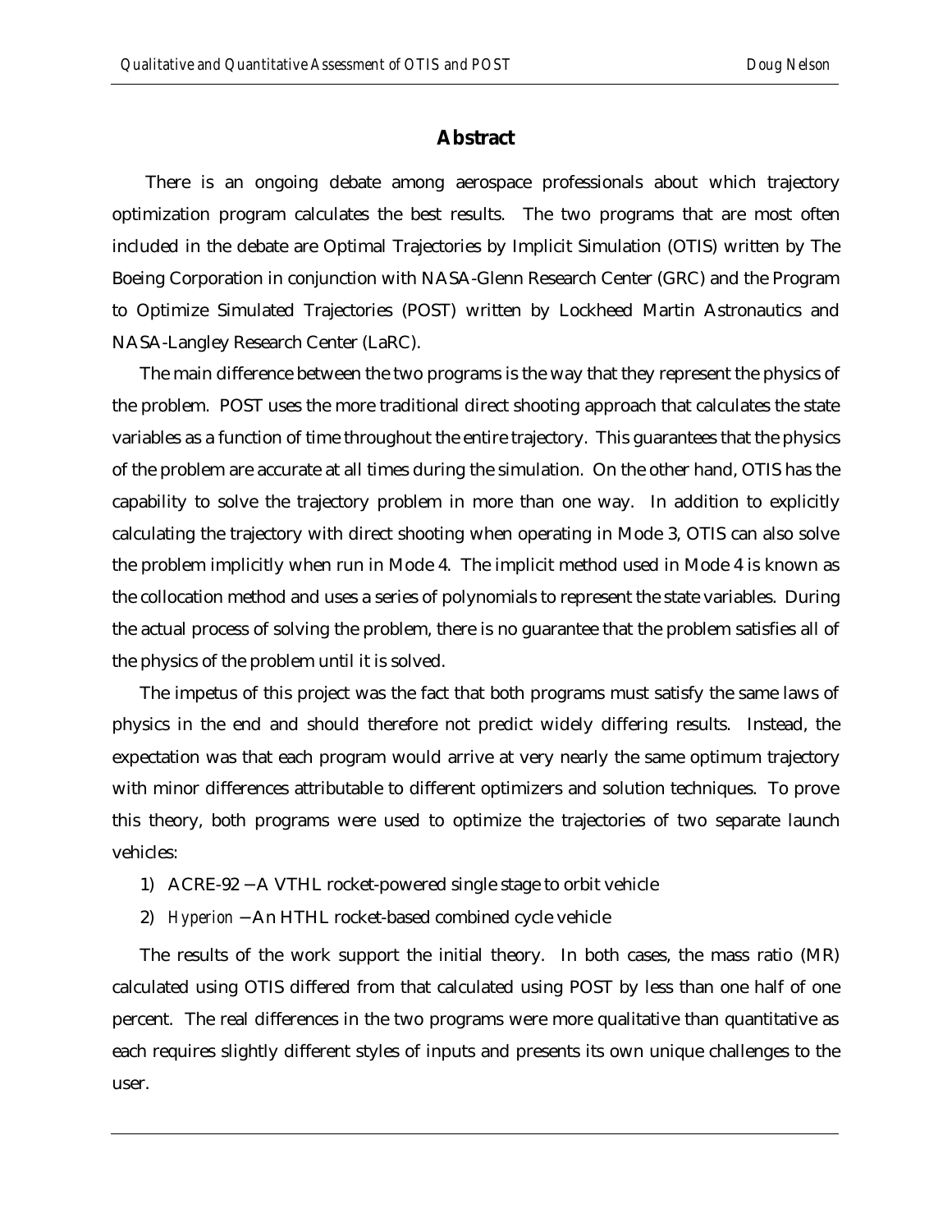## Abstract

There is an ongoing debate among aerospace professionals about which trajectory optimization program calculates the best results. The two programs that are most often included in the debate are Optimal Trajectories by Implicit Simulation (OTIS) written by The Boeing Corporation in conjunction with NASA-Glenn Research Center (GRC) and the Program to Optimize Simulated Trajectories (POST) written by Lockheed Martin Astronautics and NASA-Langley Research Center (LaRC).

The main difference between the two programs is the way that they represent the physics of the problem. POST uses the more traditional direct shooting approach that calculates the state variables as a function of time throughout the entire trajectory. This guarantees that the physics of the problem are accurate at all times during the simulation. On the other hand, OTIS has the capability to solve the trajectory problem in more than one way. In addition to explicitly calculating the trajectory with direct shooting when operating in Mode 3, OTIS can also solve the problem implicitly when run in Mode 4. The implicit method used in Mode 4 is known as the collocation method and uses a series of polynomials to represent the state variables. During the actual process of solving the problem, there is no guarantee that the problem satisfies all of the physics of the problem until it is solved.

The impetus of this project was the fact that both programs must satisfy the same laws of physics in the end and should therefore not predict widely differing results. Instead, the expectation was that each program would arrive at very nearly the same optimum trajectory with minor differences attributable to different optimizers and solution techniques. To prove this theory, both programs were used to optimize the trajectories of two separate launch vehicles:

1) ACRE-92 – A VTHL rocket-powered single stage to orbit vehicle
2) *Hyperion* – An HTHL rocket-based combined cycle vehicle

The results of the work support the initial theory. In both cases, the mass ratio (MR) calculated using OTIS differed from that calculated using POST by less than one half of one percent. The real differences in the two programs were more qualitative than quantitative as each requires slightly different styles of inputs and presents its own unique challenges to the user.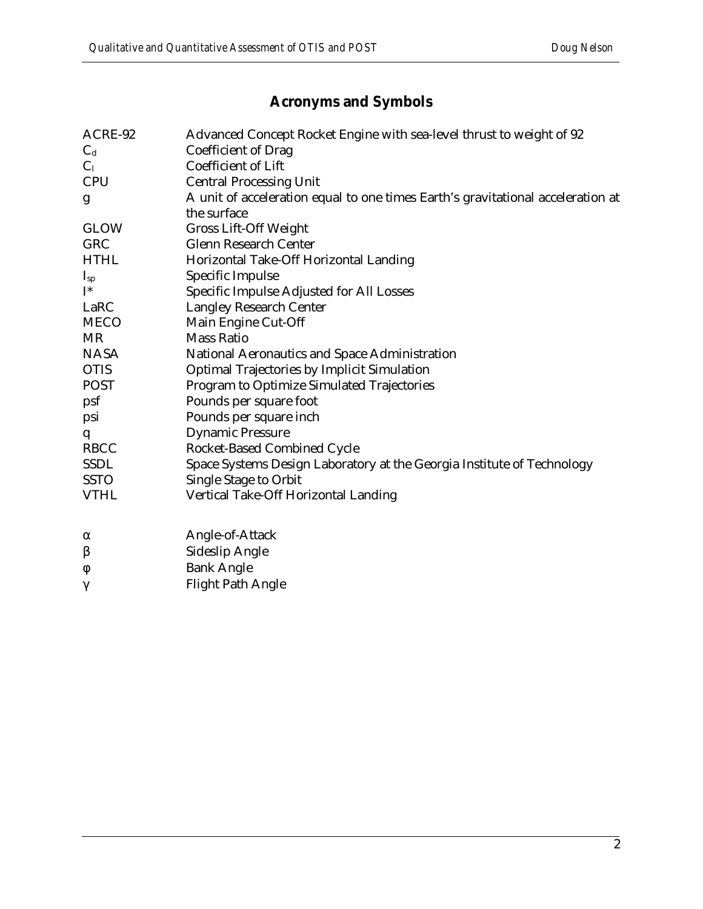## Acronyms and Symbols

| | |
|---|---|
| ACRE-92 | Advanced Concept Rocket Engine with sea-level thrust to weight of 92 |
| $C_d$ | Coefficient of Drag |
| $C_l$ | Coefficient of Lift |
| CPU | Central Processing Unit |
| g | A unit of acceleration equal to one times Earth's gravitational acceleration at the surface |
| GLOW | Gross Lift-Off Weight |
| GRC | Glenn Research Center |
| HTHL | Horizontal Take-Off Horizontal Landing |
| $I_{sp}$ | Specific Impulse |
| I* | Specific Impulse Adjusted for All Losses |
| LaRC | Langley Research Center |
| MECO | Main Engine Cut-Off |
| MR | Mass Ratio |
| NASA | National Aeronautics and Space Administration |
| OTIS | Optimal Trajectories by Implicit Simulation |
| POST | Program to Optimize Simulated Trajectories |
| psf | Pounds per square foot |
| psi | Pounds per square inch |
| q | Dynamic Pressure |
| RBCC | Rocket-Based Combined Cycle |
| SSDL | Space Systems Design Laboratory at the Georgia Institute of Technology |
| SSTO | Single Stage to Orbit |
| VTHL | Vertical Take-Off Horizontal Landing |

| | |
|---|---|
| $\alpha$ | Angle-of-Attack |
| $\beta$ | Sideslip Angle |
| $\phi$ | Bank Angle |
| $\gamma$ | Flight Path Angle |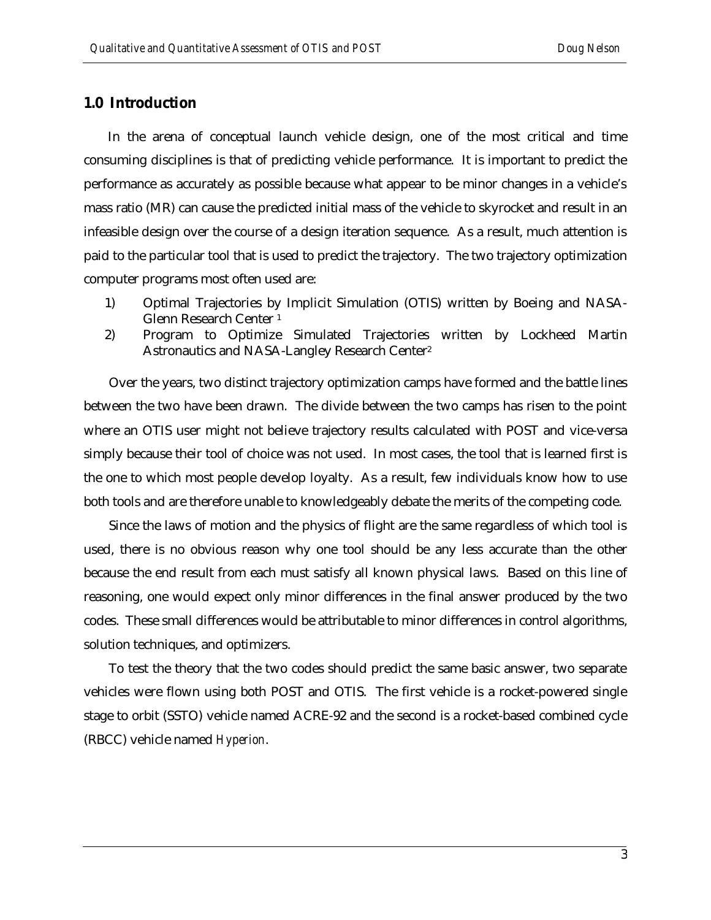## 1.0 Introduction

In the arena of conceptual launch vehicle design, one of the most critical and time consuming disciplines is that of predicting vehicle performance. It is important to predict the performance as accurately as possible because what appear to be minor changes in a vehicle's mass ratio (MR) can cause the predicted initial mass of the vehicle to skyrocket and result in an infeasible design over the course of a design iteration sequence. As a result, much attention is paid to the particular tool that is used to predict the trajectory. The two trajectory optimization computer programs most often used are:

1) Optimal Trajectories by Implicit Simulation (OTIS) written by Boeing and NASA-Glenn Research Center [1]
2) Program to Optimize Simulated Trajectories written by Lockheed Martin Astronautics and NASA-Langley Research Center[2]

Over the years, two distinct trajectory optimization camps have formed and the battle lines between the two have been drawn. The divide between the two camps has risen to the point where an OTIS user might not believe trajectory results calculated with POST and vice-versa simply because their tool of choice was not used. In most cases, the tool that is learned first is the one to which most people develop loyalty. As a result, few individuals know how to use both tools and are therefore unable to knowledgeably debate the merits of the competing code.

Since the laws of motion and the physics of flight are the same regardless of which tool is used, there is no obvious reason why one tool should be any less accurate than the other because the end result from each must satisfy all known physical laws. Based on this line of reasoning, one would expect only minor differences in the final answer produced by the two codes. These small differences would be attributable to minor differences in control algorithms, solution techniques, and optimizers.

To test the theory that the two codes should predict the same basic answer, two separate vehicles were flown using both POST and OTIS. The first vehicle is a rocket-powered single stage to orbit (SSTO) vehicle named ACRE-92 and the second is a rocket-based combined cycle (RBCC) vehicle named *Hyperion*.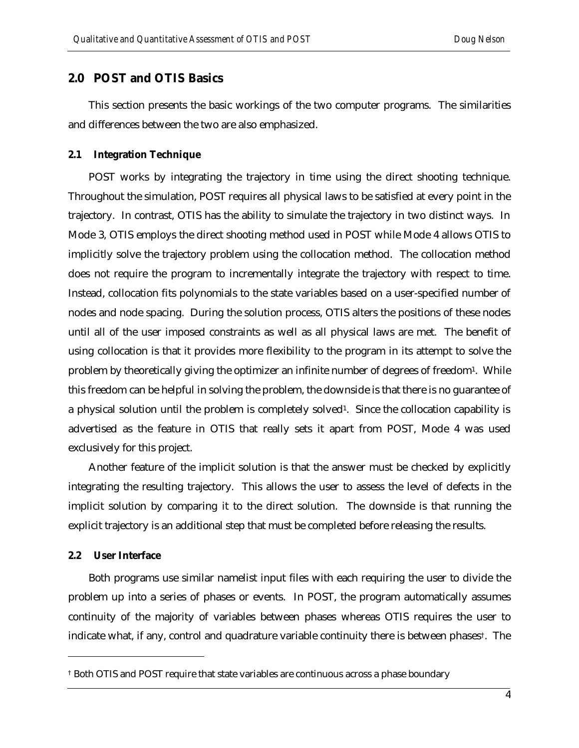## 2.0 POST and OTIS Basics

This section presents the basic workings of the two computer programs. The similarities and differences between the two are also emphasized.

### 2.1 Integration Technique

POST works by integrating the trajectory in time using the direct shooting technique. Throughout the simulation, POST requires all physical laws to be satisfied at every point in the trajectory. In contrast, OTIS has the ability to simulate the trajectory in two distinct ways. In Mode 3, OTIS employs the direct shooting method used in POST while Mode 4 allows OTIS to implicitly solve the trajectory problem using the collocation method. The collocation method does not require the program to incrementally integrate the trajectory with respect to time. Instead, collocation fits polynomials to the state variables based on a user-specified number of nodes and node spacing. During the solution process, OTIS alters the positions of these nodes until all of the user imposed constraints as well as all physical laws are met. The benefit of using collocation is that it provides more flexibility to the program in its attempt to solve the problem by theoretically giving the optimizer an infinite number of degrees of freedom[1]. While this freedom can be helpful in solving the problem, the downside is that there is no guarantee of a physical solution until the problem is completely solved[1]. Since the collocation capability is advertised as the feature in OTIS that really sets it apart from POST, Mode 4 was used exclusively for this project.

Another feature of the implicit solution is that the answer must be checked by explicitly integrating the resulting trajectory. This allows the user to assess the level of defects in the implicit solution by comparing it to the direct solution. The downside is that running the explicit trajectory is an additional step that must be completed before releasing the results.

### 2.2 User Interface

Both programs use similar namelist input files with each requiring the user to divide the problem up into a series of phases or events. In POST, the program automatically assumes continuity of the majority of variables between phases whereas OTIS requires the user to indicate what, if any, control and quadrature variable continuity there is between phases[†]. The

[†] Both OTIS and POST require that state variables are continuous across a phase boundary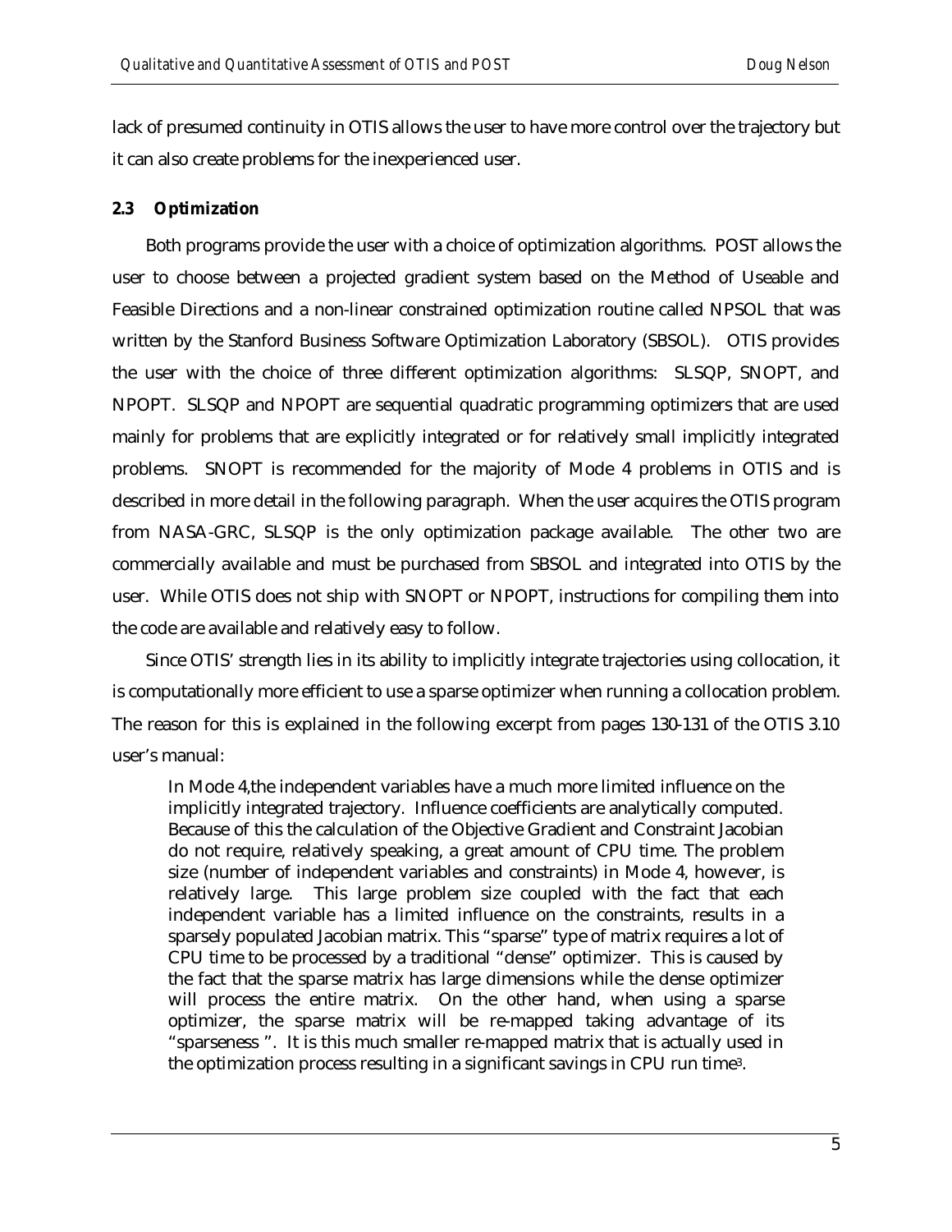lack of presumed continuity in OTIS allows the user to have more control over the trajectory but it can also create problems for the inexperienced user.

### 2.3 Optimization

Both programs provide the user with a choice of optimization algorithms. POST allows the user to choose between a projected gradient system based on the Method of Useable and Feasible Directions and a non-linear constrained optimization routine called NPSOL that was written by the Stanford Business Software Optimization Laboratory (SBSOL). OTIS provides the user with the choice of three different optimization algorithms: SLSQP, SNOPT, and NPOPT. SLSQP and NPOPT are sequential quadratic programming optimizers that are used mainly for problems that are explicitly integrated or for relatively small implicitly integrated problems. SNOPT is recommended for the majority of Mode 4 problems in OTIS and is described in more detail in the following paragraph. When the user acquires the OTIS program from NASA-GRC, SLSQP is the only optimization package available. The other two are commercially available and must be purchased from SBSOL and integrated into OTIS by the user. While OTIS does not ship with SNOPT or NPOPT, instructions for compiling them into the code are available and relatively easy to follow.

Since OTIS' strength lies in its ability to implicitly integrate trajectories using collocation, it is computationally more efficient to use a sparse optimizer when running a collocation problem. The reason for this is explained in the following excerpt from pages 130-131 of the OTIS 3.10 user's manual:

> In Mode 4,the independent variables have a much more limited influence on the implicitly integrated trajectory. Influence coefficients are analytically computed. Because of this the calculation of the Objective Gradient and Constraint Jacobian do not require, relatively speaking, a great amount of CPU time. The problem size (number of independent variables and constraints) in Mode 4, however, is relatively large. This large problem size coupled with the fact that each independent variable has a limited influence on the constraints, results in a sparsely populated Jacobian matrix. This "sparse" type of matrix requires a lot of CPU time to be processed by a traditional "dense" optimizer. This is caused by the fact that the sparse matrix has large dimensions while the dense optimizer will process the entire matrix. On the other hand, when using a sparse optimizer, the sparse matrix will be re-mapped taking advantage of its "sparseness ". It is this much smaller re-mapped matrix that is actually used in the optimization process resulting in a significant savings in CPU run time[3].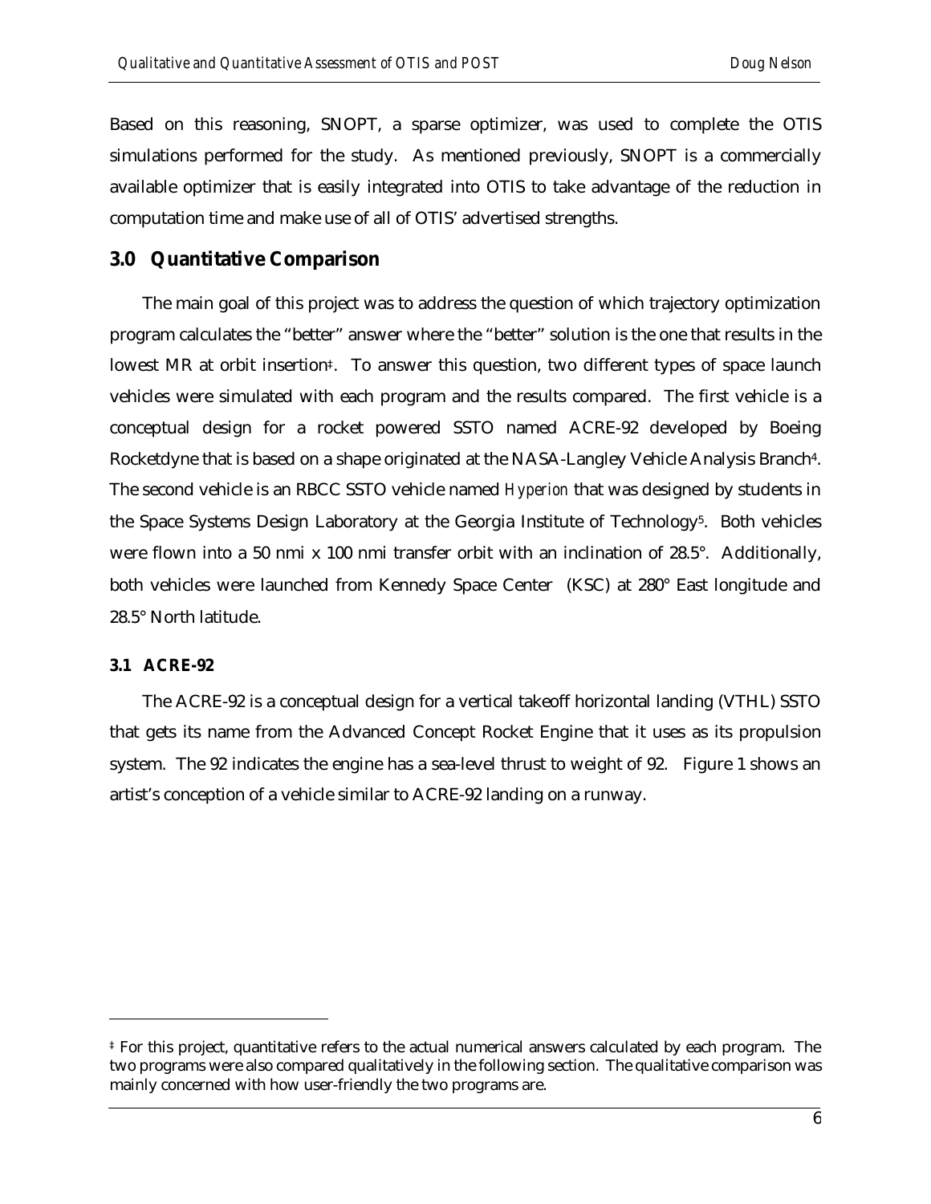Based on this reasoning, SNOPT, a sparse optimizer, was used to complete the OTIS simulations performed for the study. As mentioned previously, SNOPT is a commercially available optimizer that is easily integrated into OTIS to take advantage of the reduction in computation time and make use of all of OTIS' advertised strengths.

## 3.0 Quantitative Comparison

The main goal of this project was to address the question of which trajectory optimization program calculates the "better" answer where the "better" solution is the one that results in the lowest MR at orbit insertion[‡]. To answer this question, two different types of space launch vehicles were simulated with each program and the results compared. The first vehicle is a conceptual design for a rocket powered SSTO named ACRE-92 developed by Boeing Rocketdyne that is based on a shape originated at the NASA-Langley Vehicle Analysis Branch[4]. The second vehicle is an RBCC SSTO vehicle named *Hyperion* that was designed by students in the Space Systems Design Laboratory at the Georgia Institute of Technology[5]. Both vehicles were flown into a 50 nmi x 100 nmi transfer orbit with an inclination of 28.5°. Additionally, both vehicles were launched from Kennedy Space Center (KSC) at 280° East longitude and 28.5° North latitude.

### 3.1 ACRE-92

The ACRE-92 is a conceptual design for a vertical takeoff horizontal landing (VTHL) SSTO that gets its name from the Advanced Concept Rocket Engine that it uses as its propulsion system. The 92 indicates the engine has a sea-level thrust to weight of 92. Figure 1 shows an artist's conception of a vehicle similar to ACRE-92 landing on a runway.

---

[‡] For this project, quantitative refers to the actual numerical answers calculated by each program. The two programs were also compared qualitatively in the following section. The qualitative comparison was mainly concerned with how user-friendly the two programs are.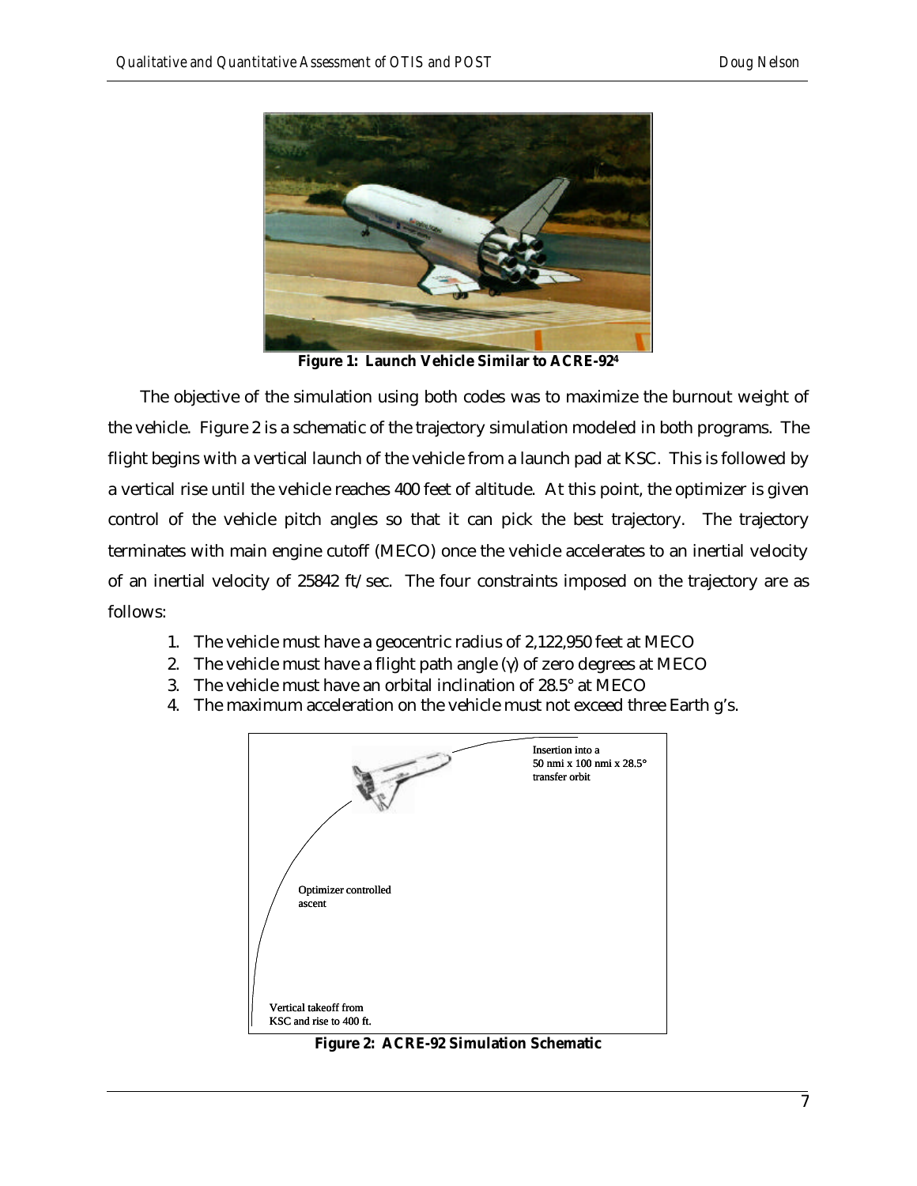Figure 1: Launch Vehicle Similar to ACRE-92[4]

The objective of the simulation using both codes was to maximize the burnout weight of the vehicle. Figure 2 is a schematic of the trajectory simulation modeled in both programs. The flight begins with a vertical launch of the vehicle from a launch pad at KSC. This is followed by a vertical rise until the vehicle reaches 400 feet of altitude. At this point, the optimizer is given control of the vehicle pitch angles so that it can pick the best trajectory. The trajectory terminates with main engine cutoff (MECO) once the vehicle accelerates to an inertial velocity of an inertial velocity of 25842 ft/sec. The four constraints imposed on the trajectory are as follows:

1. The vehicle must have a geocentric radius of 2,122,950 feet at MECO
2. The vehicle must have a flight path angle ($\gamma$) of zero degrees at MECO
3. The vehicle must have an orbital inclination of 28.5° at MECO
4. The maximum acceleration on the vehicle must not exceed three Earth g's.

Insertion into a 50 nmi x 100 nmi x 28.5° transfer orbit

Optimizer controlled ascent

Vertical takeoff from KSC and rise to 400 ft.

Figure 2: ACRE-92 Simulation Schematic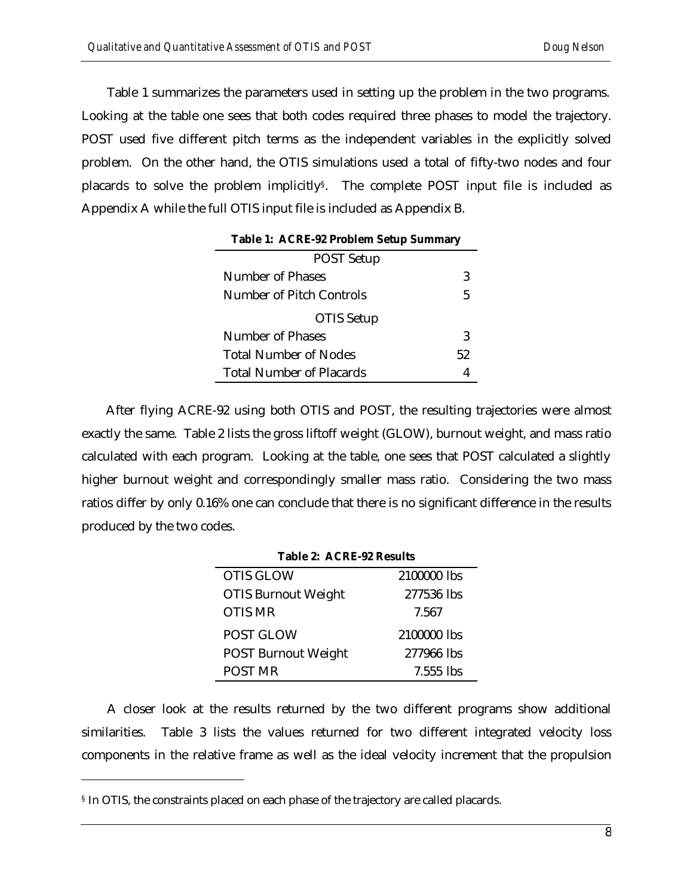Table 1 summarizes the parameters used in setting up the problem in the two programs. Looking at the table one sees that both codes required three phases to model the trajectory. POST used five different pitch terms as the independent variables in the explicitly solved problem. On the other hand, the OTIS simulations used a total of fifty-two nodes and four placards to solve the problem implicitly[§]. The complete POST input file is included as Appendix A while the full OTIS input file is included as Appendix B.

**Table 1: ACRE-92 Problem Setup Summary**

| POST Setup | |
|---|---|
| Number of Phases | 3 |
| Number of Pitch Controls | 5 |
| **OTIS Setup** | |
| Number of Phases | 3 |
| Total Number of Nodes | 52 |
| Total Number of Placards | 4 |

After flying ACRE-92 using both OTIS and POST, the resulting trajectories were almost exactly the same. Table 2 lists the gross liftoff weight (GLOW), burnout weight, and mass ratio calculated with each program. Looking at the table, one sees that POST calculated a slightly higher burnout weight and correspondingly smaller mass ratio. Considering the two mass ratios differ by only 0.16% one can conclude that there is no significant difference in the results produced by the two codes.

**Table 2: ACRE-92 Results**

| | |
|---|---|
| OTIS GLOW | 2100000 lbs |
| OTIS Burnout Weight | 277536 lbs |
| OTIS MR | 7.567 |
| POST GLOW | 2100000 lbs |
| POST Burnout Weight | 277966 lbs |
| POST MR | 7.555 lbs |

A closer look at the results returned by the two different programs show additional similarities. Table 3 lists the values returned for two different integrated velocity loss components in the relative frame as well as the ideal velocity increment that the propulsion

[§] In OTIS, the constraints placed on each phase of the trajectory are called placards.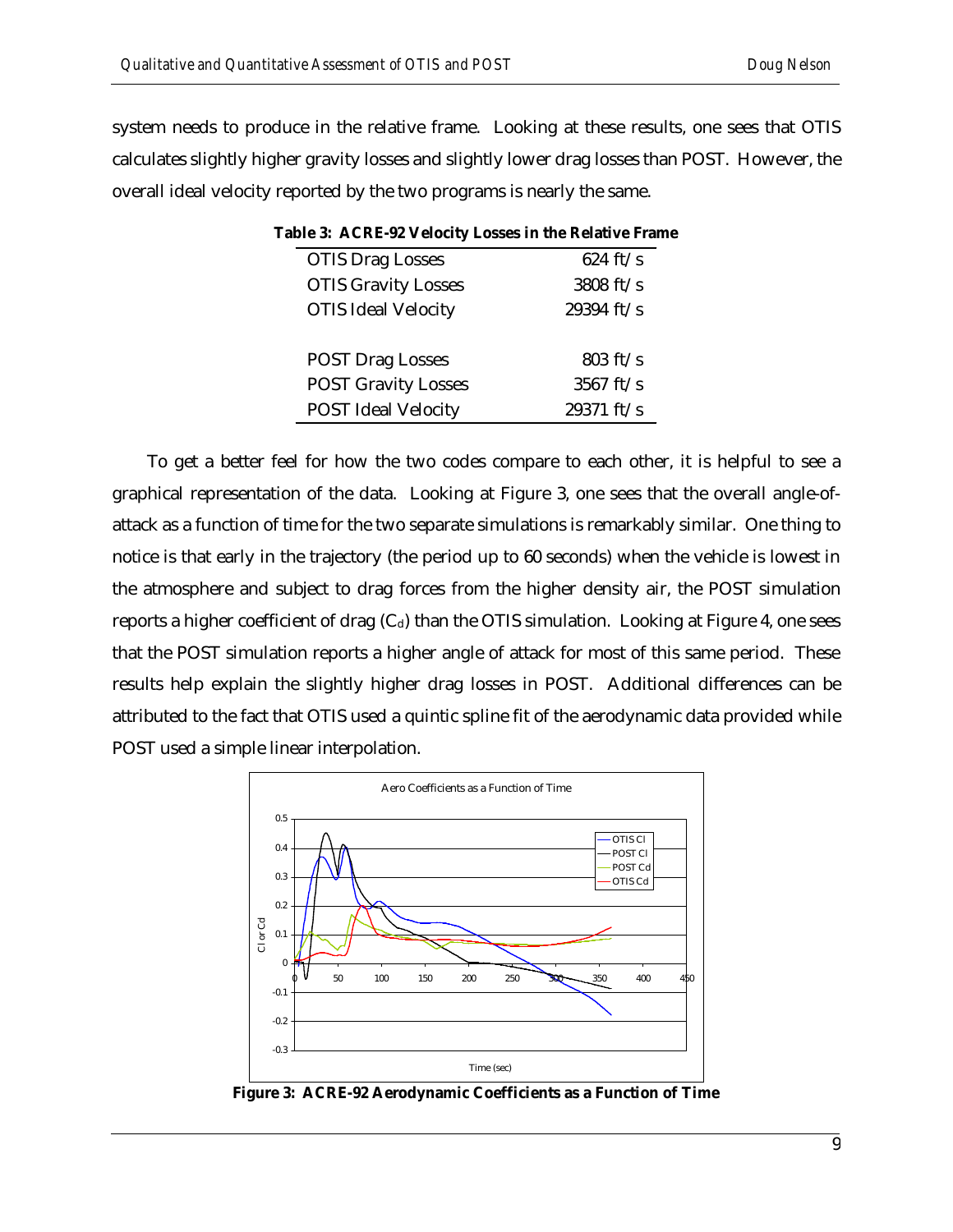system needs to produce in the relative frame. Looking at these results, one sees that OTIS calculates slightly higher gravity losses and slightly lower drag losses than POST. However, the overall ideal velocity reported by the two programs is nearly the same.

**Table 3: ACRE-92 Velocity Losses in the Relative Frame**

| | |
|---|---|
| OTIS Drag Losses | 624 ft/s |
| OTIS Gravity Losses | 3808 ft/s |
| OTIS Ideal Velocity | 29394 ft/s |
| | |
| POST Drag Losses | 803 ft/s |
| POST Gravity Losses | 3567 ft/s |
| POST Ideal Velocity | 29371 ft/s |

To get a better feel for how the two codes compare to each other, it is helpful to see a graphical representation of the data. Looking at Figure 3, one sees that the overall angle-of-attack as a function of time for the two separate simulations is remarkably similar. One thing to notice is that early in the trajectory (the period up to 60 seconds) when the vehicle is lowest in the atmosphere and subject to drag forces from the higher density air, the POST simulation reports a higher coefficient of drag ($C_d$) than the OTIS simulation. Looking at Figure 4, one sees that the POST simulation reports a higher angle of attack for most of this same period. These results help explain the slightly higher drag losses in POST. Additional differences can be attributed to the fact that OTIS used a quintic spline fit of the aerodynamic data provided while POST used a simple linear interpolation.

**Figure 3: ACRE-92 Aerodynamic Coefficients as a Function of Time**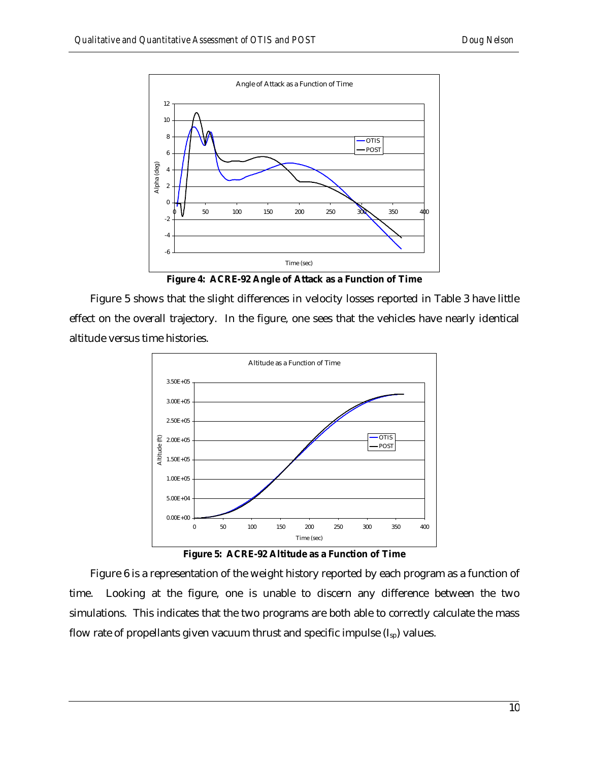Figure 4: ACRE-92 Angle of Attack as a Function of Time

Figure 5 shows that the slight differences in velocity losses reported in Table 3 have little effect on the overall trajectory. In the figure, one sees that the vehicles have nearly identical altitude versus time histories.

Figure 5: ACRE-92 Altitude as a Function of Time

Figure 6 is a representation of the weight history reported by each program as a function of time. Looking at the figure, one is unable to discern any difference between the two simulations. This indicates that the two programs are both able to correctly calculate the mass flow rate of propellants given vacuum thrust and specific impulse ($I_{sp}$) values.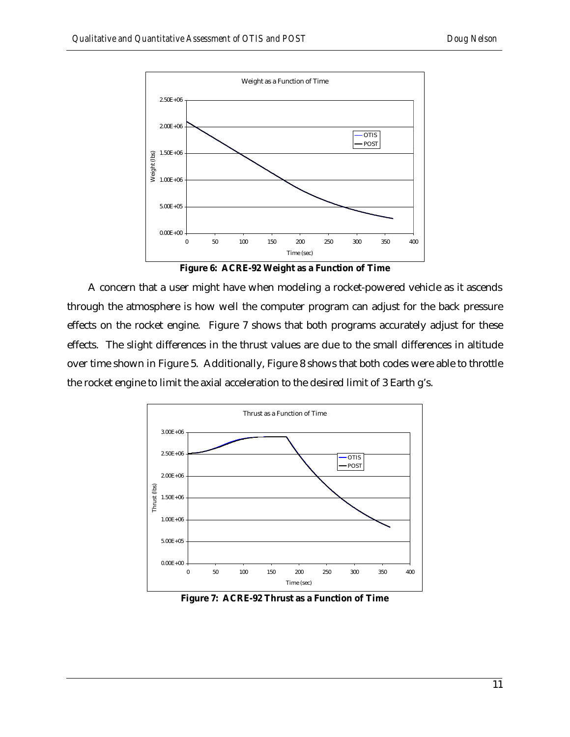**Figure 6: ACRE-92 Weight as a Function of Time**

A concern that a user might have when modeling a rocket-powered vehicle as it ascends through the atmosphere is how well the computer program can adjust for the back pressure effects on the rocket engine. Figure 7 shows that both programs accurately adjust for these effects. The slight differences in the thrust values are due to the small differences in altitude over time shown in Figure 5. Additionally, Figure 8 shows that both codes were able to throttle the rocket engine to limit the axial acceleration to the desired limit of 3 Earth g's.

**Figure 7: ACRE-92 Thrust as a Function of Time**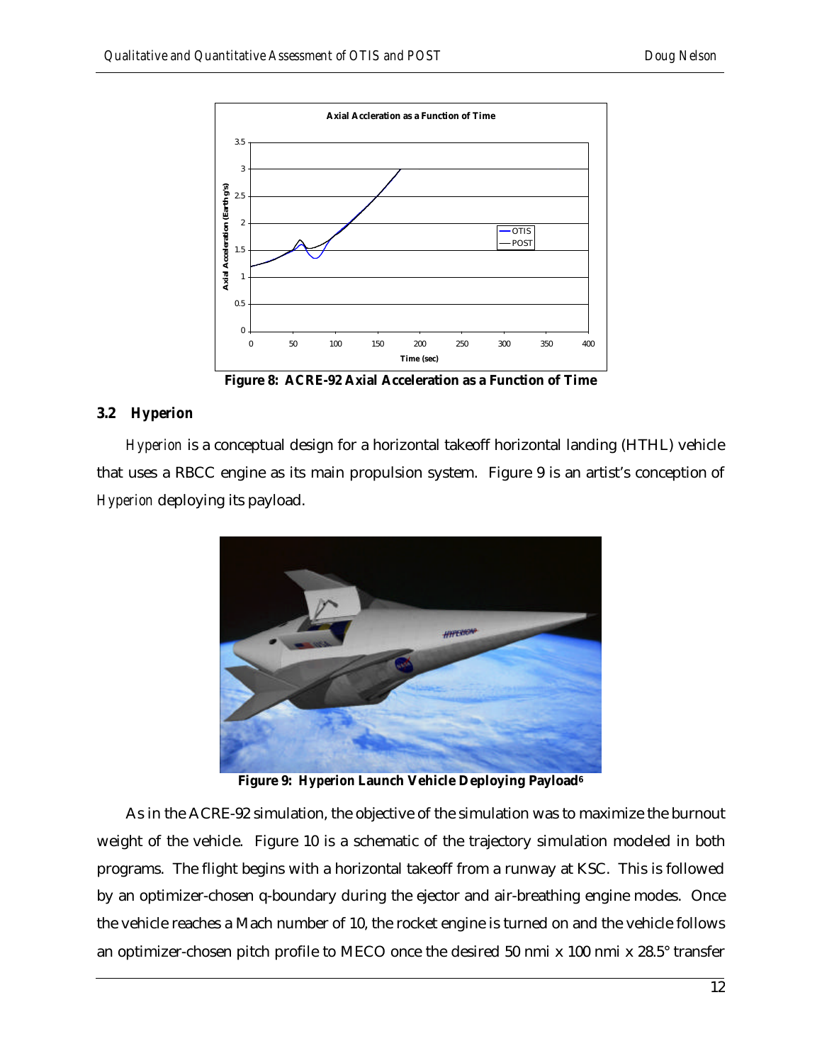Figure 8: ACRE-92 Axial Acceleration as a Function of Time

### 3.2 Hyperion

*Hyperion* is a conceptual design for a horizontal takeoff horizontal landing (HTHL) vehicle that uses a RBCC engine as its main propulsion system. Figure 9 is an artist's conception of *Hyperion* deploying its payload.

Figure 9: *Hyperion* Launch Vehicle Deploying Payload[6]

As in the ACRE-92 simulation, the objective of the simulation was to maximize the burnout weight of the vehicle. Figure 10 is a schematic of the trajectory simulation modeled in both programs. The flight begins with a horizontal takeoff from a runway at KSC. This is followed by an optimizer-chosen q-boundary during the ejector and air-breathing engine modes. Once the vehicle reaches a Mach number of 10, the rocket engine is turned on and the vehicle follows an optimizer-chosen pitch profile to MECO once the desired 50 nmi x 100 nmi x 28.5° transfer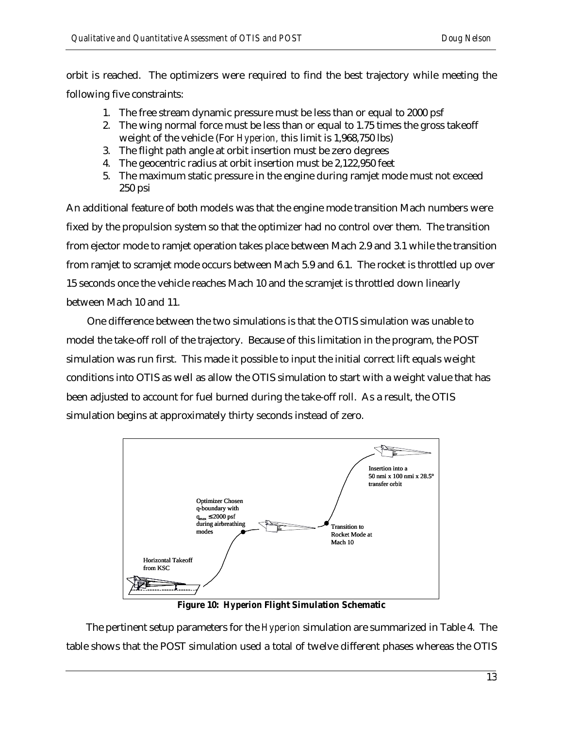orbit is reached. The optimizers were required to find the best trajectory while meeting the following five constraints:

1. The free stream dynamic pressure must be less than or equal to 2000 psf
2. The wing normal force must be less than or equal to 1.75 times the gross takeoff weight of the vehicle (For *Hyperion*, this limit is 1,968,750 lbs)
3. The flight path angle at orbit insertion must be zero degrees
4. The geocentric radius at orbit insertion must be 2,122,950 feet
5. The maximum static pressure in the engine during ramjet mode must not exceed 250 psi

An additional feature of both models was that the engine mode transition Mach numbers were fixed by the propulsion system so that the optimizer had no control over them. The transition from ejector mode to ramjet operation takes place between Mach 2.9 and 3.1 while the transition from ramjet to scramjet mode occurs between Mach 5.9 and 6.1. The rocket is throttled up over 15 seconds once the vehicle reaches Mach 10 and the scramjet is throttled down linearly between Mach 10 and 11.

One difference between the two simulations is that the OTIS simulation was unable to model the take-off roll of the trajectory. Because of this limitation in the program, the POST simulation was run first. This made it possible to input the initial correct lift equals weight conditions into OTIS as well as allow the OTIS simulation to start with a weight value that has been adjusted to account for fuel burned during the take-off roll. As a result, the OTIS simulation begins at approximately thirty seconds instead of zero.

Horizontal Takeoff from KSC

Optimizer Chosen q-boundary with $q_{max} \leq 2000$ psf during airbreathing modes

Transition to Rocket Mode at Mach 10

Insertion into a 50 nmi x 100 nmi x 28.5° transfer orbit

**Figure 10: Hyperion Flight Simulation Schematic**

The pertinent setup parameters for the *Hyperion* simulation are summarized in Table 4. The table shows that the POST simulation used a total of twelve different phases whereas the OTIS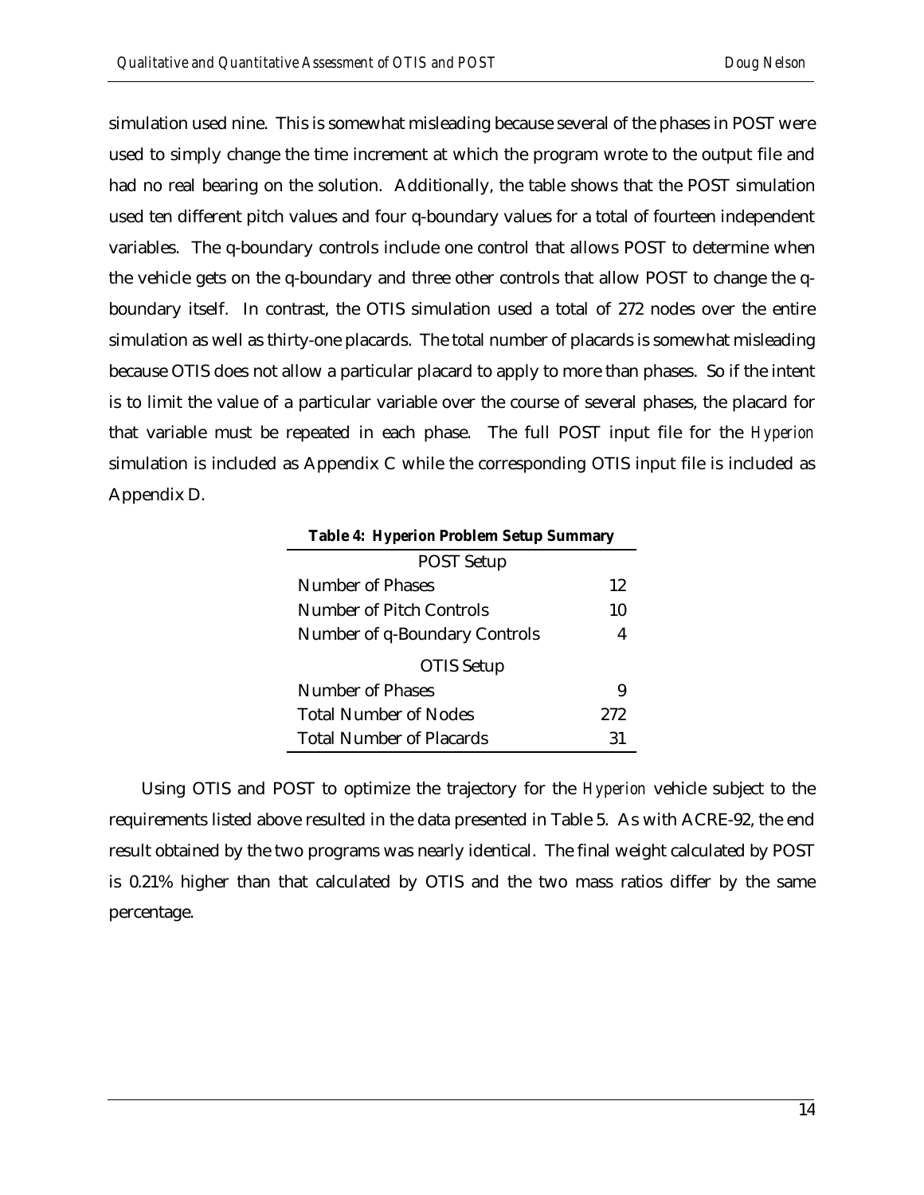simulation used nine. This is somewhat misleading because several of the phases in POST were used to simply change the time increment at which the program wrote to the output file and had no real bearing on the solution. Additionally, the table shows that the POST simulation used ten different pitch values and four q-boundary values for a total of fourteen independent variables. The q-boundary controls include one control that allows POST to determine when the vehicle gets on the q-boundary and three other controls that allow POST to change the q-boundary itself. In contrast, the OTIS simulation used a total of 272 nodes over the entire simulation as well as thirty-one placards. The total number of placards is somewhat misleading because OTIS does not allow a particular placard to apply to more than phases. So if the intent is to limit the value of a particular variable over the course of several phases, the placard for that variable must be repeated in each phase. The full POST input file for the *Hyperion* simulation is included as Appendix C while the corresponding OTIS input file is included as Appendix D.

**Table 4: Hyperion Problem Setup Summary**

| POST Setup | |
|---|---|
| Number of Phases | 12 |
| Number of Pitch Controls | 10 |
| Number of q-Boundary Controls | 4 |
| **OTIS Setup** | |
| Number of Phases | 9 |
| Total Number of Nodes | 272 |
| Total Number of Placards | 31 |

Using OTIS and POST to optimize the trajectory for the *Hyperion* vehicle subject to the requirements listed above resulted in the data presented in Table 5. As with ACRE-92, the end result obtained by the two programs was nearly identical. The final weight calculated by POST is 0.21% higher than that calculated by OTIS and the two mass ratios differ by the same percentage.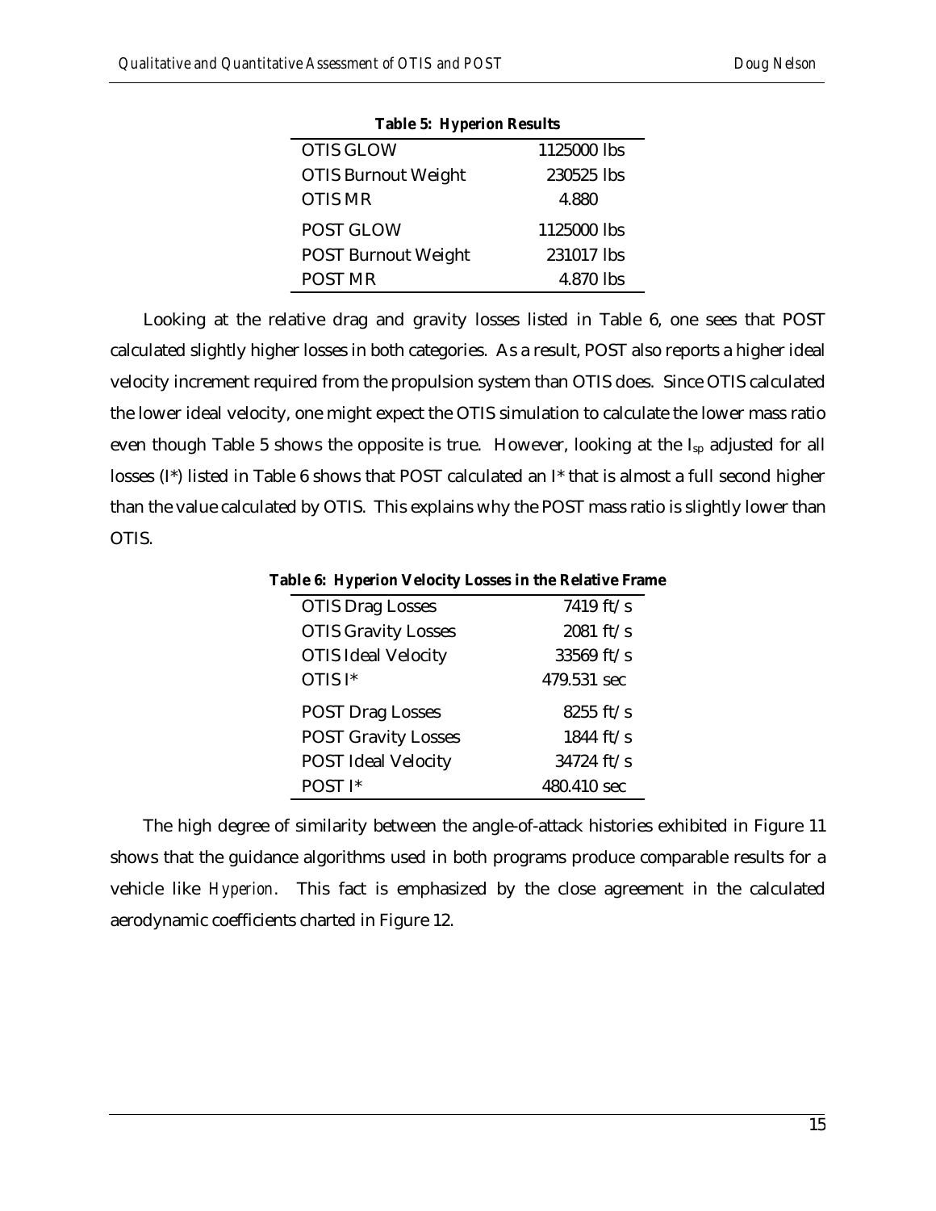**Table 5: *Hyperion* Results**

| | |
|---|---|
| OTIS GLOW | 1125000 lbs |
| OTIS Burnout Weight | 230525 lbs |
| OTIS MR | 4.880 |
| POST GLOW | 1125000 lbs |
| POST Burnout Weight | 231017 lbs |
| POST MR | 4.870 lbs |

Looking at the relative drag and gravity losses listed in Table 6, one sees that POST calculated slightly higher losses in both categories. As a result, POST also reports a higher ideal velocity increment required from the propulsion system than OTIS does. Since OTIS calculated the lower ideal velocity, one might expect the OTIS simulation to calculate the lower mass ratio even though Table 5 shows the opposite is true. However, looking at the $I_{sp}$ adjusted for all losses (I*) listed in Table 6 shows that POST calculated an I* that is almost a full second higher than the value calculated by OTIS. This explains why the POST mass ratio is slightly lower than OTIS.

**Table 6: *Hyperion* Velocity Losses in the Relative Frame**

| | |
|---|---|
| OTIS Drag Losses | 7419 ft/s |
| OTIS Gravity Losses | 2081 ft/s |
| OTIS Ideal Velocity | 33569 ft/s |
| OTIS I* | 479.531 sec |
| POST Drag Losses | 8255 ft/s |
| POST Gravity Losses | 1844 ft/s |
| POST Ideal Velocity | 34724 ft/s |
| POST I* | 480.410 sec |

The high degree of similarity between the angle-of-attack histories exhibited in Figure 11 shows that the guidance algorithms used in both programs produce comparable results for a vehicle like *Hyperion*. This fact is emphasized by the close agreement in the calculated aerodynamic coefficients charted in Figure 12.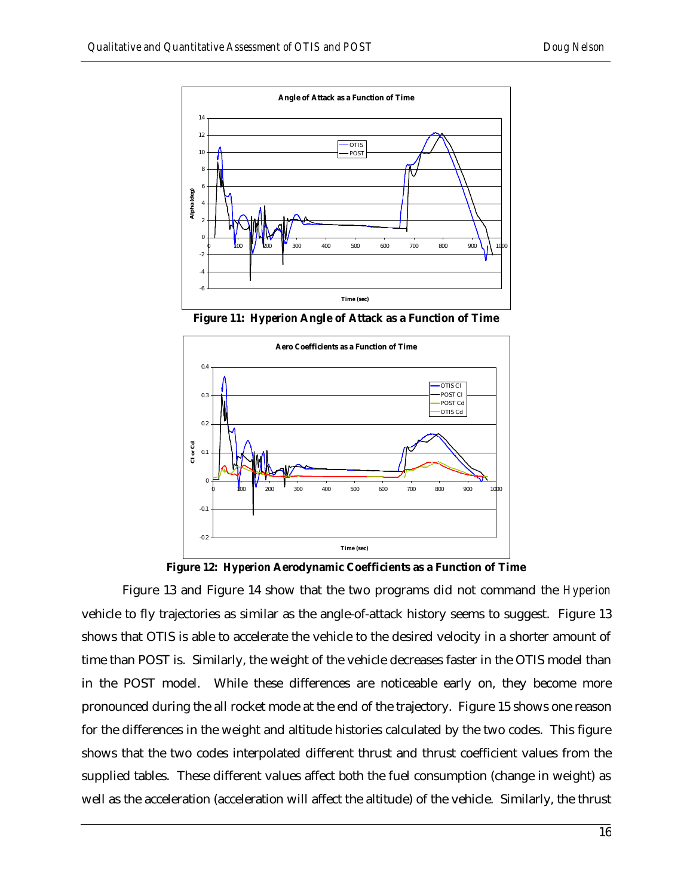**Figure 11: Hyperion Angle of Attack as a Function of Time**

**Figure 12: Hyperion Aerodynamic Coefficients as a Function of Time**

Figure 13 and Figure 14 show that the two programs did not command the *Hyperion* vehicle to fly trajectories as similar as the angle-of-attack history seems to suggest. Figure 13 shows that OTIS is able to accelerate the vehicle to the desired velocity in a shorter amount of time than POST is. Similarly, the weight of the vehicle decreases faster in the OTIS model than in the POST model. While these differences are noticeable early on, they become more pronounced during the all rocket mode at the end of the trajectory. Figure 15 shows one reason for the differences in the weight and altitude histories calculated by the two codes. This figure shows that the two codes interpolated different thrust and thrust coefficient values from the supplied tables. These different values affect both the fuel consumption (change in weight) as well as the acceleration (acceleration will affect the altitude) of the vehicle. Similarly, the thrust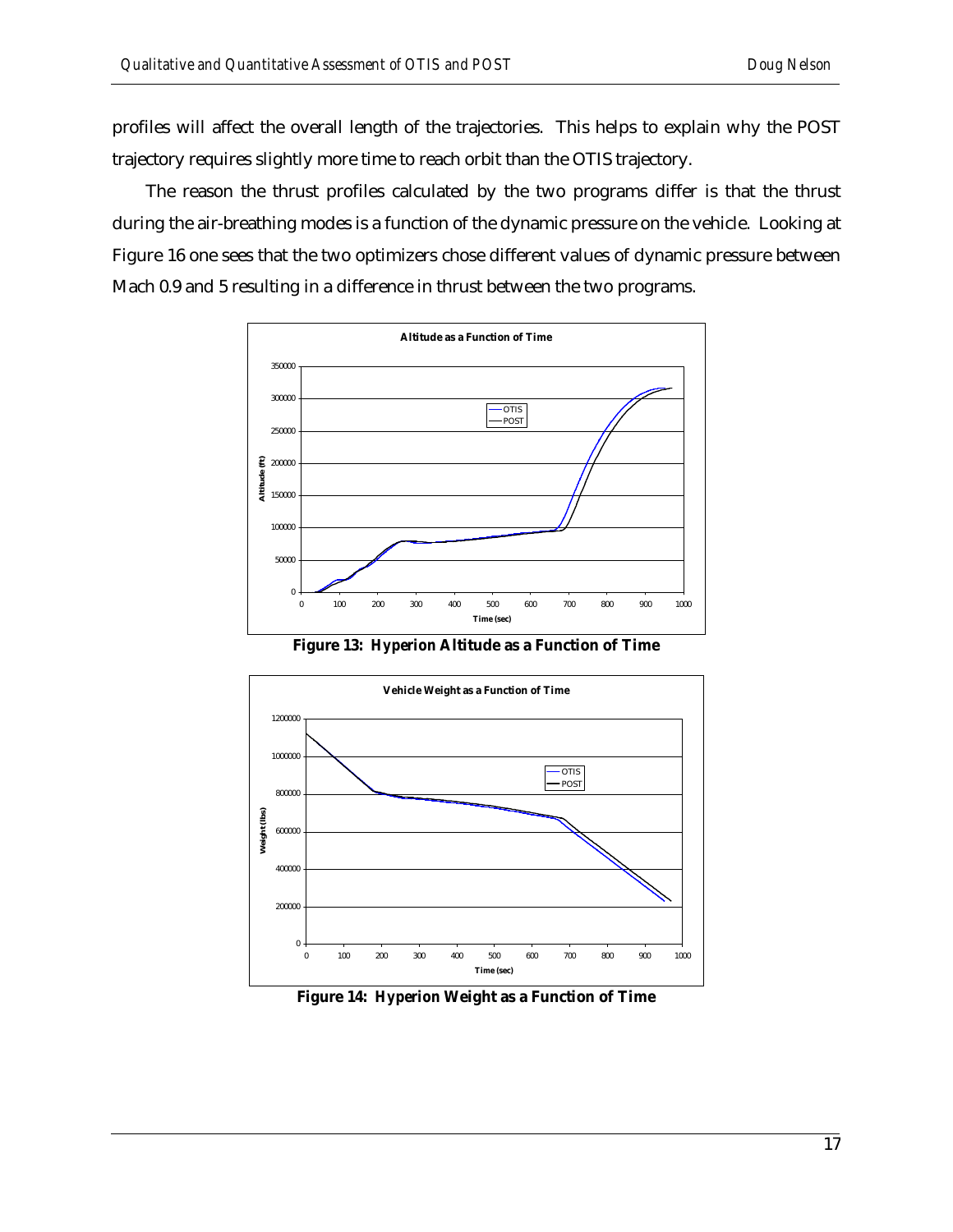profiles will affect the overall length of the trajectories. This helps to explain why the POST trajectory requires slightly more time to reach orbit than the OTIS trajectory.

The reason the thrust profiles calculated by the two programs differ is that the thrust during the air-breathing modes is a function of the dynamic pressure on the vehicle. Looking at Figure 16 one sees that the two optimizers chose different values of dynamic pressure between Mach 0.9 and 5 resulting in a difference in thrust between the two programs.

**Figure 13: Hyperion Altitude as a Function of Time**

**Figure 14: Hyperion Weight as a Function of Time**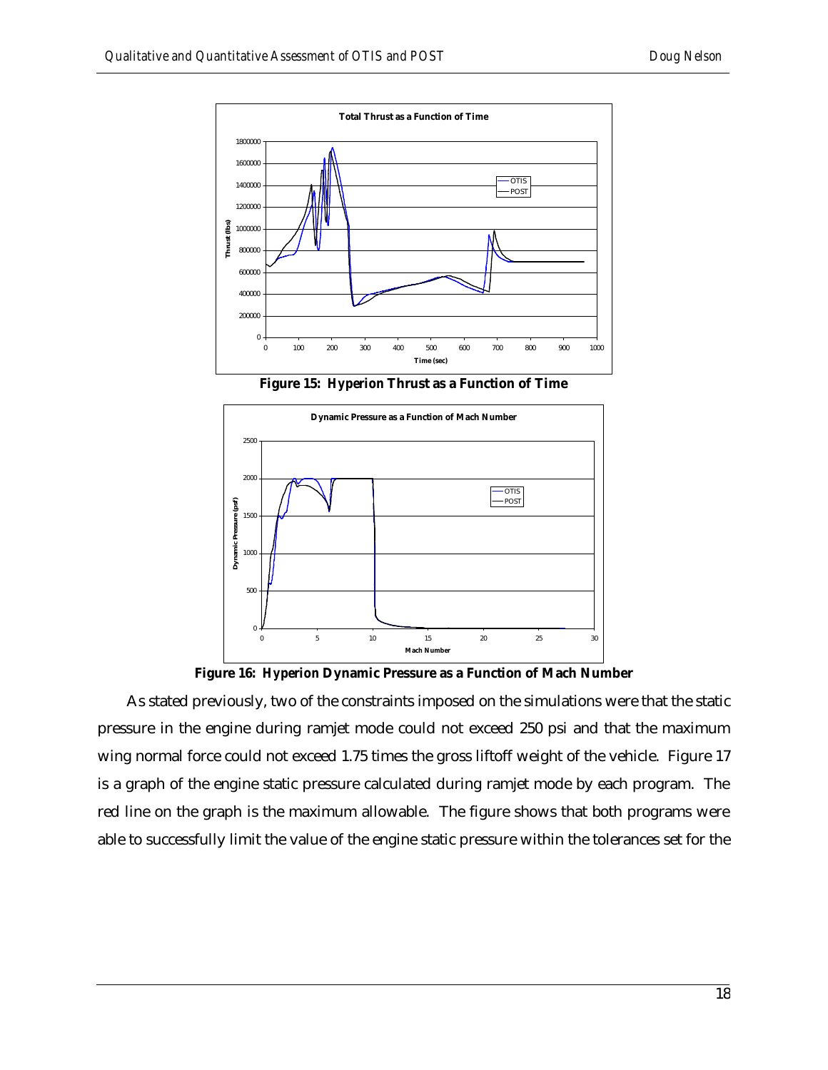**Figure 15: *Hyperion* Thrust as a Function of Time**

**Figure 16: *Hyperion* Dynamic Pressure as a Function of Mach Number**

As stated previously, two of the constraints imposed on the simulations were that the static pressure in the engine during ramjet mode could not exceed 250 psi and that the maximum wing normal force could not exceed 1.75 times the gross liftoff weight of the vehicle. Figure 17 is a graph of the engine static pressure calculated during ramjet mode by each program. The red line on the graph is the maximum allowable. The figure shows that both programs were able to successfully limit the value of the engine static pressure within the tolerances set for the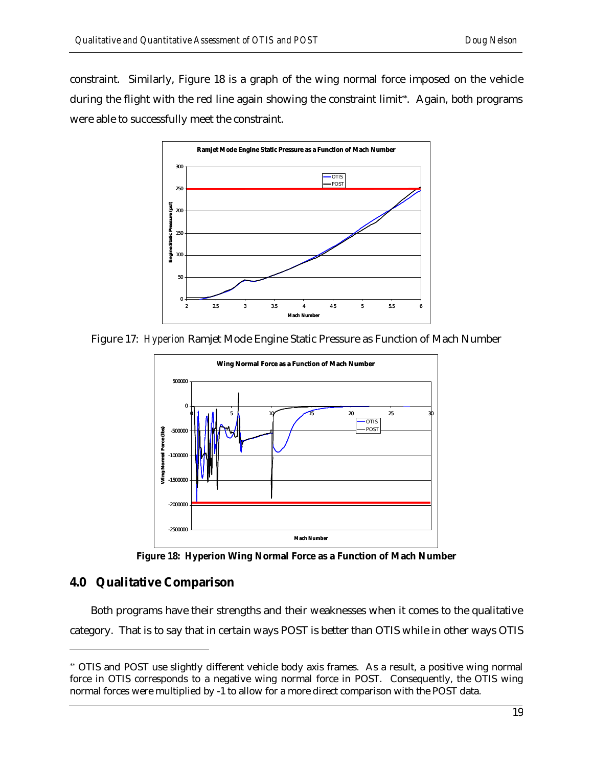constraint. Similarly, Figure 18 is a graph of the wing normal force imposed on the vehicle during the flight with the red line again showing the constraint limit[**]. Again, both programs were able to successfully meet the constraint.

Figure 17: *Hyperion* Ramjet Mode Engine Static Pressure as Function of Mach Number

**Figure 18: *Hyperion* Wing Normal Force as a Function of Mach Number**

## 4.0 Qualitative Comparison

Both programs have their strengths and their weaknesses when it comes to the qualitative category. That is to say that in certain ways POST is better than OTIS while in other ways OTIS

---

[**] OTIS and POST use slightly different vehicle body axis frames. As a result, a positive wing normal force in OTIS corresponds to a negative wing normal force in POST. Consequently, the OTIS wing normal forces were multiplied by -1 to allow for a more direct comparison with the POST data.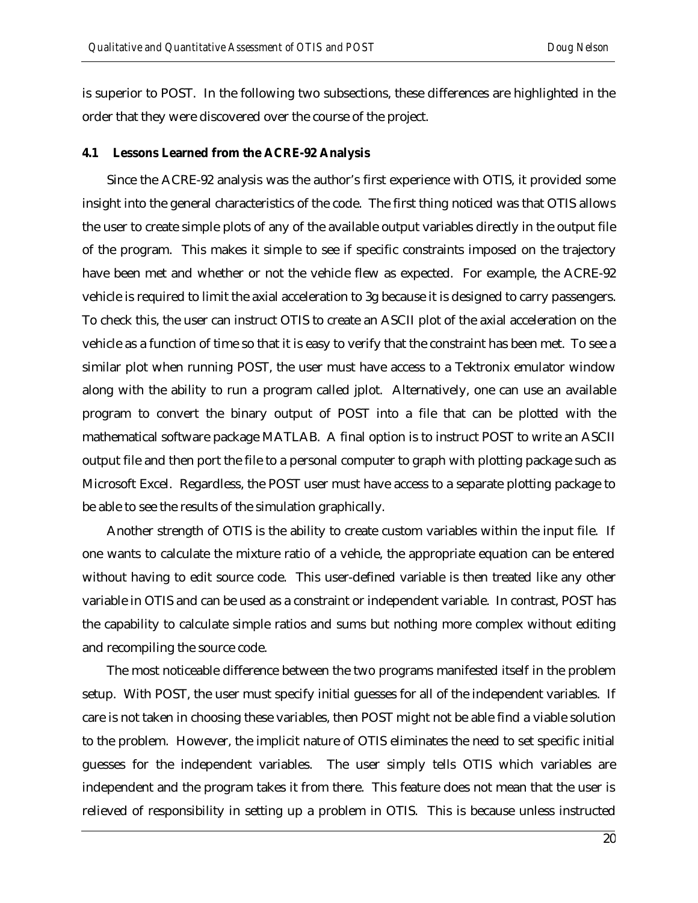is superior to POST. In the following two subsections, these differences are highlighted in the order that they were discovered over the course of the project.

### 4.1 Lessons Learned from the ACRE-92 Analysis

Since the ACRE-92 analysis was the author's first experience with OTIS, it provided some insight into the general characteristics of the code. The first thing noticed was that OTIS allows the user to create simple plots of any of the available output variables directly in the output file of the program. This makes it simple to see if specific constraints imposed on the trajectory have been met and whether or not the vehicle flew as expected. For example, the ACRE-92 vehicle is required to limit the axial acceleration to 3g because it is designed to carry passengers. To check this, the user can instruct OTIS to create an ASCII plot of the axial acceleration on the vehicle as a function of time so that it is easy to verify that the constraint has been met. To see a similar plot when running POST, the user must have access to a Tektronix emulator window along with the ability to run a program called jplot. Alternatively, one can use an available program to convert the binary output of POST into a file that can be plotted with the mathematical software package MATLAB. A final option is to instruct POST to write an ASCII output file and then port the file to a personal computer to graph with plotting package such as Microsoft Excel. Regardless, the POST user must have access to a separate plotting package to be able to see the results of the simulation graphically.

Another strength of OTIS is the ability to create custom variables within the input file. If one wants to calculate the mixture ratio of a vehicle, the appropriate equation can be entered without having to edit source code. This user-defined variable is then treated like any other variable in OTIS and can be used as a constraint or independent variable. In contrast, POST has the capability to calculate simple ratios and sums but nothing more complex without editing and recompiling the source code.

The most noticeable difference between the two programs manifested itself in the problem setup. With POST, the user must specify initial guesses for all of the independent variables. If care is not taken in choosing these variables, then POST might not be able find a viable solution to the problem. However, the implicit nature of OTIS eliminates the need to set specific initial guesses for the independent variables. The user simply tells OTIS which variables are independent and the program takes it from there. This feature does not mean that the user is relieved of responsibility in setting up a problem in OTIS. This is because unless instructed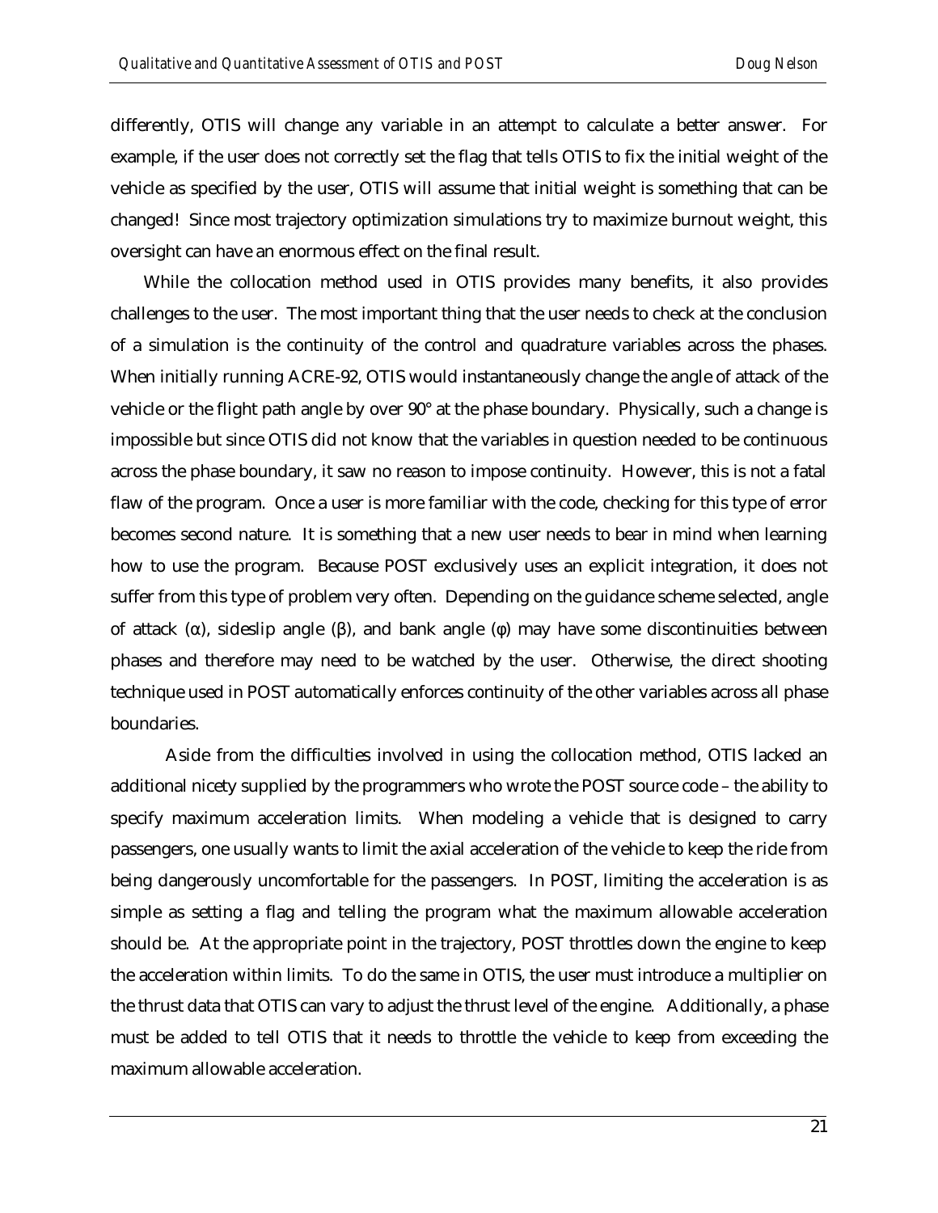differently, OTIS will change any variable in an attempt to calculate a better answer. For example, if the user does not correctly set the flag that tells OTIS to fix the initial weight of the vehicle as specified by the user, OTIS will assume that initial weight is something that can be changed! Since most trajectory optimization simulations try to maximize burnout weight, this oversight can have an enormous effect on the final result.

While the collocation method used in OTIS provides many benefits, it also provides challenges to the user. The most important thing that the user needs to check at the conclusion of a simulation is the continuity of the control and quadrature variables across the phases. When initially running ACRE-92, OTIS would instantaneously change the angle of attack of the vehicle or the flight path angle by over 90° at the phase boundary. Physically, such a change is impossible but since OTIS did not know that the variables in question needed to be continuous across the phase boundary, it saw no reason to impose continuity. However, this is not a fatal flaw of the program. Once a user is more familiar with the code, checking for this type of error becomes second nature. It is something that a new user needs to bear in mind when learning how to use the program. Because POST exclusively uses an explicit integration, it does not suffer from this type of problem very often. Depending on the guidance scheme selected, angle of attack ($\alpha$), sideslip angle ($\beta$), and bank angle ($\phi$) may have some discontinuities between phases and therefore may need to be watched by the user. Otherwise, the direct shooting technique used in POST automatically enforces continuity of the other variables across all phase boundaries.

Aside from the difficulties involved in using the collocation method, OTIS lacked an additional nicety supplied by the programmers who wrote the POST source code – the ability to specify maximum acceleration limits. When modeling a vehicle that is designed to carry passengers, one usually wants to limit the axial acceleration of the vehicle to keep the ride from being dangerously uncomfortable for the passengers. In POST, limiting the acceleration is as simple as setting a flag and telling the program what the maximum allowable acceleration should be. At the appropriate point in the trajectory, POST throttles down the engine to keep the acceleration within limits. To do the same in OTIS, the user must introduce a multiplier on the thrust data that OTIS can vary to adjust the thrust level of the engine. Additionally, a phase must be added to tell OTIS that it needs to throttle the vehicle to keep from exceeding the maximum allowable acceleration.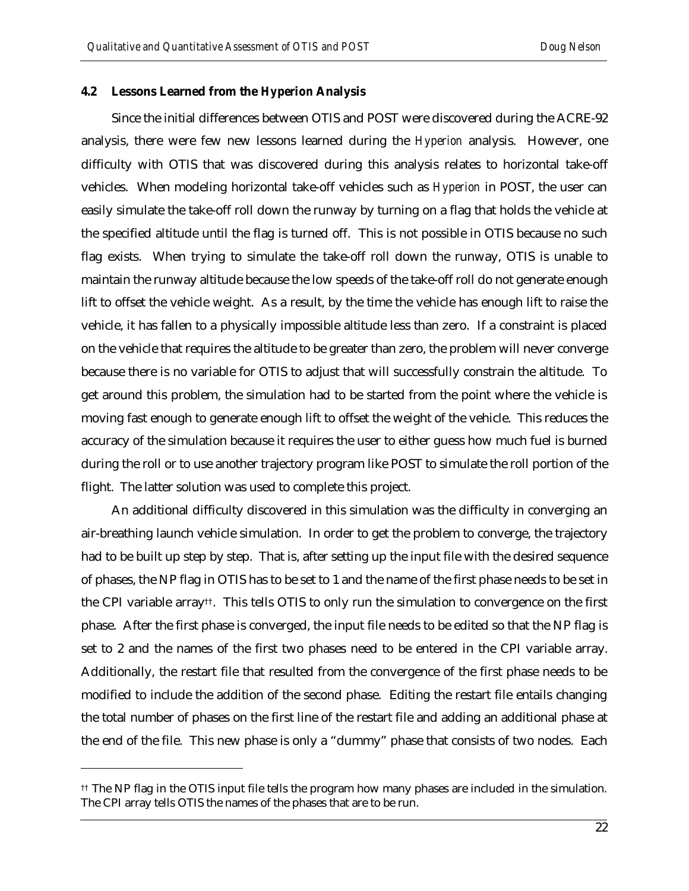### 4.2 Lessons Learned from the *Hyperion* Analysis

Since the initial differences between OTIS and POST were discovered during the ACRE-92 analysis, there were few new lessons learned during the *Hyperion* analysis. However, one difficulty with OTIS that was discovered during this analysis relates to horizontal take-off vehicles. When modeling horizontal take-off vehicles such as *Hyperion* in POST, the user can easily simulate the take-off roll down the runway by turning on a flag that holds the vehicle at the specified altitude until the flag is turned off. This is not possible in OTIS because no such flag exists. When trying to simulate the take-off roll down the runway, OTIS is unable to maintain the runway altitude because the low speeds of the take-off roll do not generate enough lift to offset the vehicle weight. As a result, by the time the vehicle has enough lift to raise the vehicle, it has fallen to a physically impossible altitude less than zero. If a constraint is placed on the vehicle that requires the altitude to be greater than zero, the problem will never converge because there is no variable for OTIS to adjust that will successfully constrain the altitude. To get around this problem, the simulation had to be started from the point where the vehicle is moving fast enough to generate enough lift to offset the weight of the vehicle. This reduces the accuracy of the simulation because it requires the user to either guess how much fuel is burned during the roll or to use another trajectory program like POST to simulate the roll portion of the flight. The latter solution was used to complete this project.

An additional difficulty discovered in this simulation was the difficulty in converging an air-breathing launch vehicle simulation. In order to get the problem to converge, the trajectory had to be built up step by step. That is, after setting up the input file with the desired sequence of phases, the NP flag in OTIS has to be set to 1 and the name of the first phase needs to be set in the CPI variable array[††]. This tells OTIS to only run the simulation to convergence on the first phase. After the first phase is converged, the input file needs to be edited so that the NP flag is set to 2 and the names of the first two phases need to be entered in the CPI variable array. Additionally, the restart file that resulted from the convergence of the first phase needs to be modified to include the addition of the second phase. Editing the restart file entails changing the total number of phases on the first line of the restart file and adding an additional phase at the end of the file. This new phase is only a "dummy" phase that consists of two nodes. Each

---

[††] The NP flag in the OTIS input file tells the program how many phases are included in the simulation. The CPI array tells OTIS the names of the phases that are to be run.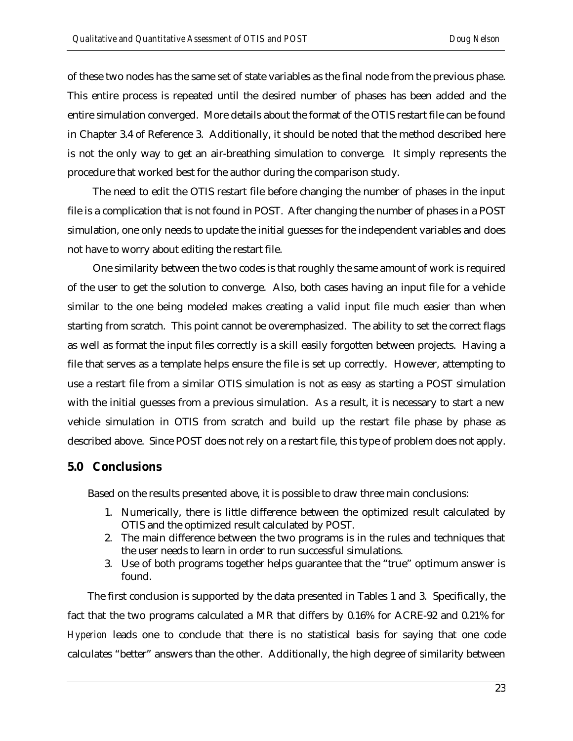of these two nodes has the same set of state variables as the final node from the previous phase. This entire process is repeated until the desired number of phases has been added and the entire simulation converged. More details about the format of the OTIS restart file can be found in Chapter 3.4 of Reference 3. Additionally, it should be noted that the method described here is not the only way to get an air-breathing simulation to converge. It simply represents the procedure that worked best for the author during the comparison study.

The need to edit the OTIS restart file before changing the number of phases in the input file is a complication that is not found in POST. After changing the number of phases in a POST simulation, one only needs to update the initial guesses for the independent variables and does not have to worry about editing the restart file.

One similarity between the two codes is that roughly the same amount of work is required of the user to get the solution to converge. Also, both cases having an input file for a vehicle similar to the one being modeled makes creating a valid input file much easier than when starting from scratch. This point cannot be overemphasized. The ability to set the correct flags as well as format the input files correctly is a skill easily forgotten between projects. Having a file that serves as a template helps ensure the file is set up correctly. However, attempting to use a restart file from a similar OTIS simulation is not as easy as starting a POST simulation with the initial guesses from a previous simulation. As a result, it is necessary to start a new vehicle simulation in OTIS from scratch and build up the restart file phase by phase as described above. Since POST does not rely on a restart file, this type of problem does not apply.

## 5.0 Conclusions

Based on the results presented above, it is possible to draw three main conclusions:

1. Numerically, there is little difference between the optimized result calculated by OTIS and the optimized result calculated by POST.
2. The main difference between the two programs is in the rules and techniques that the user needs to learn in order to run successful simulations.
3. Use of both programs together helps guarantee that the "true" optimum answer is found.

The first conclusion is supported by the data presented in Tables 1 and 3. Specifically, the fact that the two programs calculated a MR that differs by 0.16% for ACRE-92 and 0.21% for *Hyperion* leads one to conclude that there is no statistical basis for saying that one code calculates "better" answers than the other. Additionally, the high degree of similarity between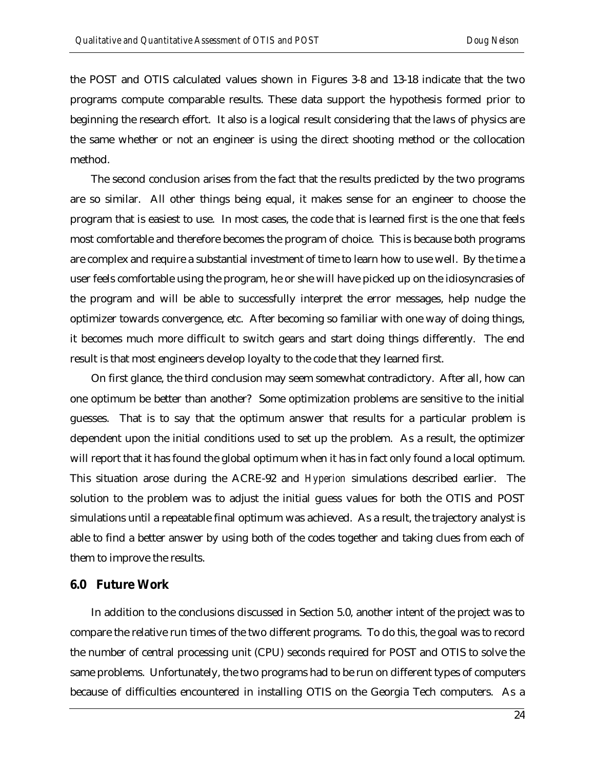the POST and OTIS calculated values shown in Figures 3-8 and 13-18 indicate that the two programs compute comparable results. These data support the hypothesis formed prior to beginning the research effort. It also is a logical result considering that the laws of physics are the same whether or not an engineer is using the direct shooting method or the collocation method.

The second conclusion arises from the fact that the results predicted by the two programs are so similar. All other things being equal, it makes sense for an engineer to choose the program that is easiest to use. In most cases, the code that is learned first is the one that feels most comfortable and therefore becomes the program of choice. This is because both programs are complex and require a substantial investment of time to learn how to use well. By the time a user feels comfortable using the program, he or she will have picked up on the idiosyncrasies of the program and will be able to successfully interpret the error messages, help nudge the optimizer towards convergence, etc. After becoming so familiar with one way of doing things, it becomes much more difficult to switch gears and start doing things differently. The end result is that most engineers develop loyalty to the code that they learned first.

On first glance, the third conclusion may seem somewhat contradictory. After all, how can one optimum be better than another? Some optimization problems are sensitive to the initial guesses. That is to say that the optimum answer that results for a particular problem is dependent upon the initial conditions used to set up the problem. As a result, the optimizer will report that it has found the global optimum when it has in fact only found a local optimum. This situation arose during the ACRE-92 and *Hyperion* simulations described earlier. The solution to the problem was to adjust the initial guess values for both the OTIS and POST simulations until a repeatable final optimum was achieved. As a result, the trajectory analyst is able to find a better answer by using both of the codes together and taking clues from each of them to improve the results.

## 6.0 Future Work

In addition to the conclusions discussed in Section 5.0, another intent of the project was to compare the relative run times of the two different programs. To do this, the goal was to record the number of central processing unit (CPU) seconds required for POST and OTIS to solve the same problems. Unfortunately, the two programs had to be run on different types of computers because of difficulties encountered in installing OTIS on the Georgia Tech computers. As a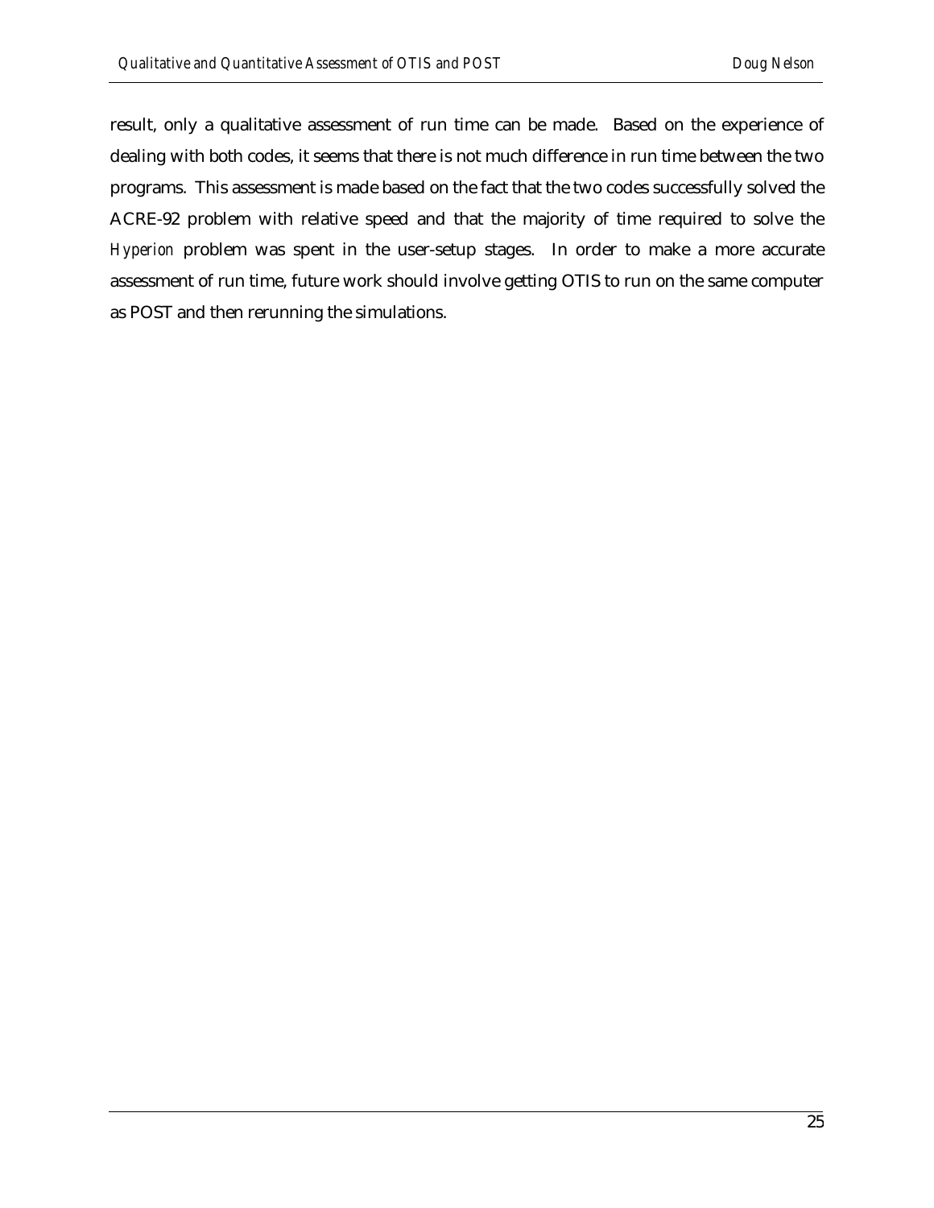result, only a qualitative assessment of run time can be made. Based on the experience of dealing with both codes, it seems that there is not much difference in run time between the two programs. This assessment is made based on the fact that the two codes successfully solved the ACRE-92 problem with relative speed and that the majority of time required to solve the *Hyperion* problem was spent in the user-setup stages. In order to make a more accurate assessment of run time, future work should involve getting OTIS to run on the same computer as POST and then rerunning the simulations.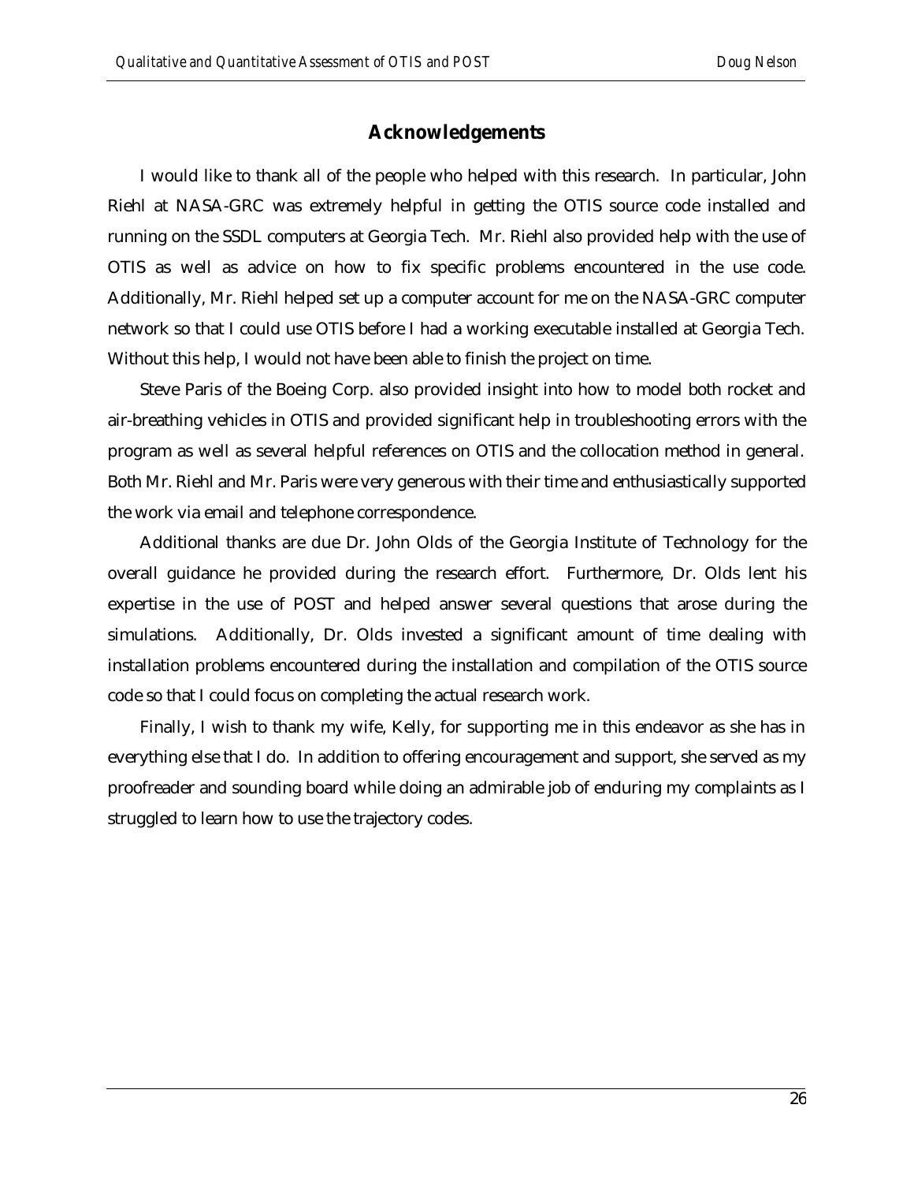## Acknowledgements

I would like to thank all of the people who helped with this research. In particular, John Riehl at NASA-GRC was extremely helpful in getting the OTIS source code installed and running on the SSDL computers at Georgia Tech. Mr. Riehl also provided help with the use of OTIS as well as advice on how to fix specific problems encountered in the use code. Additionally, Mr. Riehl helped set up a computer account for me on the NASA-GRC computer network so that I could use OTIS before I had a working executable installed at Georgia Tech. Without this help, I would not have been able to finish the project on time.

Steve Paris of the Boeing Corp. also provided insight into how to model both rocket and air-breathing vehicles in OTIS and provided significant help in troubleshooting errors with the program as well as several helpful references on OTIS and the collocation method in general. Both Mr. Riehl and Mr. Paris were very generous with their time and enthusiastically supported the work via email and telephone correspondence.

Additional thanks are due Dr. John Olds of the Georgia Institute of Technology for the overall guidance he provided during the research effort. Furthermore, Dr. Olds lent his expertise in the use of POST and helped answer several questions that arose during the simulations. Additionally, Dr. Olds invested a significant amount of time dealing with installation problems encountered during the installation and compilation of the OTIS source code so that I could focus on completing the actual research work.

Finally, I wish to thank my wife, Kelly, for supporting me in this endeavor as she has in everything else that I do. In addition to offering encouragement and support, she served as my proofreader and sounding board while doing an admirable job of enduring my complaints as I struggled to learn how to use the trajectory codes.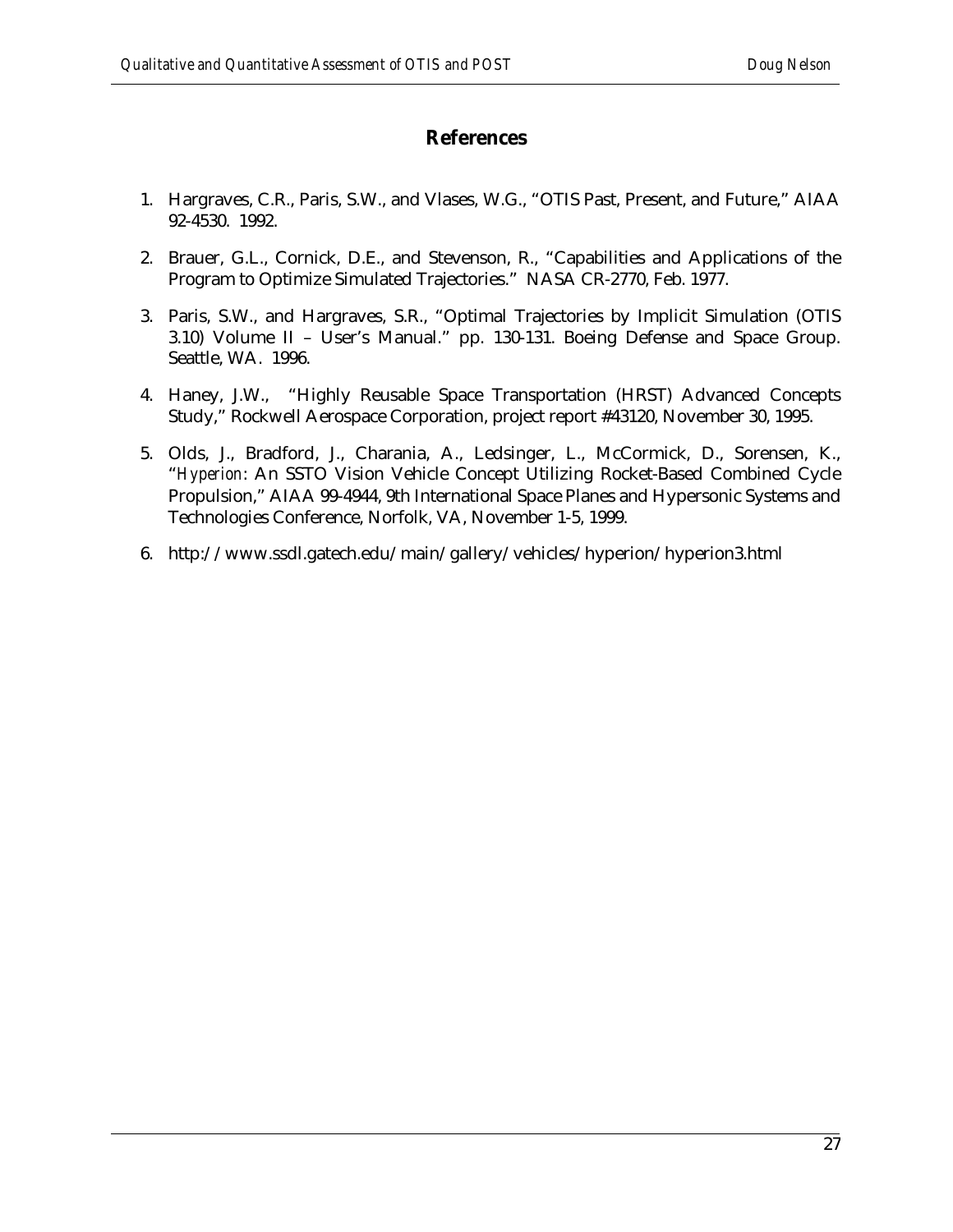## References

1. Hargraves, C.R., Paris, S.W., and Vlases, W.G., "OTIS Past, Present, and Future," AIAA 92-4530. 1992.

2. Brauer, G.L., Cornick, D.E., and Stevenson, R., "Capabilities and Applications of the Program to Optimize Simulated Trajectories." NASA CR-2770, Feb. 1977.

3. Paris, S.W., and Hargraves, S.R., "Optimal Trajectories by Implicit Simulation (OTIS 3.10) Volume II – User's Manual." pp. 130-131. Boeing Defense and Space Group. Seattle, WA. 1996.

4. Haney, J.W., "Highly Reusable Space Transportation (HRST) Advanced Concepts Study," Rockwell Aerospace Corporation, project report #43120, November 30, 1995.

5. Olds, J., Bradford, J., Charania, A., Ledsinger, L., McCormick, D., Sorensen, K., "*Hyperion*: An SSTO Vision Vehicle Concept Utilizing Rocket-Based Combined Cycle Propulsion," AIAA 99-4944, 9th International Space Planes and Hypersonic Systems and Technologies Conference, Norfolk, VA, November 1-5, 1999.

6. http://www.ssdl.gatech.edu/main/gallery/vehicles/hyperion/hyperion3.html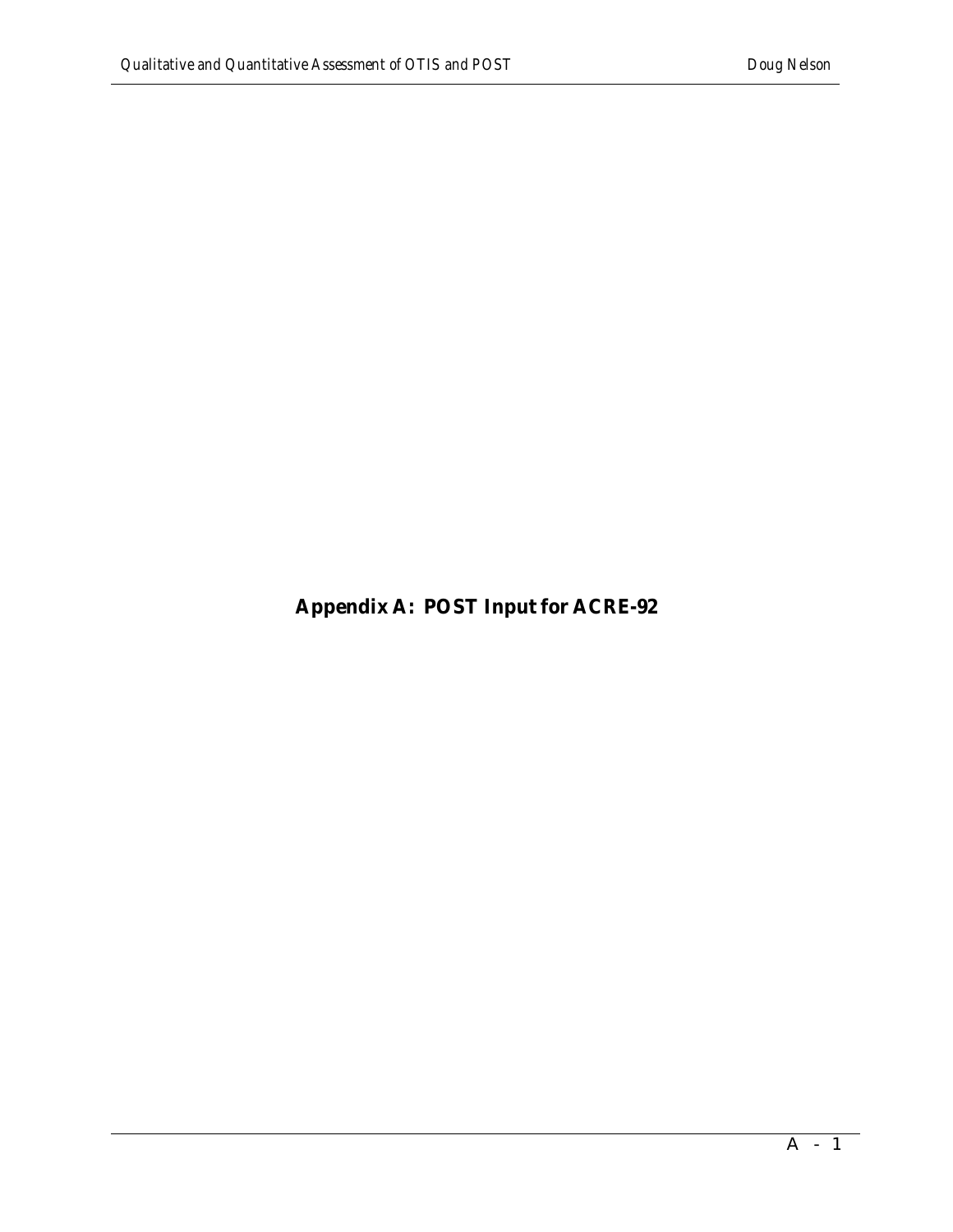# Appendix A: POST Input for ACRE-92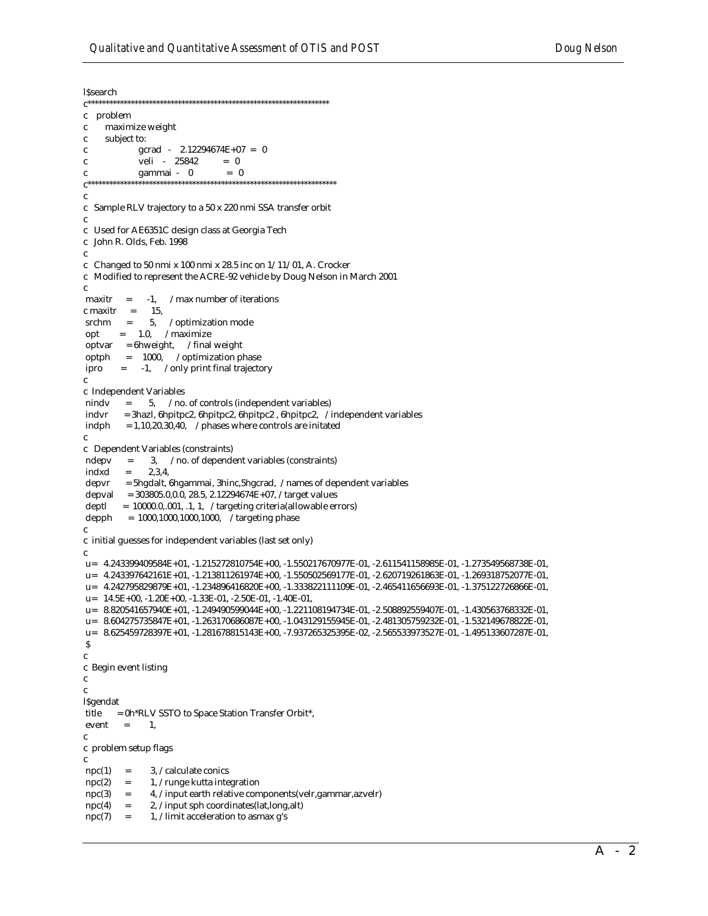```
l$search
c*******************************************************************
c   problem
c       maximize weight
c       subject to:
c                   gcrad  -   2.12294674E+07  =  0
c                   veli   -   25842          =  0
c                   gammai -   0              =  0
c*******************************************************************
c
c  Sample RLV trajectory to a 50 x 220 nmi SSA transfer orbit
c
c  Used for AE6351C design class at Georgia Tech
c  John R. Olds, Feb. 1998
c
c  Changed to 50 nmi x 100 nmi x 28.5 inc on 1/11/01, A. Crocker
c  Modified to represent the ACRE-92 vehicle by Doug Nelson in March 2001
c
 maxitr    =     -1,     / max number of iterations
c maxitr   =     15,
 srchm     =      5,     / optimization mode
 opt       =     1.0,    / maximize
 optvar    = 6hweight,   / final weight
 optph     =    1000,    / optimization phase
 ipro      =     -1,     / only print final trajectory
c
c Independent Variables
 nindv     =      5,     / no. of controls (independent variables)
 indvr     = 3hazl, 6hpitpc2, 6hpitpc2, 6hpitpc2 , 6hpitpc2,   / independent variables
 indph     = 1,10,20,30,40,   / phases where controls are initated
c
c Dependent Variables (constraints)
 ndepv     =      3,     / no. of dependent variables (constraints)
 indxd     =      2,3,4,
 depvr     = 5hgdalt, 6hgammai, 3hinc,5hgcrad,  / names of dependent variables
 depval    = 303805.0,0.0, 28.5, 2.12294674E+07, / target values
 deptl     = 10000.0,.001, .1, 1,   / targeting criteria(allowable errors)
 depph     = 1000,1000,1000,1000,   / targeting phase
c
c initial guesses for independent variables (last set only)
c
 u=  4.243399409584E+01, -1.215272810754E+00, -1.550217670977E-01, -2.611541158985E-01, -1.273549568738E-01,
 u=  4.243397642161E+01, -1.213811261974E+00, -1.550502569177E-01, -2.620719261863E-01, -1.269318752077E-01,
 u=  4.242795829879E+01, -1.234896416820E+00, -1.333822111109E-01, -2.465411656693E-01, -1.375122726866E-01,
 u=  14.5E+00, -1.20E+00, -1.33E-01, -2.50E-01, -1.40E-01,
 u=  8.820541657940E+01, -1.249490599044E+00, -1.221108194734E-01, -2.508892559407E-01, -1.430563768332E-01,
 u=  8.604275735847E+01, -1.263170686087E+00, -1.043129155945E-01, -2.481305759232E-01, -1.532149678822E-01,
 u=  8.625459728397E+01, -1.281678815143E+00, -7.937265325395E-02, -2.565533973527E-01, -1.495133607287E-01,
 $
c
c Begin event listing
c
c
l$gendat
 title     = 0h*RLV SSTO to Space Station Transfer Orbit*,
 event     =      1,
c
c problem setup flags
c
 npc(1)    =      3, / calculate conics
 npc(2)    =      1, / runge kutta integration
 npc(3)    =      4, / input earth relative components(velr,gammar,azvelr)
 npc(4)    =      2, / input sph coordinates(lat,long,alt)
 npc(7)    =      1, / limit acceleration to asmax g's
```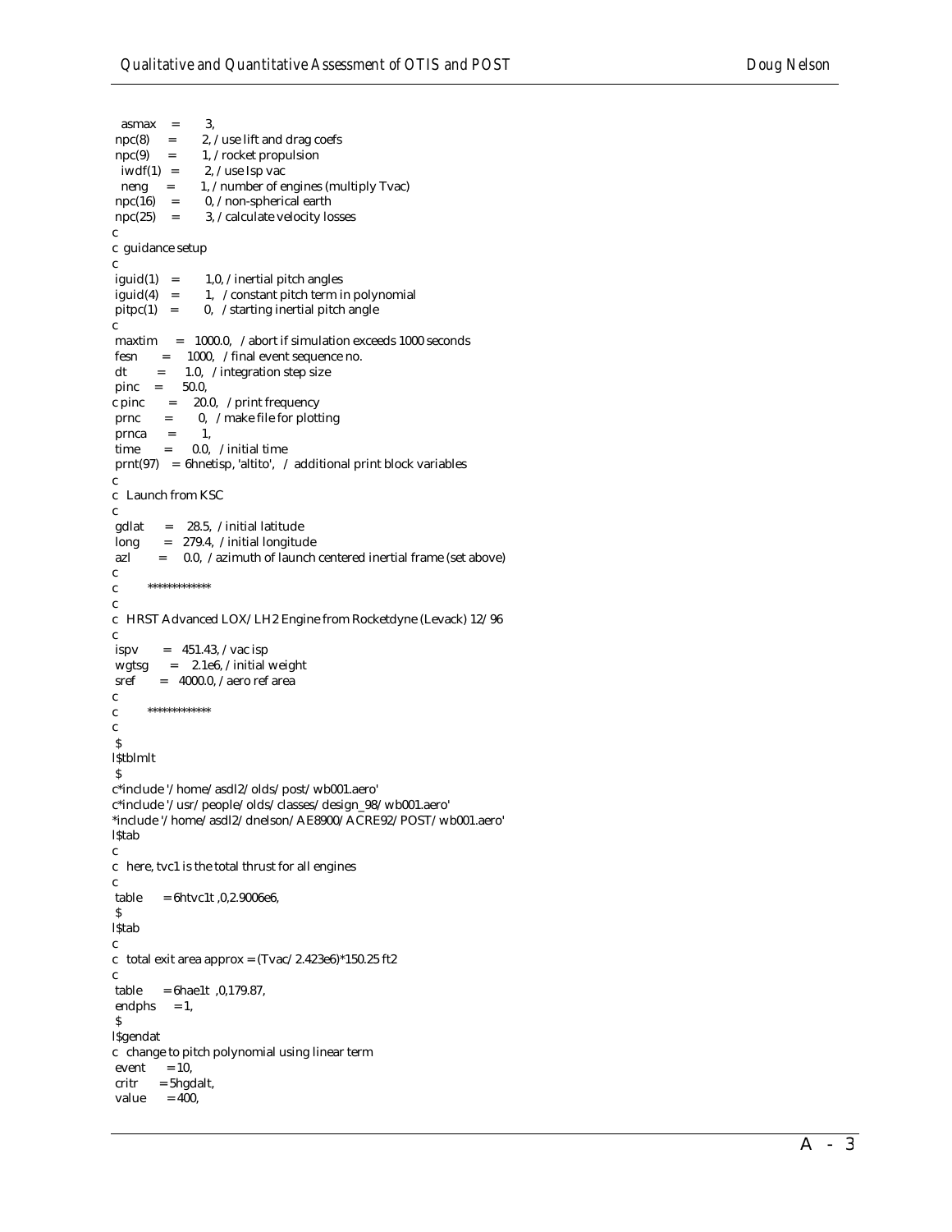```
  asmax    =     3,
 npc(8)    =     2, / use lift and drag coefs
 npc(9)    =     1, / rocket propulsion
  iwdf(1)  =     2, / use Isp vac
  neng     =     1, / number of engines (multiply Tvac)
 npc(16)   =     0, / non-spherical earth
 npc(25)   =     3, / calculate velocity losses
c
c guidance setup
c
 iguid(1)  =     1,0, / inertial pitch angles
 iguid(4)  =     1,  / constant pitch term in polynomial
 pitpc(1)  =     0,  / starting inertial pitch angle
c
 maxtim    =  1000.0,  / abort if simulation exceeds 1000 seconds
 fesn      =   1000,  / final event sequence no.
 dt        =    1.0,  / integration step size
 pinc   =    50.0,
c pinc      =    20.0,  / print frequency
 prnc      =     0,  / make file for plotting
 prnca     =     1,
 time      =    0.0,  / initial time
 prnt(97)   = 6hnetisp, 'altito',  /  additional print block variables
c
c  Launch from KSC
c
 gdlat     =   28.5,  / initial latitude
 long      =  279.4,  / initial longitude
 azl       =    0.0,  / azimuth of launch centered inertial frame (set above)
c
c        *************
c
c  HRST Advanced LOX/LH2 Engine from Rocketdyne (Levack) 12/96
c
 ispv      =  451.43, / vac isp
 wgtsg     =   2.1e6, / initial weight
 sref      =  4000.0, / aero ref area
c
c        *************
c
 $
l$tblmlt
 $
c*include '/home/asdl2/olds/post/wb001.aero'
c*include '/usr/people/olds/classes/design_98/wb001.aero'
*include '/home/asdl2/dnelson/AE8900/ACRE92/POST/wb001.aero'
l$tab
c
c  here, tvc1 is the total thrust for all engines
c
 table      = 6htvc1t ,0,2.9006e6,
 $
l$tab
c
c  total exit area approx = (Tvac/2.423e6)*150.25 ft2
c
 table      = 6hae1t  ,0,179.87,
 endphs     = 1,
 $
l$gendat
c  change to pitch polynomial using linear term
 event      = 10,
 critr      = 5hgdalt,
 value      = 400,
```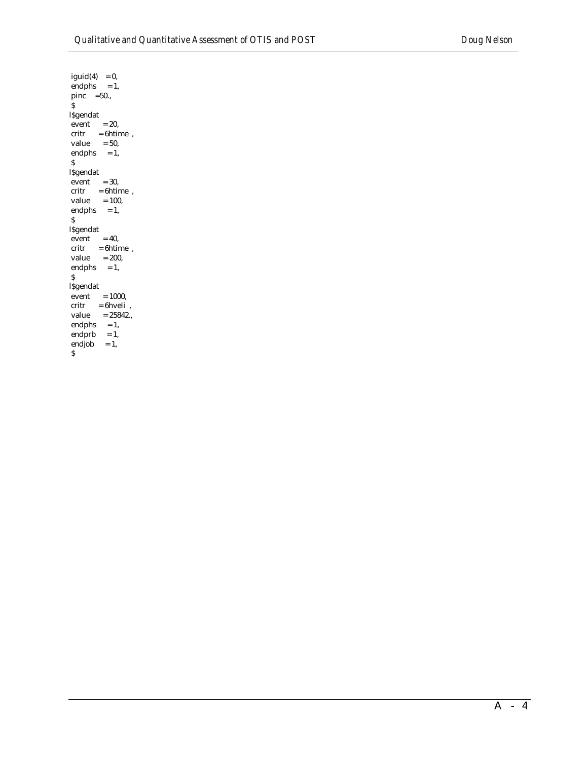```
 iguid(4)   = 0,
 endphs     = 1,
 pinc    =50.,
 $
l$gendat
 event      = 20,
 critr      = 6htime  ,
 value      = 50,
 endphs     = 1,
 $
l$gendat
 event      = 30,
 critr      = 6htime  ,
 value      = 100,
 endphs     = 1,
 $
l$gendat
 event      = 40,
 critr      = 6htime  ,
 value      = 200,
 endphs     = 1,
 $
l$gendat
 event      = 1000,
 critr      = 6hveli  ,
 value      = 25842.,
 endphs     = 1,
 endprb     = 1,
 endjob     = 1,
 $
```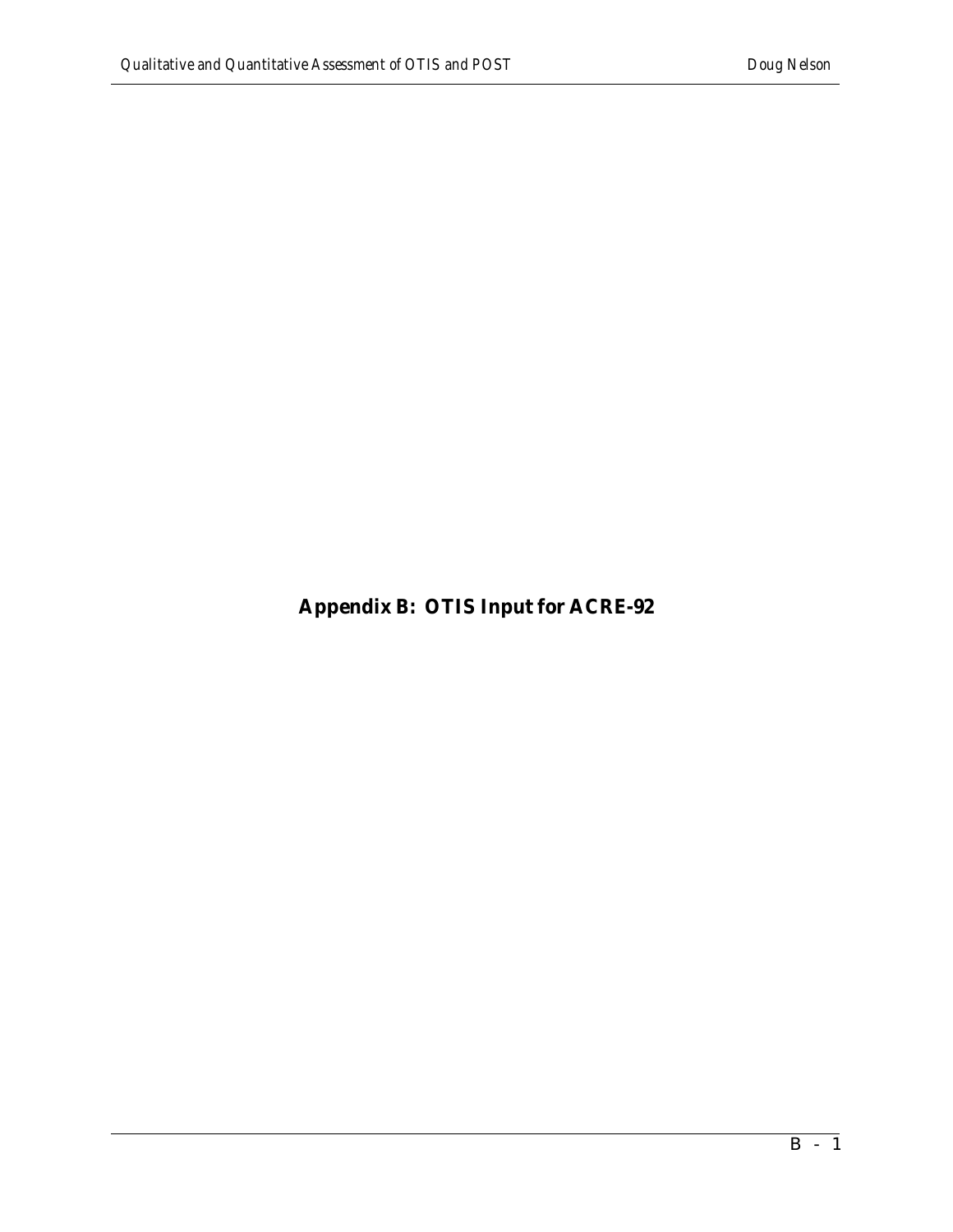# Appendix B: OTIS Input for ACRE-92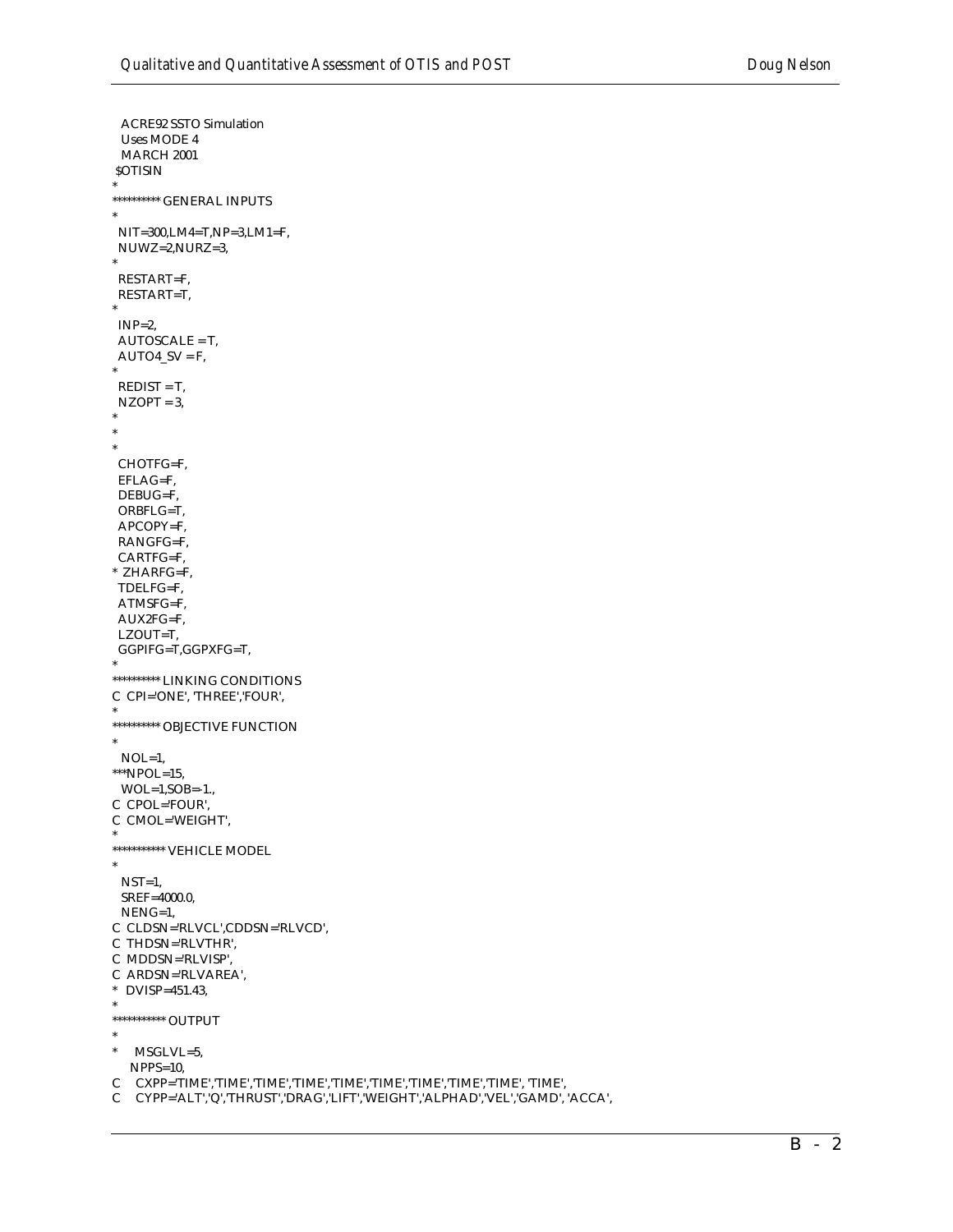```
  ACRE92 SSTO Simulation
  Uses MODE 4
  MARCH 2001
 $OTISIN
*
********** GENERAL INPUTS
*
 NIT=300,LM4=T,NP=3,LM1=F,
 NUWZ=2,NURZ=3,
*
 RESTART=F,
 RESTART=T,
*
 INP=2,
 AUTOSCALE = T,
 AUTO4_SV = F,
*
 REDIST = T,
 NZOPT = 3,
*
*
*
 CHOTFG=F,
 EFLAG=F,
 DEBUG=F,
 ORBFLG=T,
 APCOPY=F,
 RANGFG=F,
 CARTFG=F,
* ZHARFG=F,
 TDELFG=F,
 ATMSFG=F,
 AUX2FG=F,
 LZOUT=T,
 GGPIFG=T,GGPXFG=T,
*
********** LINKING CONDITIONS
C  CPI='ONE', 'THREE','FOUR',
*
********** OBJECTIVE FUNCTION
*
  NOL=1,
***NPOL=15,
  WOL=1,SOB=-1.,
C  CPOL='FOUR',
C  CMOL='WEIGHT',
*
*********** VEHICLE MODEL
*
  NST=1,
  SREF=4000.0,
  NENG=1,
C  CLDSN='RLVCL',CDDSN='RLVCD',
C  THDSN='RLVTHR',
C  MDDSN='RLVISP',
C  ARDSN='RLVAREA',
*  DVISP=451.43,
*
*********** OUTPUT
*
*    MSGLVL=5,
    NPPS=10,
C    CXPP='TIME','TIME','TIME','TIME','TIME','TIME','TIME','TIME','TIME', 'TIME',
C    CYPP='ALT','Q','THRUST','DRAG','LIFT','WEIGHT','ALPHAD','VEL','GAMD', 'ACCA',
```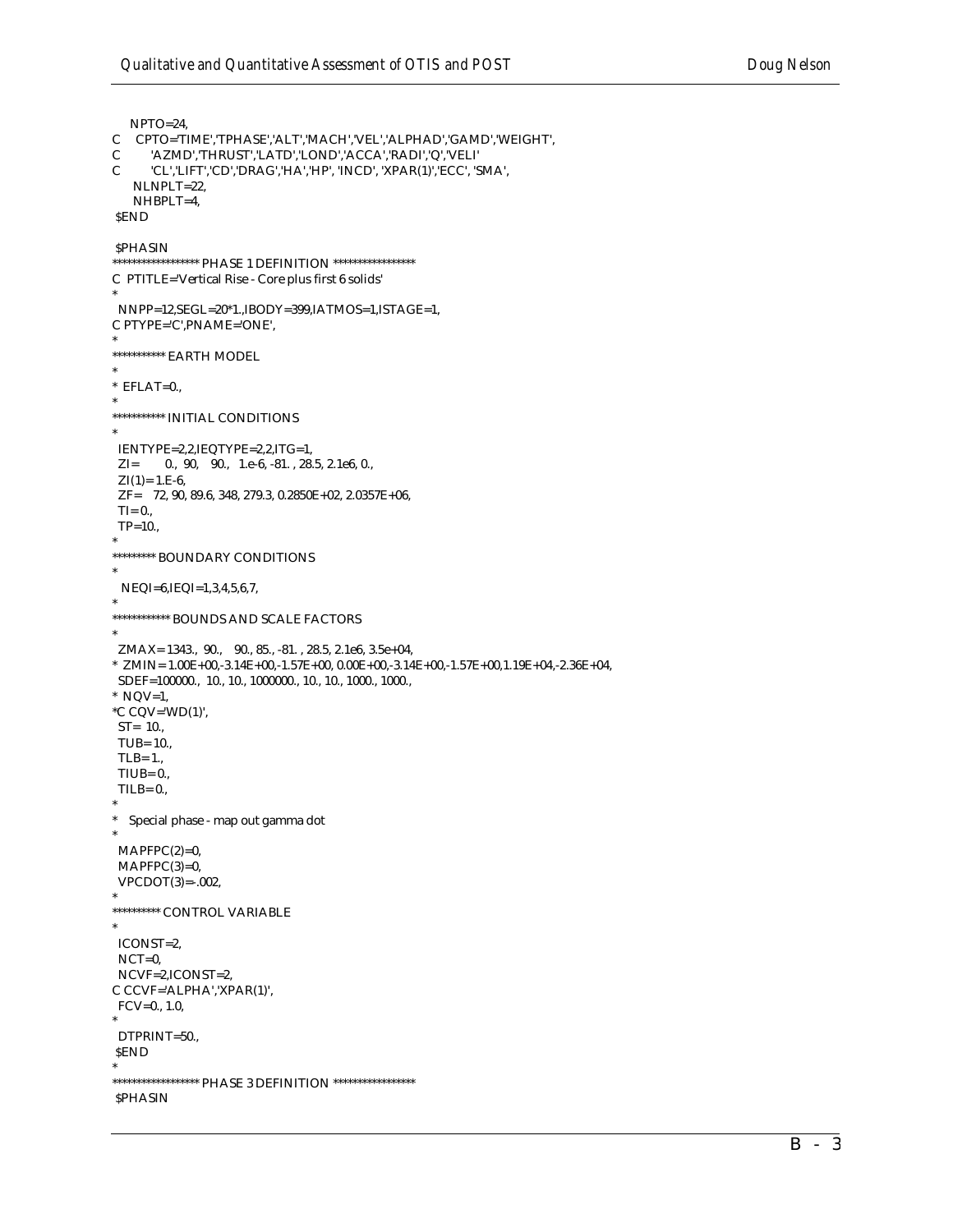```
    NPTO=24,
C   CPTO='TIME','TPHASE','ALT','MACH','VEL','ALPHAD','GAMD','WEIGHT',
C       'AZMD','THRUST','LATD','LOND','ACCA','RADI','Q','VELI'
C       'CL','LIFT','CD','DRAG','HA','HP', 'INCD', 'XPAR(1)','ECC', 'SMA',
     NLNPLT=22,
     NHBPLT=4,
 $END

 $PHASIN
***************** PHASE 1 DEFINITION ****************
C  PTITLE='Vertical Rise - Core plus first 6 solids'
*
  NNPP=12,SEGL=20*1.,IBODY=399,IATMOS=1,ISTAGE=1,
C PTYPE='C',PNAME='ONE',
*
*********** EARTH MODEL
*
* EFLAT=0.,
*
*********** INITIAL CONDITIONS
*
  IENTYPE=2,2,IEQTYPE=2,2,ITG=1,
  ZI=      0.,  90,   90.,   1.e-6, -81. , 28.5, 2.1e6, 0.,
  ZI(1)= 1.E-6,
  ZF=   72, 90, 89.6, 348, 279.3, 0.2850E+02, 2.0357E+06,
  TI= 0.,
  TP=10.,
*
********* BOUNDARY CONDITIONS
*
   NEQI=6,IEQI=1,3,4,5,6,7,
*
************ BOUNDS AND SCALE FACTORS
*
  ZMAX= 1343.,  90.,   90., 85., -81. , 28.5, 2.1e6, 3.5e+04,
*  ZMIN= 1.00E+00,-3.14E+00,-1.57E+00, 0.00E+00,-3.14E+00,-1.57E+00,1.19E+04,-2.36E+04,
  SDEF=100000.,  10., 10., 1000000., 10., 10., 1000., 1000.,
* NQV=1,
*C CQV='WD(1)',
  ST= 10.,
  TUB= 10.,
  TLB= 1.,
  TIUB= 0.,
  TILB= 0.,
*
*   Special phase - map out gamma dot
*
  MAPFPC(2)=0,
  MAPFPC(3)=0,
  VPCDOT(3)=-.002,
*
********** CONTROL VARIABLE
*
  ICONST=2,
  NCT=0,
  NCVF=2,ICONST=2,
C CCVF='ALPHA','XPAR(1)',
  FCV=0., 1.0,
*
  DTPRINT=50.,
 $END
*
***************** PHASE 3 DEFINITION ****************
 $PHASIN
```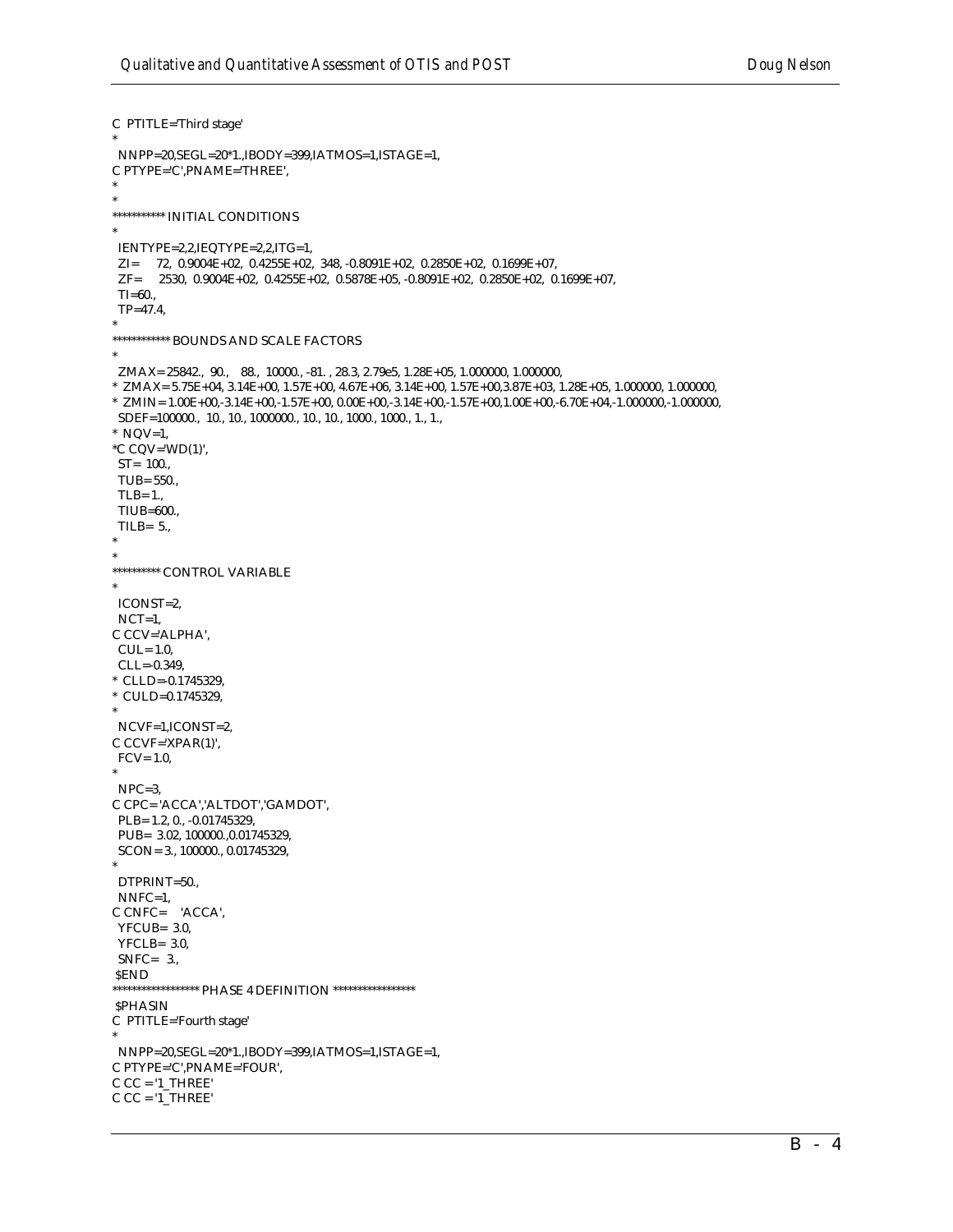```
C  PTITLE='Third stage'
*
  NNPP=20,SEGL=20*1.,IBODY=399,IATMOS=1,ISTAGE=1,
C PTYPE='C',PNAME='THREE',
*
*
*********** INITIAL CONDITIONS
*
  IENTYPE=2,2,IEQTYPE=2,2,ITG=1,
  ZI=     72,  0.9004E+02,  0.4255E+02,  348, -0.8091E+02,  0.2850E+02,  0.1699E+07,
  ZF=     2530,  0.9004E+02,  0.4255E+02,  0.5878E+05, -0.8091E+02,  0.2850E+02,  0.1699E+07,
  TI=60.,
  TP=47.4,
*
************ BOUNDS AND SCALE FACTORS
*
  ZMAX= 25842.,  90.,    88.,  10000., -81. , 28.3, 2.79e5, 1.28E+05, 1.000000, 1.000000,
*  ZMAX= 5.75E+04, 3.14E+00, 1.57E+00, 4.67E+06, 3.14E+00, 1.57E+00,3.87E+03, 1.28E+05, 1.000000, 1.000000,
*  ZMIN= 1.00E+00,-3.14E+00,-1.57E+00, 0.00E+00,-3.14E+00,-1.57E+00,1.00E+00,-6.70E+04,-1.000000,-1.000000,
  SDEF=100000.,  10., 10., 1000000., 10., 10., 1000., 1000., 1., 1.,
*  NQV=1,
*C CQV='WD(1)',
  ST= 100.,
  TUB= 550.,
  TLB= 1.,
  TIUB=600.,
  TILB= 5.,
*
*
********** CONTROL VARIABLE
*
  ICONST=2,
  NCT=1,
C CCV='ALPHA',
  CUL= 1.0,
  CLL=-0.349,
*  CLLD=-0.1745329,
*  CULD=0.1745329,
*
  NCVF=1,ICONST=2,
C CCVF='XPAR(1)',
  FCV= 1.0,
*
  NPC=3,
C CPC= 'ACCA','ALTDOT','GAMDOT',
  PLB= 1.2, 0., -0.01745329,
  PUB=  3.02, 100000.,0.01745329,
  SCON= 3., 100000., 0.01745329,
*
  DTPRINT=50.,
  NNFC=1,
C CNFC=    'ACCA',
  YFCUB= 3.0,
  YFCLB= 3.0,
  SNFC=  3.,
 $END
****************** PHASE 4 DEFINITION *****************
 $PHASIN
C  PTITLE='Fourth stage'
*
  NNPP=20,SEGL=20*1.,IBODY=399,IATMOS=1,ISTAGE=1,
C PTYPE='C',PNAME='FOUR',
C CC = '1_THREE'
C CC = '1_THREE'
```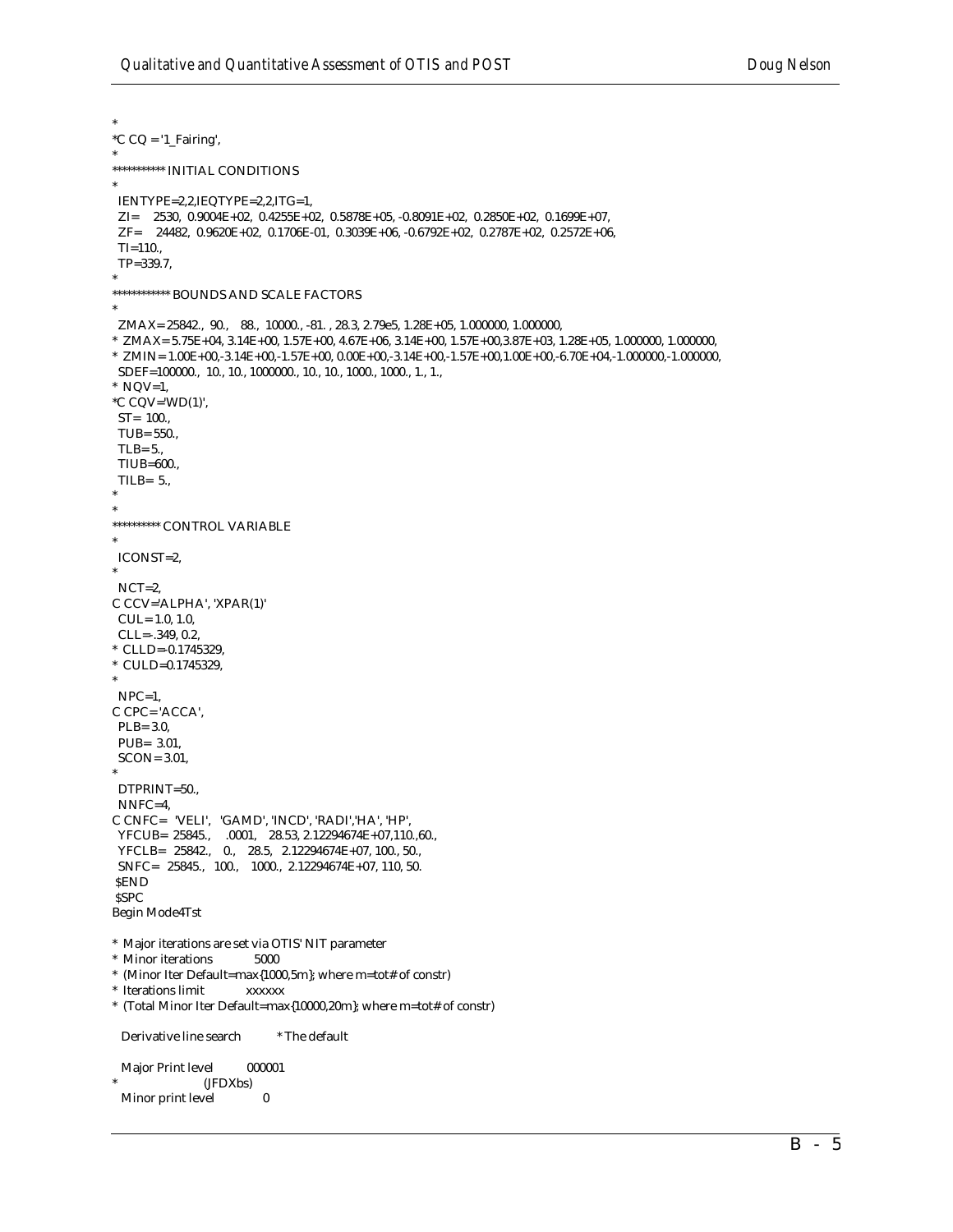```
*
*C CQ = '1_Fairing',
*
*********** INITIAL CONDITIONS
*
  IENTYPE=2,2,IEQTYPE=2,2,ITG=1,
  ZI=    2530,  0.9004E+02,  0.4255E+02,  0.5878E+05, -0.8091E+02,  0.2850E+02,  0.1699E+07,
  ZF=    24482,  0.9620E+02,  0.1706E-01,  0.3039E+06, -0.6792E+02,  0.2787E+02,  0.2572E+06,
  TI=110.,
  TP=339.7,
*
************ BOUNDS AND SCALE FACTORS
*
  ZMAX= 25842.,  90.,   88.,  10000., -81. , 28.3, 2.79e5, 1.28E+05, 1.000000, 1.000000,
* ZMAX= 5.75E+04, 3.14E+00, 1.57E+00, 4.67E+06, 3.14E+00, 1.57E+00,3.87E+03, 1.28E+05, 1.000000, 1.000000,
* ZMIN= 1.00E+00,-3.14E+00,-1.57E+00, 0.00E+00,-3.14E+00,-1.57E+00,1.00E+00,-6.70E+04,-1.000000,-1.000000,
  SDEF=100000.,  10., 10., 1000000., 10., 10., 1000., 1000., 1., 1.,
* NQV=1,
*C CQV='WD(1)',
  ST= 100.,
  TUB= 550.,
  TLB= 5.,
  TIUB=600.,
  TILB= 5.,
*
*
********** CONTROL VARIABLE
*
  ICONST=2,
*
  NCT=2,
C CCV='ALPHA', 'XPAR(1)'
  CUL= 1.0, 1.0,
  CLL=-.349, 0.2,
* CLLD=-0.1745329,
* CULD=0.1745329,
*
  NPC=1,
C CPC= 'ACCA',
  PLB= 3.0,
  PUB=  3.01,
  SCON= 3.01,
*
  DTPRINT=50.,
  NNFC=4,
C CNFC=  'VELI',   'GAMD', 'INCD', 'RADI','HA', 'HP',
  YFCUB=  25845.,    .0001,   28.53, 2.12294674E+07,110.,60.,
  YFCLB=  25842.,   0.,   28.5,   2.12294674E+07, 100., 50.,
  SNFC=  25845.,  100.,   1000.,  2.12294674E+07, 110, 50.
 $END
 $SPC
Begin Mode4Tst

* Major iterations are set via OTIS' NIT parameter
* Minor iterations           5000
* (Minor Iter Default=max{1000,5m}; where m=tot# of constr)
* Iterations limit           xxxxxx
* (Total Minor Iter Default=max{10000,20m}; where m=tot# of constr)

  Derivative line search         * The default

  Major Print level         000001
*                       (JFDXbs)
  Minor print level            0
```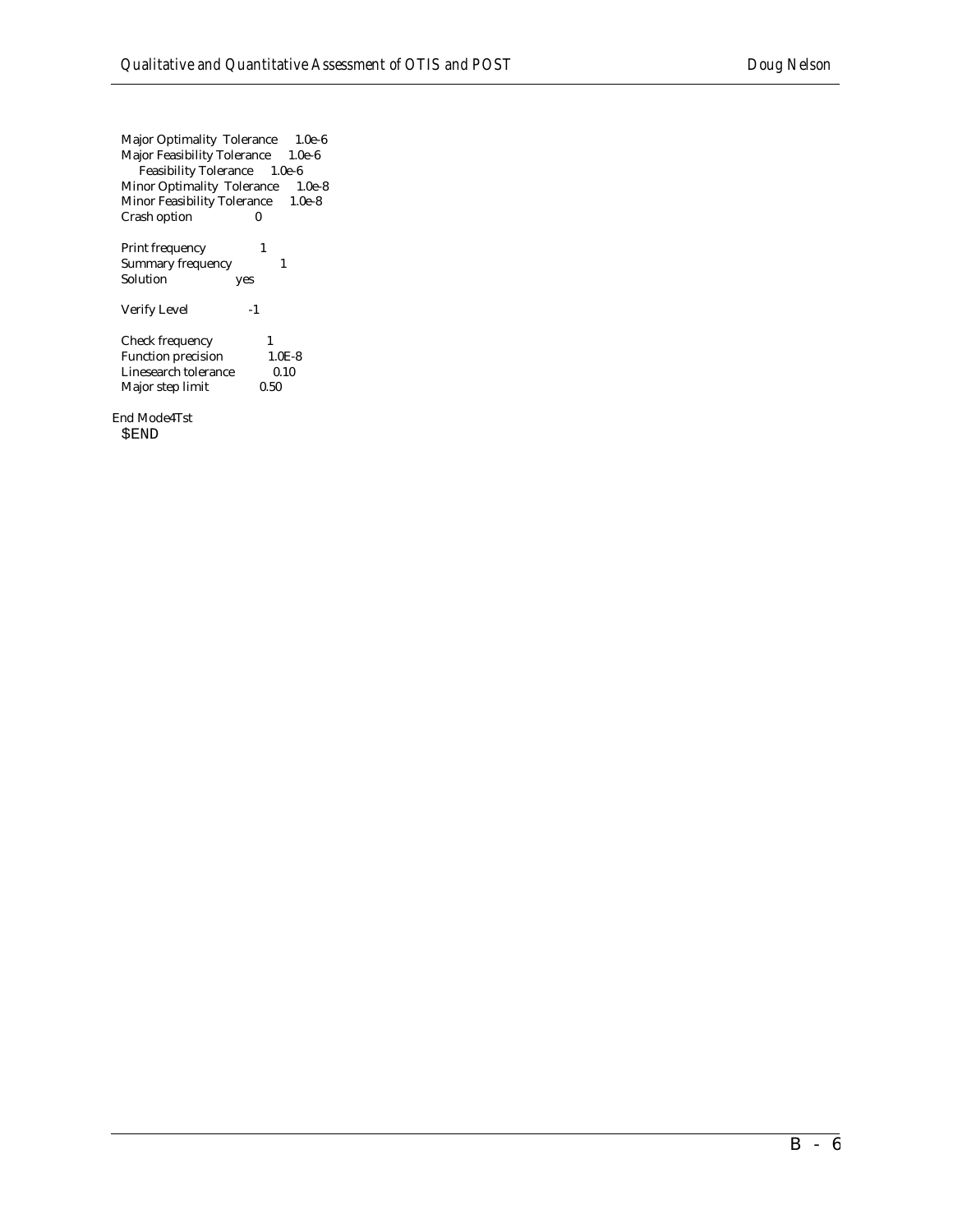```
  Major Optimality  Tolerance      1.0e-6
  Major Feasibility Tolerance     1.0e-6
      Feasibility Tolerance     1.0e-6
  Minor Optimality  Tolerance     1.0e-8
  Minor Feasibility Tolerance     1.0e-8
  Crash option                0

  Print frequency             1
  Summary frequency              1
  Solution                 yes

  Verify Level               -1

  Check frequency             1
  Function precision           1.0E-8
  Linesearch tolerance          0.10
  Major step limit             0.50

End Mode4Tst
  $END
```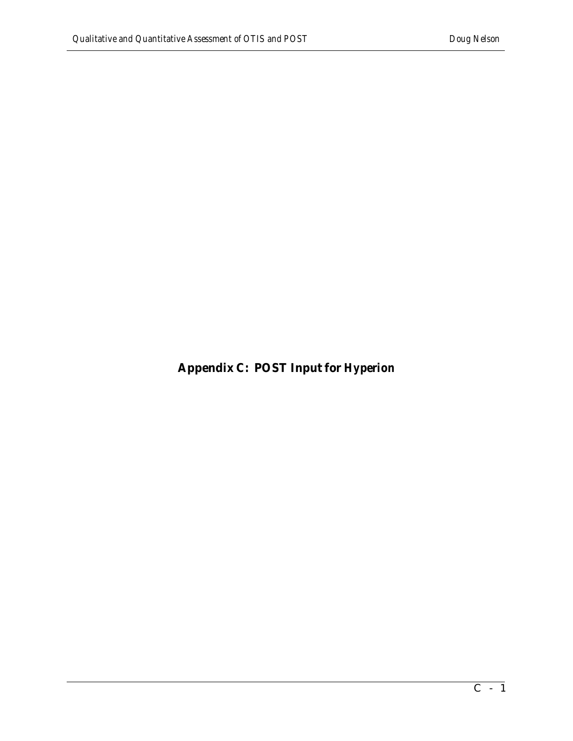# Appendix C: POST Input for Hyperion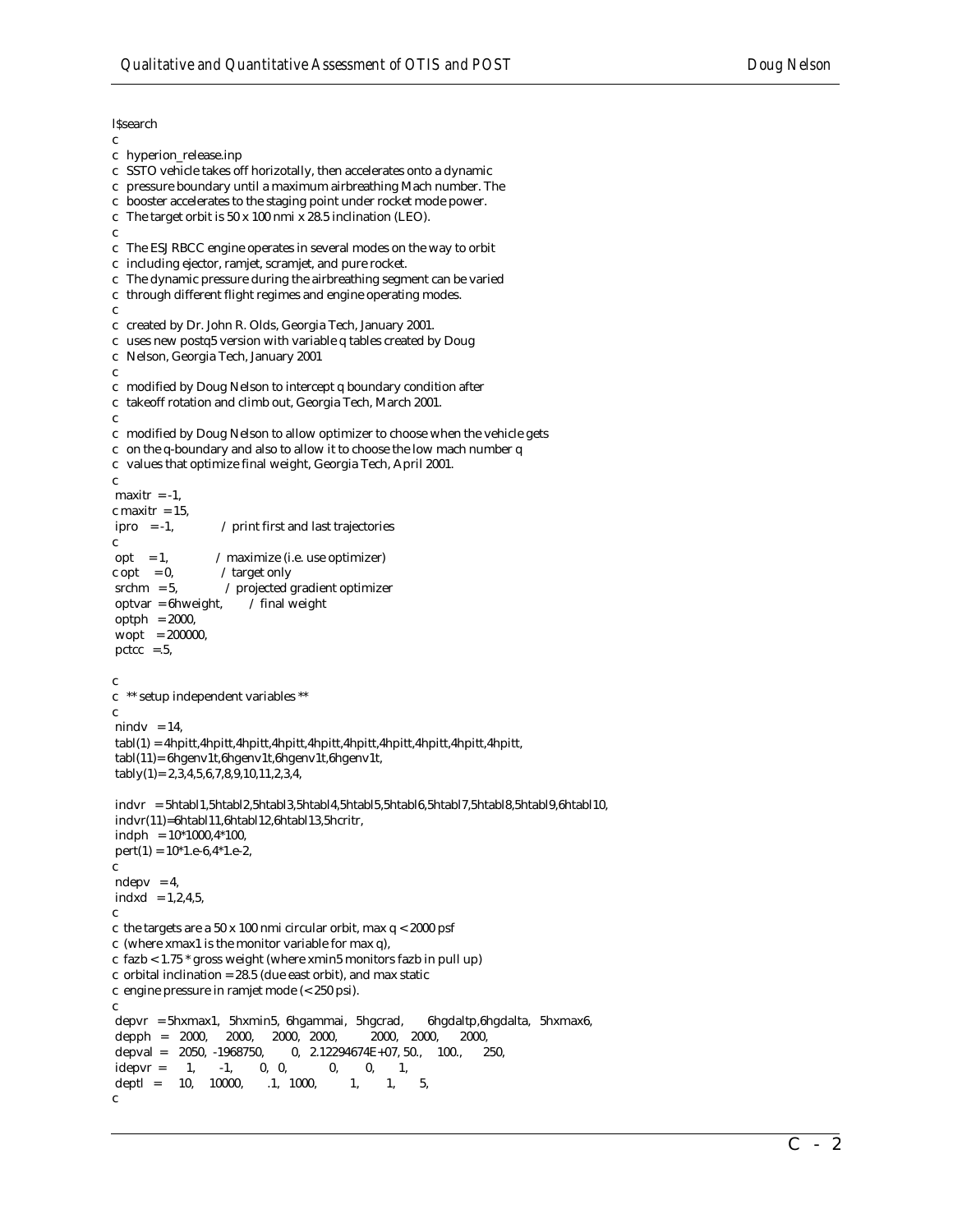```
l$search
c
c  hyperion_release.inp
c  SSTO vehicle takes off horizotally, then accelerates onto a dynamic
c  pressure boundary until a maximum airbreathing Mach number. The
c  booster accelerates to the staging point under rocket mode power.
c  The target orbit is 50 x 100 nmi x 28.5 inclination (LEO).
c
c  The ESJ RBCC engine operates in several modes on the way to orbit
c  including ejector, ramjet, scramjet, and pure rocket.
c  The dynamic pressure during the airbreathing segment can be varied
c  through different flight regimes and engine operating modes.
c
c  created by Dr. John R. Olds, Georgia Tech, January 2001.
c  uses new postq5 version with variable q tables created by Doug
c  Nelson, Georgia Tech, January 2001
c
c  modified by Doug Nelson to intercept q boundary condition after
c  takeoff rotation and climb out, Georgia Tech, March 2001.
c
c  modified by Doug Nelson to allow optimizer to choose when the vehicle gets
c  on the q-boundary and also to allow it to choose the low mach number q
c  values that optimize final weight, Georgia Tech, April 2001.
c
 maxitr  = -1,
c maxitr  = 15,
 ipro    = -1,             / print first and last trajectories
c
 opt     = 1,              / maximize (i.e. use optimizer)
c opt    = 0,              / target only
 srchm   = 5,              / projected gradient optimizer
 optvar  = 6hweight,       / final weight
 optph   = 2000,
 wopt    = 200000,
 pctcc   =.5,

c
c  ** setup independent variables **
c
 nindv   = 14,
 tabl(1) = 4hpitt,4hpitt,4hpitt,4hpitt,4hpitt,4hpitt,4hpitt,4hpitt,4hpitt,4hpitt,
 tabl(11)= 6hgenv1t,6hgenv1t,6hgenv1t,6hgenv1t,
 tably(1)= 2,3,4,5,6,7,8,9,10,11,2,3,4,

 indvr   = 5htabl1,5htabl2,5htabl3,5htabl4,5htabl5,5htabl6,5htabl7,5htabl8,5htabl9,6htabl10,
 indvr(11)=6htabl11,6htabl12,6htabl13,5hcritr,
 indph   = 10*1000,4*100,
 pert(1) = 10*1.e-6,4*1.e-2,
c
 ndepv   = 4,
 indxd   = 1,2,4,5,
c
c the targets are a 50 x 100 nmi circular orbit, max q < 2000 psf
c  (where xmax1 is the monitor variable for max q),
c  fazb < 1.75 * gross weight (where xmin5 monitors fazb in pull up)
c  orbital inclination = 28.5 (due east orbit), and max static
c  engine pressure in ramjet mode (< 250 psi).
c
 depvr   = 5hxmax1,  5hxmin5,  6hgammai,  5hgcrad,      6hgdaltp,6hgdalta,  5hxmax6,
 depph   =   2000,     2000,     2000,   2000,           2000,    2000,       2000,
 depval  =   2050,  -1968750,       0,   2.12294674E+07, 50.,     100.,        250,
 idepvr  =      1,        -1,       0,   0,              0,       0,          1,
 deptl   =     10,     10000,      .1,   1000,           1,       1,          5,
c
```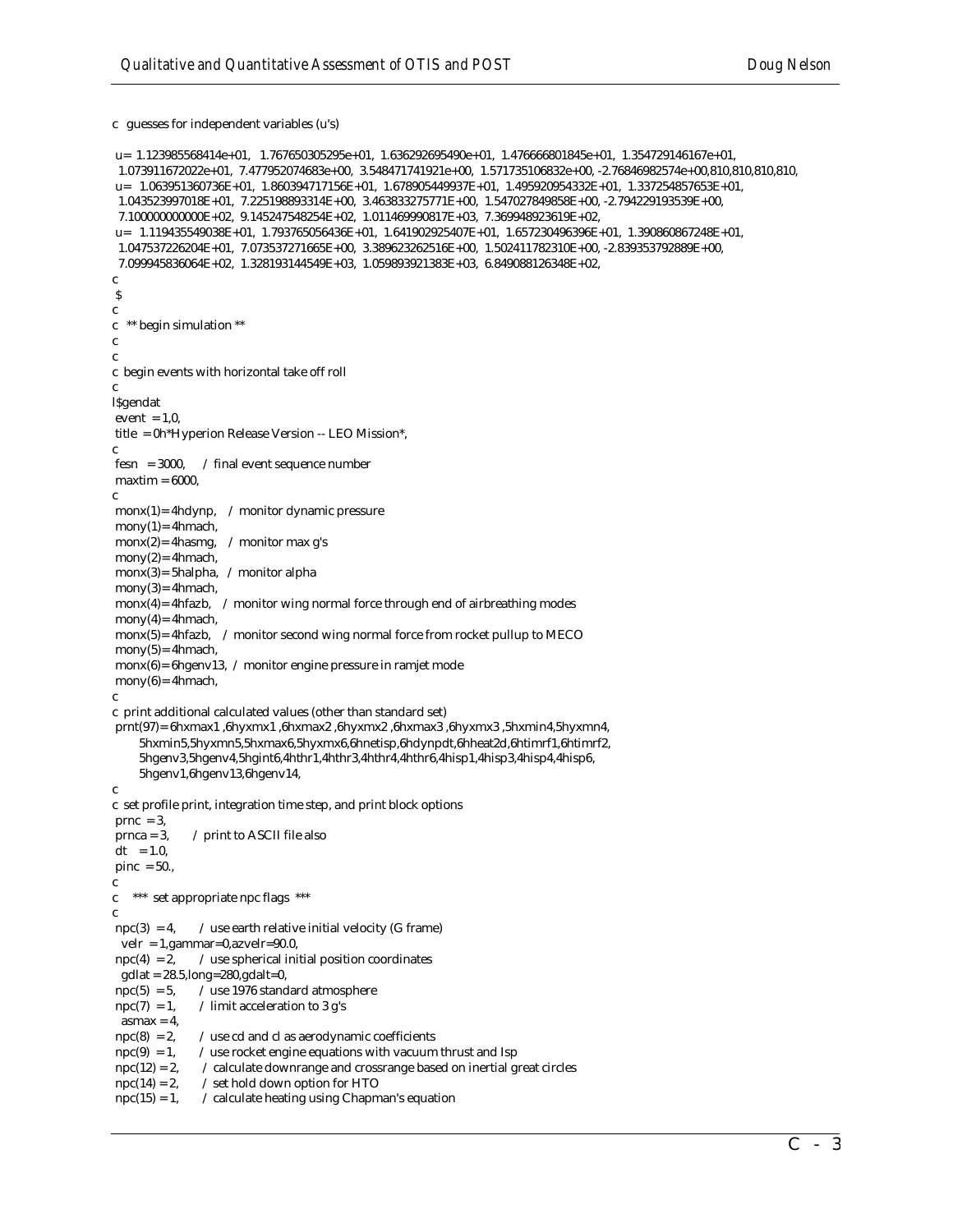```
c  guesses for independent variables (u's)

 u= 1.123985568414e+01,  1.767650305295e+01,  1.636292695490e+01,  1.476666801845e+01,  1.354729146167e+01,
  1.073911672022e+01,  7.477952074683e+00,  3.548471741921e+00,  1.571735106832e+00, -2.76846982574e+00,810,810,810,810,
 u=  1.063951360736E+01,  1.860394717156E+01,  1.678905449937E+01,  1.495920954332E+01,  1.337254857653E+01,
  1.043523997018E+01,  7.225198893314E+00,  3.463833275771E+00,  1.547027849858E+00, -2.794229193539E+00,
  7.100000000000E+02,  9.145247548254E+02,  1.011469990817E+03,  7.369948923619E+02,
 u=  1.119435549038E+01,  1.793765056436E+01,  1.641902925407E+01,  1.657230496396E+01,  1.390860867248E+01,
  1.047537226204E+01,  7.073537271665E+00,  3.389623262516E+00,  1.502411782310E+00, -2.839353792889E+00,
  7.099945836064E+02,  1.328193144549E+03,  1.059893921383E+03,  6.849088126348E+02,
c
 $
c
c  ** begin simulation **
c
c
c  begin events with horizontal take off roll
c
l$gendat
 event  = 1,0,
 title  = 0h*Hyperion Release Version -- LEO Mission*,
c
 fesn   = 3000,     / final event sequence number
 maxtim = 6000,
c
 monx(1)= 4hdynp,    / monitor dynamic pressure
 mony(1)= 4hmach,
 monx(2)= 4hasmg,    / monitor max g's
 mony(2)= 4hmach,
 monx(3)= 5halpha,   / monitor alpha
 mony(3)= 4hmach,
 monx(4)= 4hfazb,    / monitor wing normal force through end of airbreathing modes
 mony(4)= 4hmach,
 monx(5)= 4hfazb,    / monitor second wing normal force from rocket pullup to MECO
 mony(5)= 4hmach,
 monx(6)= 6hgenv13,  / monitor engine pressure in ramjet mode
 mony(6)= 4hmach,
c
c  print additional calculated values (other than standard set)
 prnt(97)= 6hxmax1 ,6hyxmx1 ,6hxmax2 ,6hyxmx2 ,6hxmax3 ,6hyxmx3 ,5hxmin4,5hyxmn4,
       5hxmin5,5hyxmn5,5hxmax6,5hyxmx6,6hnetisp,6hdynpdt,6hheat2d,6htimrf1,6htimrf2,
       5hgenv3,5hgenv4,5hgint6,4hthr1,4hthr3,4hthr4,4hthr6,4hisp1,4hisp3,4hisp4,4hisp6,
       5hgenv1,6hgenv13,6hgenv14,
c
c  set profile print, integration time step, and print block options
 prnc   = 3,
 prnca = 3,        / print to ASCII file also
 dt     = 1.0,
 pinc   = 50.,
c
c    ***  set appropriate npc flags  ***
c
 npc(3)  = 4,       / use earth relative initial velocity (G frame)
   velr  = 1,gammar=0,azvelr=90.0,
 npc(4)  = 2,       / use spherical initial position coordinates
   gdlat = 28.5,long=280,gdalt=0,
 npc(5)  = 5,       / use 1976 standard atmosphere
 npc(7)  = 1,       / limit acceleration to 3 g's
   asmax = 4,
 npc(8)  = 2,       / use cd and cl as aerodynamic coefficients
 npc(9)  = 1,       / use rocket engine equations with vacuum thrust and Isp
 npc(12) = 2,       / calculate downrange and crossrange based on inertial great circles
 npc(14) = 2,       / set hold down option for HTO
 npc(15) = 1,       / calculate heating using Chapman's equation
```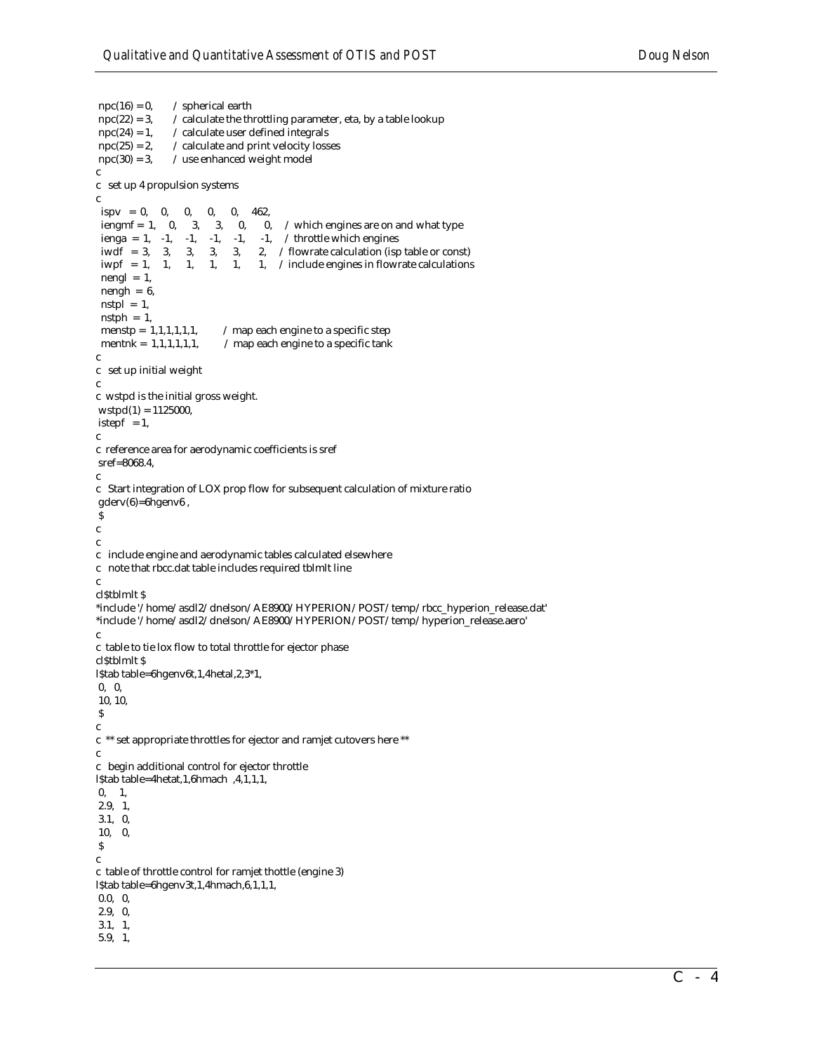```
 npc(16) = 0,       / spherical earth
 npc(22) = 3,       / calculate the throttling parameter, eta, by a table lookup
 npc(24) = 1,       / calculate user defined integrals
 npc(25) = 2,       / calculate and print velocity losses
 npc(30) = 3,       / use enhanced weight model
c
c  set up 4 propulsion systems
c
  ispv   = 0,    0,     0,     0,     0,    462,
  iengmf = 1,    0,     3,     3,     0,      0,    / which engines are on and what type
  ienga  = 1,   -1,    -1,    -1,    -1,     -1,    / throttle which engines
  iwdf   = 3,    3,     3,     3,     3,      2,    / flowrate calculation (isp table or const)
  iwpf   = 1,    1,     1,     1,     1,      1,    / include engines in flowrate calculations
  nengl  = 1,
  nengh  = 6,
  nstpl  = 1,
  nstph  = 1,
  menstp = 1,1,1,1,1,1,        / map each engine to a specific step
  mentnk = 1,1,1,1,1,1,        / map each engine to a specific tank
c
c  set up initial weight
c
c  wstpd is the initial gross weight.
 wstpd(1) = 1125000,
 istepf   = 1,
c
c  reference area for aerodynamic coefficients is sref
 sref=8068.4,
c
c  Start integration of LOX prop flow for subsequent calculation of mixture ratio
 gderv(6)=6hgenv6 ,
 $
c
c
c  include engine and aerodynamic tables calculated elsewhere
c  note that rbcc.dat table includes required tblmlt line
c
cl$tblmlt $
*include '/home/asdl2/dnelson/AE8900/HYPERION/POST/temp/rbcc_hyperion_release.dat'
*include '/home/asdl2/dnelson/AE8900/HYPERION/POST/temp/hyperion_release.aero'
c
c  table to tie lox flow to total throttle for ejector phase
cl$tblmlt $
l$tab table=6hgenv6t,1,4hetal,2,3*1,
 0,   0,
 10, 10,
 $
c
c  ** set appropriate throttles for ejector and ramjet cutovers here **
c
c  begin additional control for ejector throttle
l$tab table=4hetat,1,6hmach  ,4,1,1,1,
 0,    1,
 2.9,  1,
 3.1,  0,
 10,   0,
 $
c
c  table of throttle control for ramjet thottle (engine 3)
l$tab table=6hgenv3t,1,4hmach,6,1,1,1,
 0.0,  0,
 2.9,  0,
 3.1,  1,
 5.9,  1,
```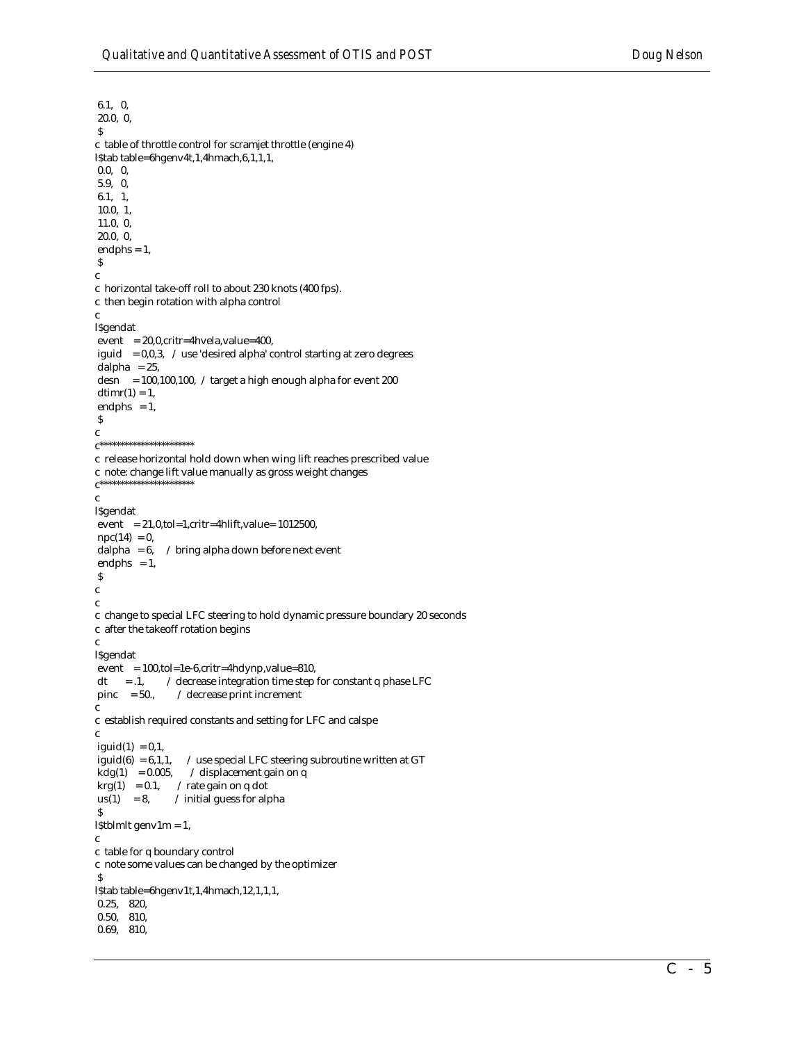```
 6.1,   0,
 20.0,  0,
 $
c  table of throttle control for scramjet throttle (engine 4)
l$tab table=6hgenv4t,1,4hmach,6,1,1,1,
 0.0,   0,
 5.9,   0,
 6.1,   1,
 10.0,  1,
 11.0,  0,
 20.0,  0,
 endphs = 1,
 $
c
c  horizontal take-off roll to about 230 knots (400 fps).
c  then begin rotation with alpha control
c
l$gendat
 event    = 20,0,critr=4hvela,value=400,
 iguid    = 0,0,3,   /  use 'desired alpha' control starting at zero degrees
 dalpha   = 25,
 desn     = 100,100,100,  /  target a high enough alpha for event 200
 dtimr(1) = 1,
 endphs   = 1,
 $
c
c**********************
c  release horizontal hold down when wing lift reaches prescribed value
c  note: change lift value manually as gross weight changes
c**********************
c
l$gendat
 event    = 21,0,tol=1,critr=4hlift,value= 1012500,
 npc(14)  = 0,
 dalpha   = 6,     /  bring alpha down before next event
 endphs   = 1,
 $
c
c
c  change to special LFC steering to hold dynamic pressure boundary 20 seconds
c  after the takeoff rotation begins
c
l$gendat
 event    = 100,tol=1e-6,critr=4hdynp,value=810,
 dt       = .1,        /  decrease integration time step for constant q phase LFC
 pinc     = 50.,        /  decrease print increment
c
c  establish required constants and setting for LFC and calspe
c
 iguid(1)  = 0,1,
 iguid(6)  = 6,1,1,     /  use special LFC steering subroutine written at GT
 kdg(1)    = 0.005,      /  displacement gain on q
 krg(1)    = 0.1,      /  rate gain on q dot
 us(1)     = 8,         /  initial guess for alpha
 $
l$tblmlt genv1m = 1,
c
c  table for q boundary control
c  note some values can be changed by the optimizer
 $
l$tab table=6hgenv1t,1,4hmach,12,1,1,1,
 0.25,    820,
 0.50,    810,
 0.69,    810,
```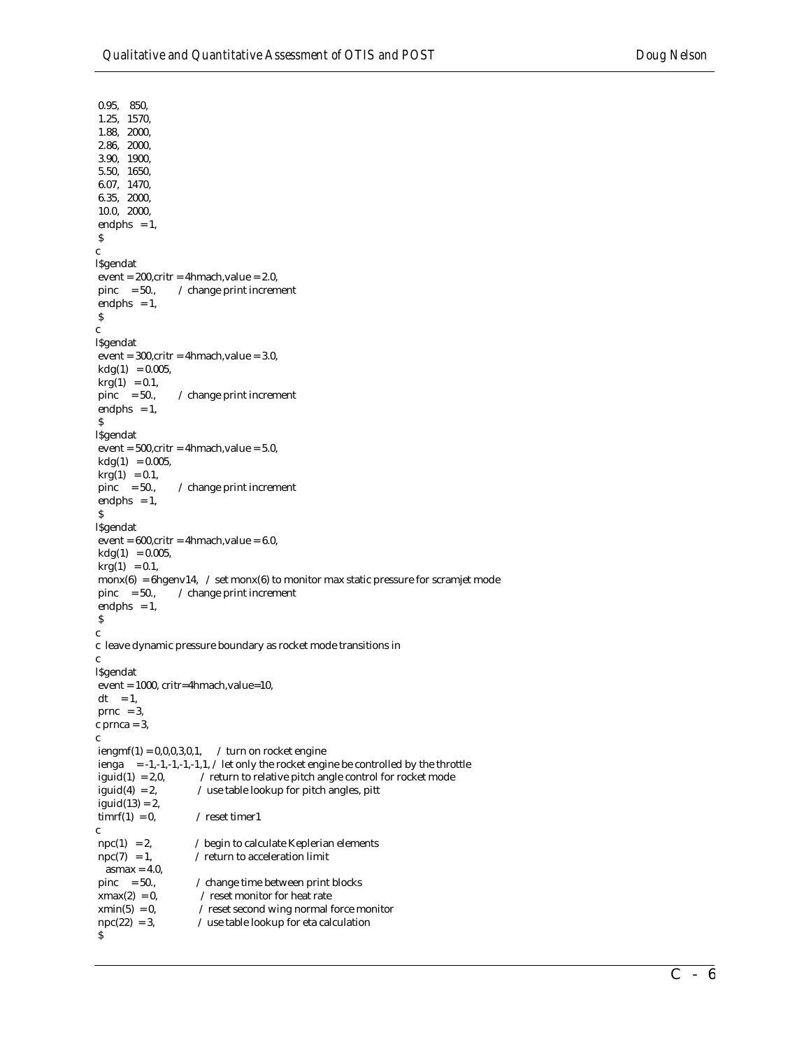```
 0.95,   850,
 1.25,  1570,
 1.88,  2000,
 2.86,  2000,
 3.90,  1900,
 5.50,  1650,
 6.07,  1470,
 6.35,  2000,
 10.0,  2000,
 endphs   = 1,
 $
c
l$gendat
 event = 200,critr = 4hmach,value = 2.0,
 pinc    = 50.,        / change print increment
 endphs   = 1,
 $
c
l$gendat
 event = 300,critr = 4hmach,value = 3.0,
 kdg(1)   = 0.005,
 krg(1)   = 0.1,
 pinc    = 50.,        / change print increment
 endphs   = 1,
 $
l$gendat
 event = 500,critr = 4hmach,value = 5.0,
 kdg(1)   = 0.005,
 krg(1)   = 0.1,
 pinc    = 50.,        / change print increment
 endphs   = 1,
 $
l$gendat
 event = 600,critr = 4hmach,value = 6.0,
 kdg(1)   = 0.005,
 krg(1)   = 0.1,
 monx(6)  = 6hgenv14,   / set monx(6) to monitor max static pressure for scramjet mode
 pinc    = 50.,        / change print increment
 endphs   = 1,
 $
c
c  leave dynamic pressure boundary as rocket mode transitions in
c
l$gendat
 event = 1000, critr=4hmach,value=10,
 dt    = 1,
 prnc   = 3,
c prnca = 3,
c
 iengmf(1) = 0,0,0,3,0,1,     / turn on rocket engine
 ienga    = -1,-1,-1,-1,-1,1, / let only the rocket engine be controlled by the throttle
 iguid(1)  = 2,0,            / return to relative pitch angle control for rocket mode
 iguid(4)  = 2,              / use table lookup for pitch angles, pitt
 iguid(13) = 2,
 timrf(1)  = 0,              / reset timer1
c
 npc(1)   = 2,               / begin to calculate Keplerian elements
 npc(7)   = 1,               / return to acceleration limit
   asmax = 4.0,
 pinc    = 50.,              / change time between print blocks
 xmax(2)  = 0,               / reset monitor for heat rate
 xmin(5)  = 0,               / reset second wing normal force monitor
 npc(22)  = 3,               / use table lookup for eta calculation
 $
```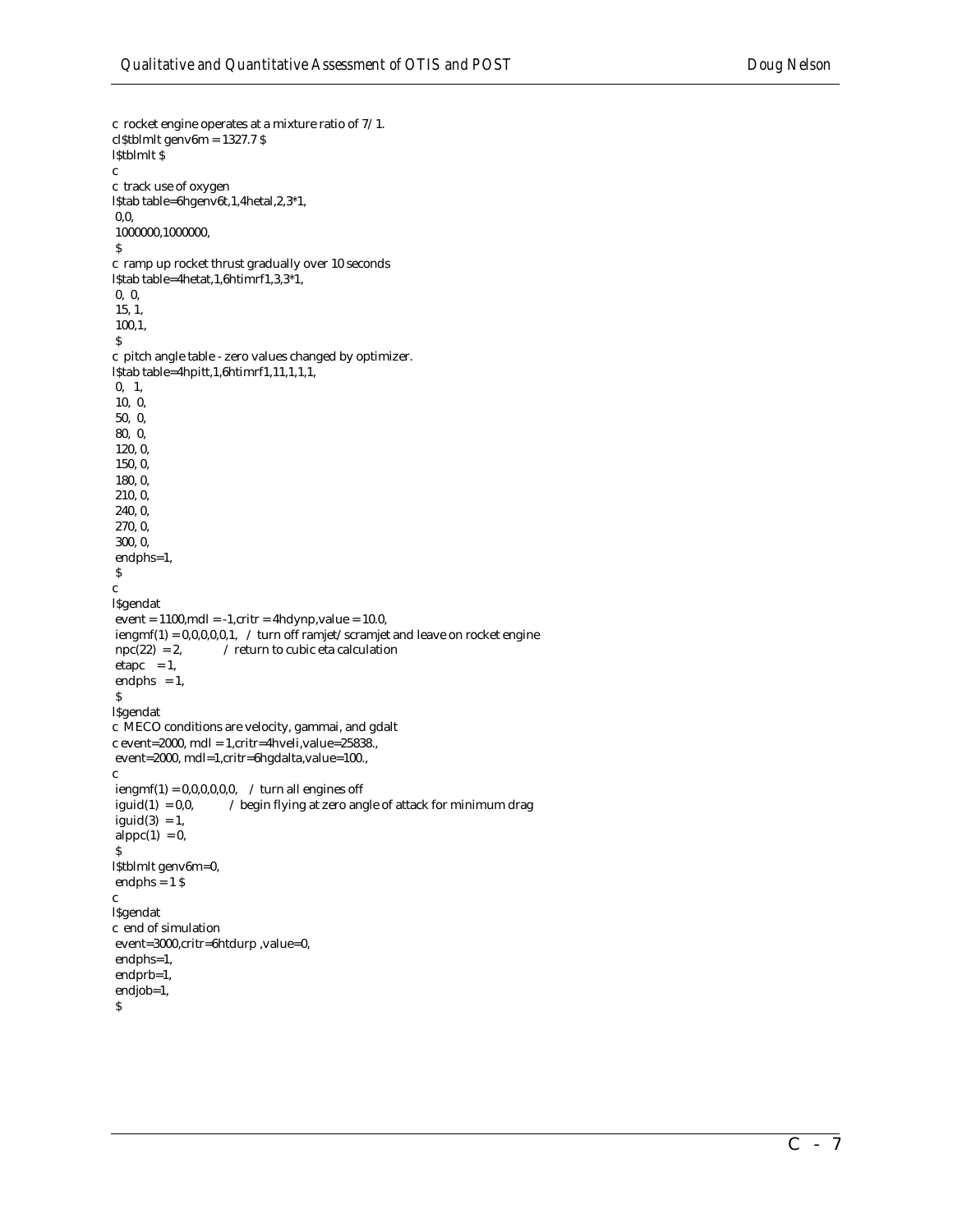```
c  rocket engine operates at a mixture ratio of 7/1.
cl$tblmlt genv6m = 1327.7 $
l$tblmlt $
c
c  track use of oxygen
l$tab table=6hgenv6t,1,4hetal,2,3*1,
 0,0,
 1000000,1000000,
 $
c  ramp up rocket thrust gradually over 10 seconds
l$tab table=4hetat,1,6htimrf1,3,3*1,
 0,  0,
 15, 1,
 100,1,
 $
c  pitch angle table - zero values changed by optimizer.
l$tab table=4hpitt,1,6htimrf1,11,1,1,1,
 0,   1,
 10,  0,
 50,  0,
 80,  0,
 120, 0,
 150, 0,
 180, 0,
 210, 0,
 240, 0,
 270, 0,
 300, 0,
 endphs=1,
 $
c
l$gendat
 event = 1100,mdl = -1,critr = 4hdynp,value = 10.0,
 iengmf(1) = 0,0,0,0,0,1,   / turn off ramjet/scramjet and leave on rocket engine
 npc(22)  = 2,              / return to cubic eta calculation
 etapc    = 1,
 endphs   = 1,
 $
l$gendat
c  MECO conditions are velocity, gammai, and gdalt
c event=2000, mdl = 1,critr=4hveli,value=25838.,
 event=2000, mdl=1,critr=6hgdalta,value=100.,
c
 iengmf(1) = 0,0,0,0,0,0,   / turn all engines off
 iguid(1)  = 0,0,           / begin flying at zero angle of attack for minimum drag
 iguid(3)  = 1,
 alppc(1)  = 0,
 $
l$tblmlt genv6m=0,
 endphs = 1 $
c
l$gendat
c  end of simulation
 event=3000,critr=6htdurp ,value=0,
 endphs=1,
 endprb=1,
 endjob=1,
 $
```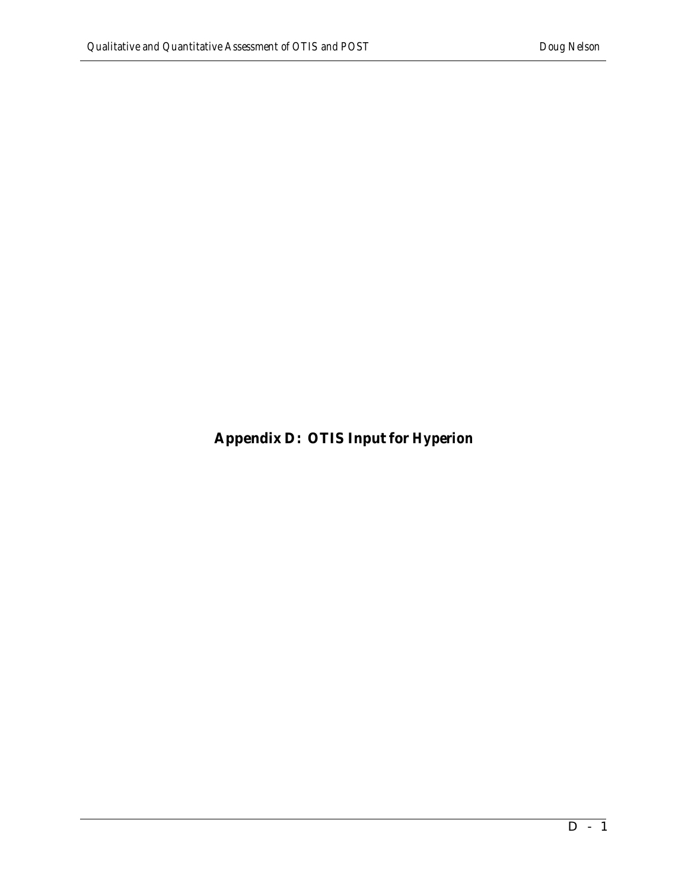# Appendix D: OTIS Input for Hyperion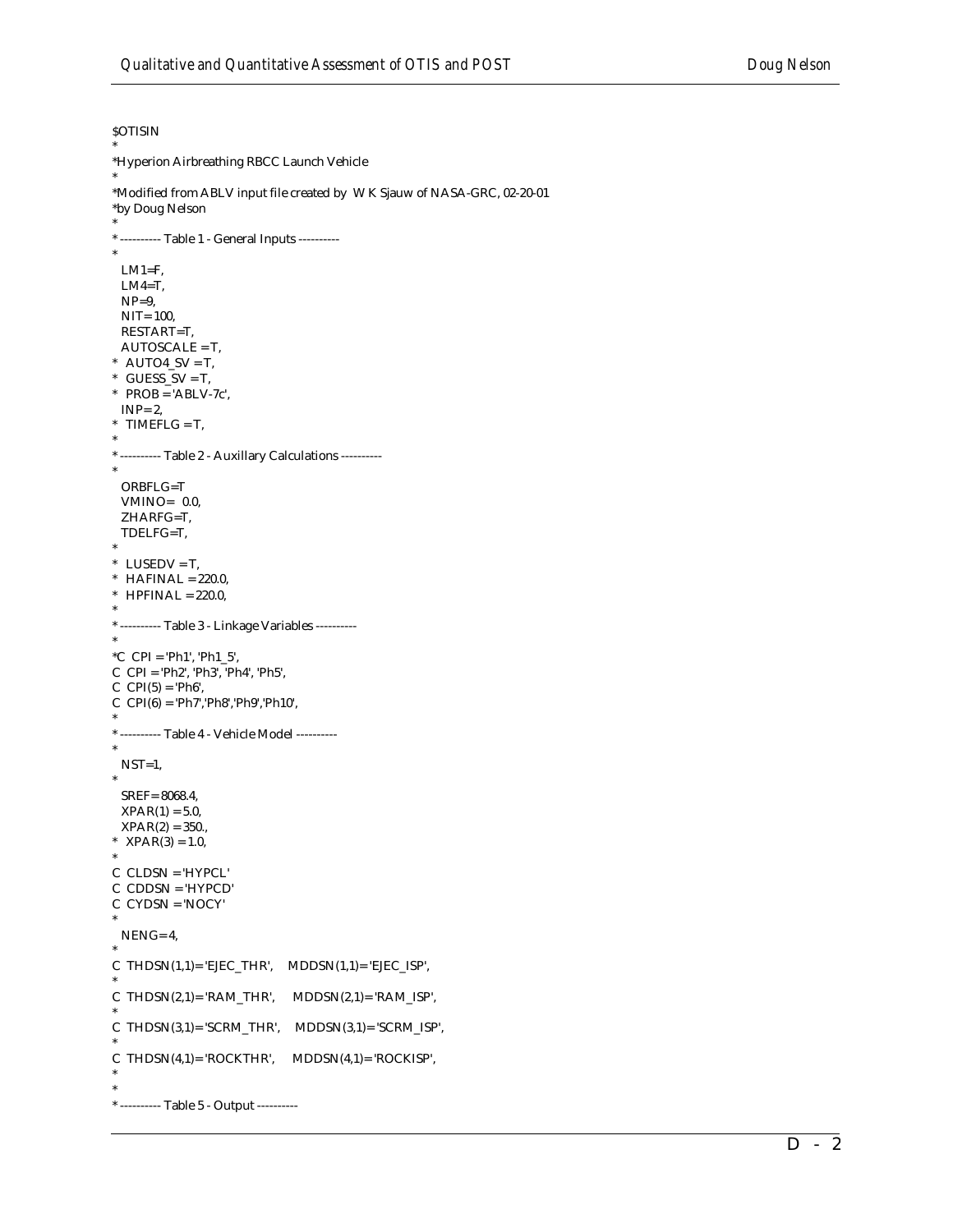```
$OTISIN
*
*Hyperion Airbreathing RBCC Launch Vehicle
*
*Modified from ABLV input file created by  W K Sjauw of NASA-GRC, 02-20-01
*by Doug Nelson
*
* ---------- Table 1 - General Inputs ----------
*
  LM1=F,
  LM4=T,
  NP=9,
  NIT= 100,
  RESTART=T,
  AUTOSCALE = T,
*  AUTO4_SV = T,
*  GUESS_SV = T,
*  PROB = 'ABLV-7c',
  INP= 2,
*  TIMEFLG = T,
*
* ---------- Table 2 - Auxillary Calculations ----------
*
  ORBFLG=T
  VMINO=  0.0,
  ZHARFG=T,
  TDELFG=T,
*
*  LUSEDV = T,
*  HAFINAL = 220.0,
*  HPFINAL = 220.0,
*
* ---------- Table 3 - Linkage Variables ----------
*
*C  CPI = 'Ph1', 'Ph1_5',
C  CPI = 'Ph2', 'Ph3', 'Ph4', 'Ph5',
C  CPI(5) = 'Ph6',
C  CPI(6) = 'Ph7','Ph8','Ph9','Ph10',
*
* ---------- Table 4 - Vehicle Model ----------
*
  NST=1,
*
  SREF= 8068.4,
  XPAR(1) = 5.0,
  XPAR(2) = 350.,
*  XPAR(3) = 1.0,
*
C  CLDSN = 'HYPCL'
C  CDDSN = 'HYPCD'
C  CYDSN = 'NOCY'
*
  NENG= 4,
*
C  THDSN(1,1)= 'EJEC_THR',    MDDSN(1,1)= 'EJEC_ISP',
*
C  THDSN(2,1)= 'RAM_THR',     MDDSN(2,1)= 'RAM_ISP',
*
C  THDSN(3,1)= 'SCRM_THR',    MDDSN(3,1)= 'SCRM_ISP',
*
C  THDSN(4,1)= 'ROCKTHR',     MDDSN(4,1)= 'ROCKISP',
*
*
* ---------- Table 5 - Output ----------
```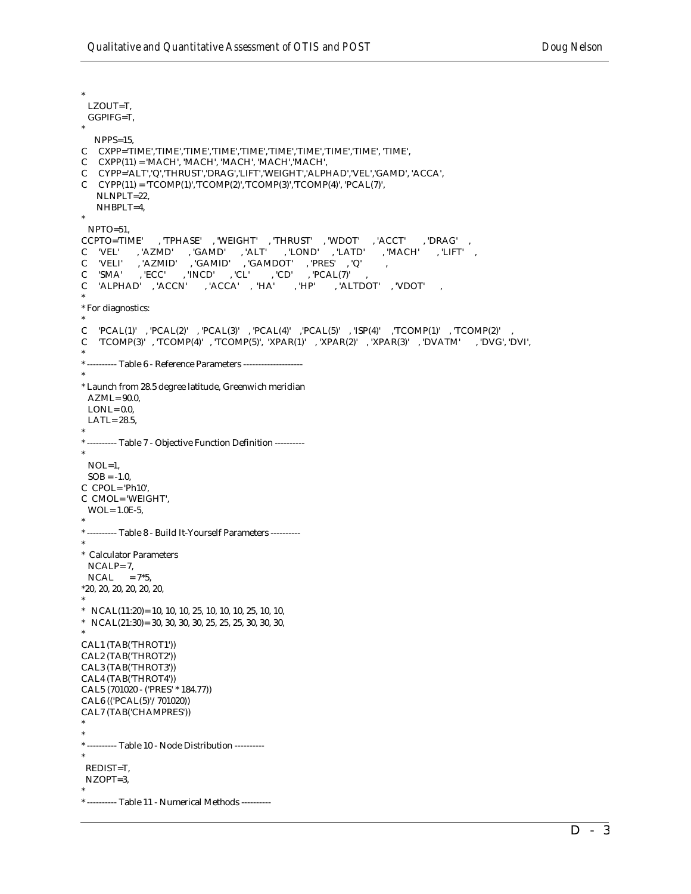```
*
  LZOUT=T,
  GGPIFG=T,
*
    NPPS=15,
C    CXPP='TIME','TIME','TIME','TIME','TIME','TIME','TIME','TIME','TIME', 'TIME',
C    CXPP(11) = 'MACH', 'MACH', 'MACH', 'MACH','MACH',
C    CYPP='ALT','Q','THRUST','DRAG','LIFT','WEIGHT','ALPHAD','VEL','GAMD', 'ACCA',
C    CYPP(11) = 'TCOMP(1)','TCOMP(2)','TCOMP(3)','TCOMP(4)', 'PCAL(7)',
     NLNPLT=22,
     NHBPLT=4,
*
  NPTO=51,
CCPTO='TIME'      , 'TPHASE'    , 'WEIGHT'    , 'THRUST'    , 'WDOT'     , 'ACCT'      , 'DRAG'    ,
C    'VEL'      , 'AZMD'      , 'GAMD'      , 'ALT'      , 'LOND'     , 'LATD'      , 'MACH'      , 'LIFT'    ,
C    'VELI'      , 'AZMID'     , 'GAMID'     , 'GAMDOT'     , 'PRES'    , 'Q'         ,
C    'SMA'       , 'ECC'       , 'INCD'      , 'CL'         , 'CD'       , 'PCAL(7)'     ,
C    'ALPHAD'    , 'ACCN'       , 'ACCA'    ,  'HA'        , 'HP'       , 'ALTDOT'    , 'VDOT'      ,
*
* For diagnostics:
*
C    'PCAL(1)'   , 'PCAL(2)'   , 'PCAL(3)'   , 'PCAL(4)'   ,'PCAL(5)'   , 'ISP(4)'    ,'TCOMP(1)'   , 'TCOMP(2)'    ,
C    'TCOMP(3)'   , 'TCOMP(4)'   , 'TCOMP(5)',  'XPAR(1)'   , 'XPAR(2)'   , 'XPAR(3)'   , 'DVATM'      , 'DVG', 'DVI',
*
* ---------- Table 6 - Reference Parameters --------------------
*
* Launch from 28.5 degree latitude, Greenwich meridian
  AZML = 90.0,
  LONL = 0.0,
  LATL = 28.5,
*
* ---------- Table 7 - Objective Function Definition ----------
*
  NOL=1,
  SOB = -1.0,
C  CPOL = 'Ph10',
C  CMOL = 'WEIGHT',
  WOL = 1.0E-5,
*
* ---------- Table 8 - Build It-Yourself Parameters ----------
*
*  Calculator Parameters
  NCALP = 7,
  NCAL      = 7*5,
*20, 20, 20, 20, 20, 20,
*
*   NCAL(11:20) = 10, 10, 10, 25, 10, 10, 10, 25, 10, 10,
*   NCAL(21:30) = 30, 30, 30, 30, 25, 25, 25, 30, 30, 30,
*
CAL1 (TAB('THROT1'))
CAL2 (TAB('THROT2'))
CAL3 (TAB('THROT3'))
CAL4 (TAB('THROT4'))
CAL5 (701020 - ('PRES' * 184.77))
CAL6 (('PCAL(5)'/ 701020))
CAL7 (TAB('CHAMPRES'))
*
*
* ---------- Table 10 - Node Distribution ----------
*
  REDIST=T,
  NZOPT=3,
*
* ---------- Table 11 - Numerical Methods ----------
```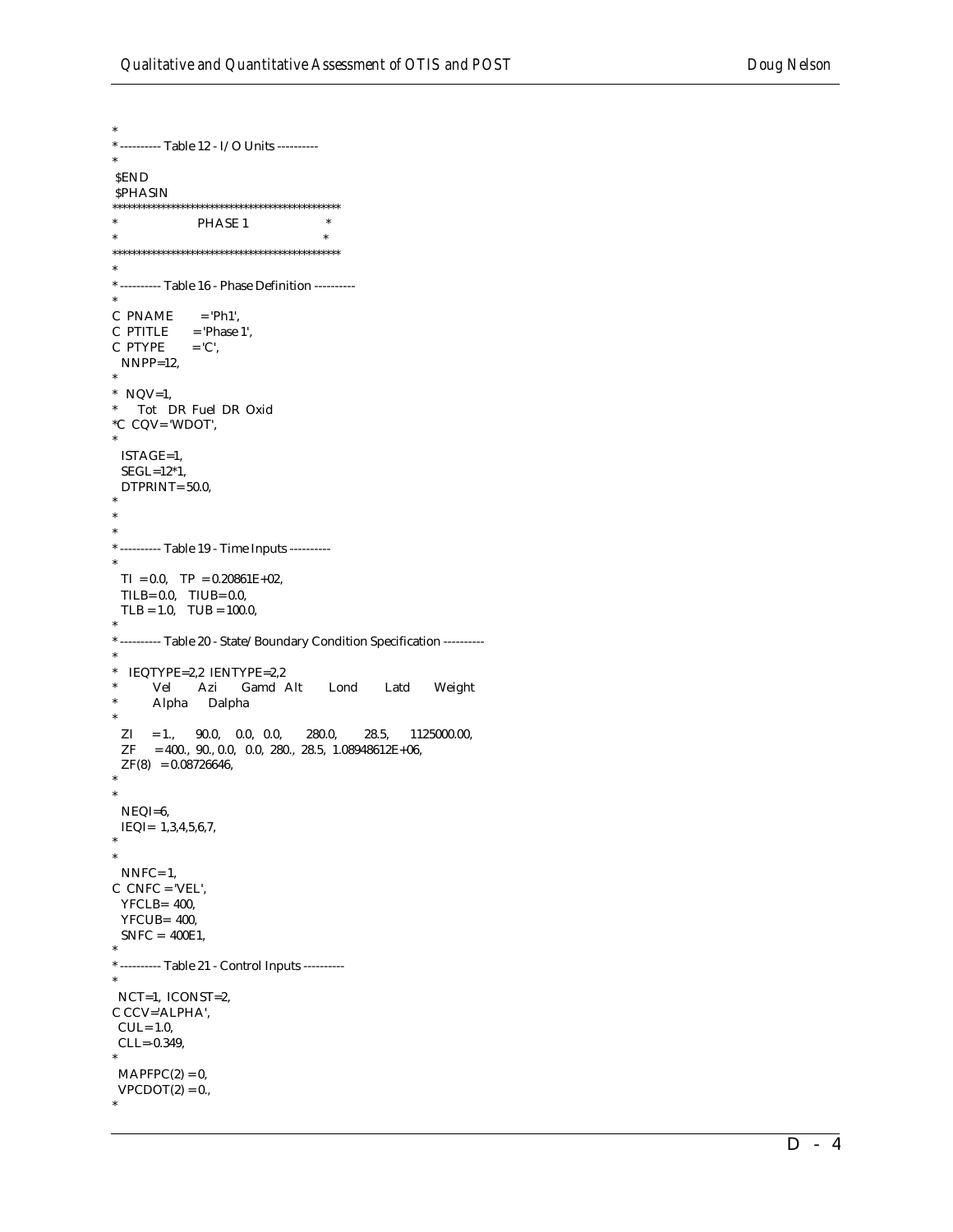```
*
* ---------- Table 12 - I/O Units ----------
*
 $END
 $PHASIN
************************************************
*                  PHASE 1                     *
*                                              *
************************************************
*
* ---------- Table 16 - Phase Definition ----------
*
C  PNAME     = 'Ph1',
C  PTITLE    = 'Phase 1',
C  PTYPE     = 'C',
   NNPP=12,
*
*  NQV=1,
*     Tot   DR  Fuel  DR  Oxid
*C  CQV= 'WDOT',
*
   ISTAGE=1,
   SEGL=12*1,
   DTPRINT= 50.0,
*
*
*
* ---------- Table 19 - Time Inputs ----------
*
   TI  = 0.0,   TP  = 0.20861E+02,
   TILB= 0.0,   TIUB= 0.0,
   TLB = 1.0,   TUB = 100.0,
*
* ---------- Table 20 - State/Boundary Condition Specification ----------
*
*   IEQTYPE=2,2  IENTYPE=2,2
*       Vel      Azi     Gamd  Alt      Lond      Latd      Weight
*       Alpha      Dalpha
*
   ZI    = 1.,      90.0,   0.0,  0.0,     280.0,      28.5,     1125000.00,
   ZF    = 400.,  90., 0.0,  0.0,  280.,  28.5,  1.08948612E+06,
   ZF(8)  = 0.08726646,
*
*
   NEQI=6,
   IEQI= 1,3,4,5,6,7,
*
*
   NNFC= 1,
C  CNFC = 'VEL',
   YFCLB= 400,
   YFCUB= 400,
   SNFC = 400E1,
*
* ---------- Table 21 - Control Inputs ----------
*
  NCT=1,  ICONST=2,
C CCV='ALPHA',
  CUL= 1.0,
  CLL=-0.349,
*
  MAPFPC(2) = 0,
  VPCDOT(2) = 0.,
*
```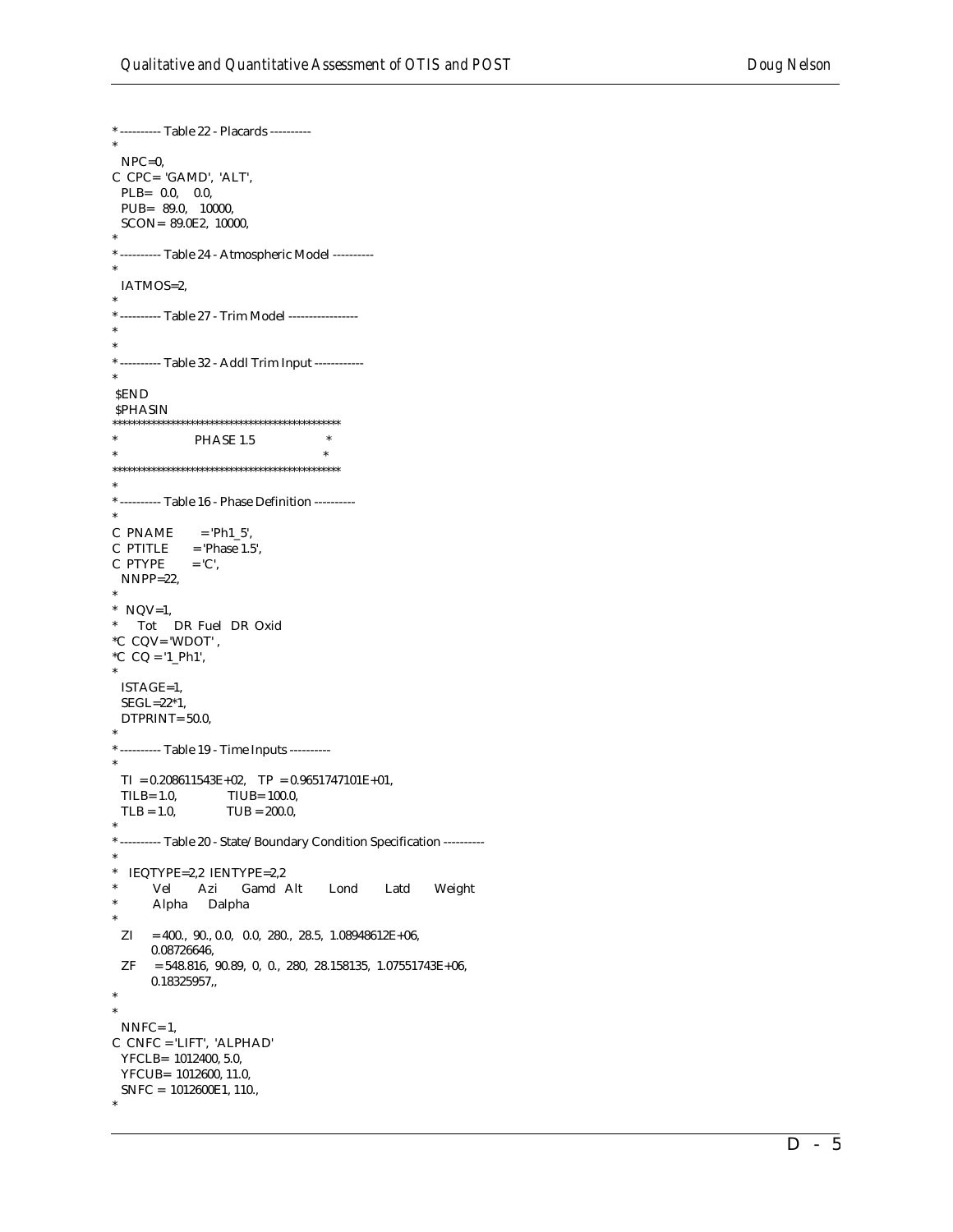```
*---------- Table 22 - Placards ----------
*
  NPC=0,
C CPC= 'GAMD', 'ALT',
  PLB=  0.0,   0.0,
  PUB=  89.0,   10000,
  SCON= 89.0E2, 10000,
*
*---------- Table 24 - Atmospheric Model ----------
*
  IATMOS=2,
*
*---------- Table 27 - Trim Model -----------------
*
*
*---------- Table 32 - Addl Trim Input ------------
*
 $END
 $PHASIN
**********************************************
*                PHASE 1.5                   *
*                                            *
**********************************************
*
*---------- Table 16 - Phase Definition ----------
*
C PNAME      = 'Ph1_5',
C PTITLE     = 'Phase 1.5',
C PTYPE      = 'C',
  NNPP=22,
*
*  NQV=1,
*    Tot    DR Fuel  DR Oxid
*C CQV= 'WDOT' ,
*C CQ = '1_Ph1',
*
  ISTAGE=1,
  SEGL=22*1,
  DTPRINT= 50.0,
*
*---------- Table 19 - Time Inputs ----------
*
  TI  = 0.208611543E+02,   TP  = 0.9651747101E+01,
  TILB= 1.0,               TIUB= 100.0,
  TLB = 1.0,               TUB = 200.0,
*
*---------- Table 20 - State/Boundary Condition Specification ----------
*
*  IEQTYPE=2,2 IENTYPE=2,2
*      Vel      Azi      Gamd  Alt      Lond      Latd      Weight
*      Alpha    Dalpha
*
  ZI    = 400., 90., 0.0,  0.0, 280., 28.5, 1.08948612E+06,
        0.08726646,
  ZF    = 548.816, 90.89, 0, 0., 280, 28.158135, 1.07551743E+06,
        0.18325957,,
*
*
  NNFC= 1,
C CNFC = 'LIFT', 'ALPHAD'
  YFCLB= 1012400, 5.0,
  YFCUB= 1012600, 11.0,
  SNFC = 1012600E1, 110.,
*
```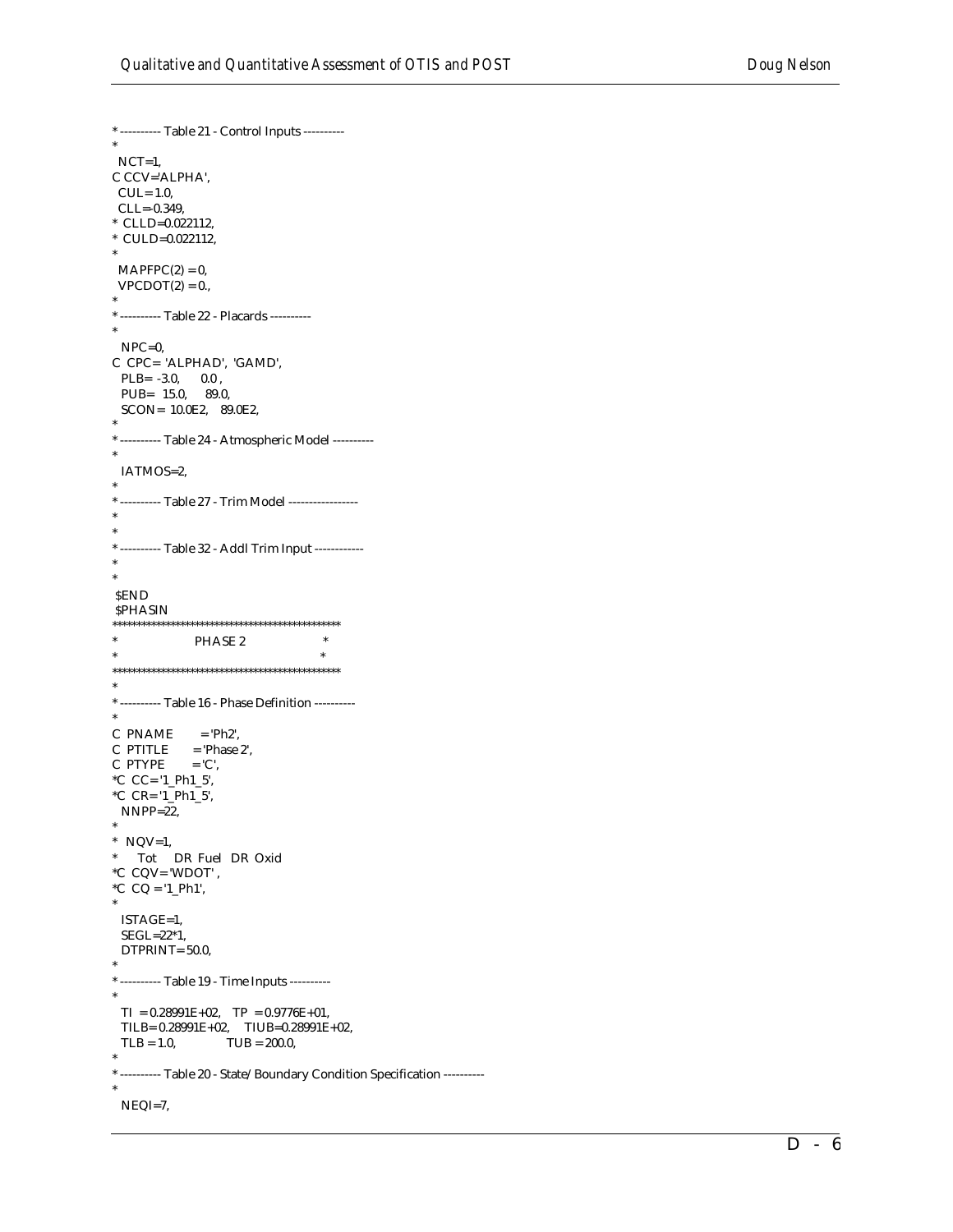```
*---------- Table 21 - Control Inputs ----------
*
  NCT=1,
C CCV='ALPHA',
  CUL= 1.0,
  CLL=-0.349,
* CLLD=0.022112,
* CULD=0.022112,
*
  MAPFPC(2) = 0,
  VPCDOT(2) = 0.,
*
*---------- Table 22 - Placards ----------
*
  NPC=0,
C  CPC= 'ALPHAD',  'GAMD',
   PLB=  -3.0,     0.0 ,
   PUB=  15.0,     89.0,
   SCON=  10.0E2,   89.0E2,
*
*---------- Table 24 - Atmospheric Model ----------
*
  IATMOS=2,
*
*---------- Table 27 - Trim Model -----------------
*
*
*---------- Table 32 - Addl Trim Input ------------
*
*
 $END
 $PHASIN
**********************************************
*                 PHASE 2                 *
*                                         *
**********************************************
*
*---------- Table 16 - Phase Definition ----------
*
C  PNAME      = 'Ph2',
C  PTITLE     = 'Phase 2',
C  PTYPE      = 'C',
*C  CC= '1_Ph1_5',
*C  CR= '1_Ph1_5',
  NNPP=22,
*
*  NQV=1,
*     Tot    DR  Fuel   DR  Oxid
*C  CQV= 'WDOT' ,
*C  CQ = '1_Ph1',
*
  ISTAGE=1,
  SEGL=22*1,
  DTPRINT= 50.0,
*
*---------- Table 19 - Time Inputs ----------
*
  TI  = 0.28991E+02,   TP  = 0.9776E+01,
  TILB= 0.28991E+02,   TIUB=0.28991E+02,
  TLB = 1.0,           TUB = 200.0,
*
*---------- Table 20 - State/Boundary Condition Specification ----------
*
  NEQI=7,
```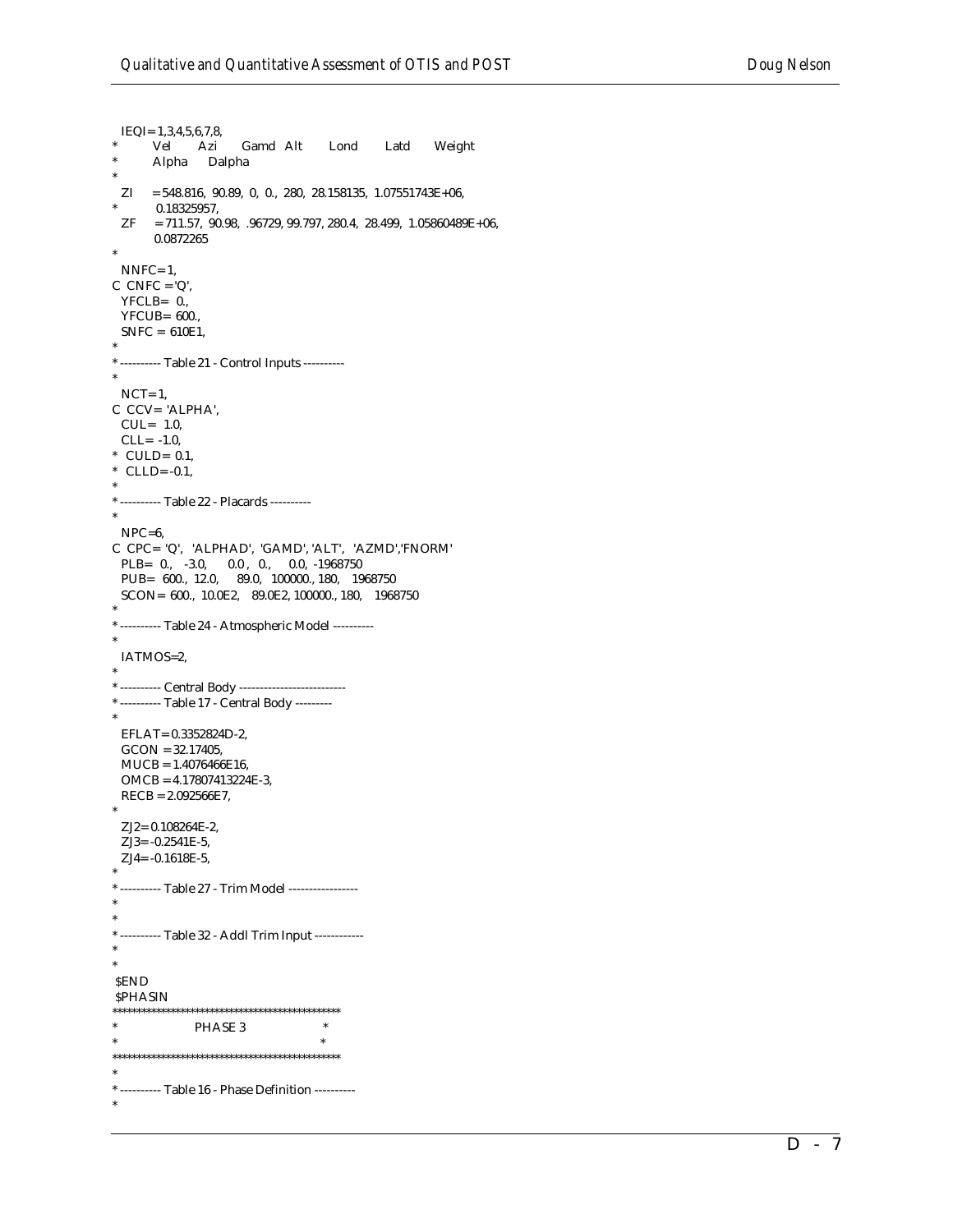```
  IEQI=1,3,4,5,6,7,8,
*        Vel      Azi      Gamd  Alt      Lond      Latd      Weight
*        Alpha    Dalpha
*
  ZI    = 548.816,  90.89,  0,  0.,  280,  28.158135,  1.07551743E+06,
*         0.18325957,
  ZF    = 711.57,  90.98,  .96729, 99.797, 280.4,  28.499,  1.05860489E+06,
          0.0872265
*
  NNFC=1,
C CNFC ='Q',
  YFCLB=  0.,
  YFCUB= 600.,
  SNFC = 610E1,
*
*---------- Table 21 - Control Inputs ----------
*
  NCT=1,
C CCV= 'ALPHA',
  CUL=  1.0,
  CLL= -1.0,
*  CULD= 0.1,
*  CLLD=-0.1,
*
*---------- Table 22 - Placards ----------
*
  NPC=6,
C CPC= 'Q',   'ALPHAD', 'GAMD', 'ALT',   'AZMD','FNORM'
  PLB=  0.,   -3.0,     0.0 ,  0.,     0.0,  -1968750
  PUB=  600.,  12.0,    89.0,  100000., 180,   1968750
  SCON= 600.,  10.0E2,  89.0E2, 100000., 180,   1968750
*
*---------- Table 24 - Atmospheric Model ----------
*
  IATMOS=2,
*
*---------- Central Body ---------------------------
*---------- Table 17 - Central Body ---------
*
  EFLAT= 0.3352824D-2,
  GCON = 32.17405,
  MUCB = 1.4076466E16,
  OMCB = 4.17807413224E-3,
  RECB = 2.092566E7,
*
  ZJ2= 0.108264E-2,
  ZJ3= -0.2541E-5,
  ZJ4= -0.1618E-5,
*
*---------- Table 27 - Trim Model -----------------
*
*
*---------- Table 32 - Addl Trim Input ------------
*
*
 $END
 $PHASIN
***********************************************
*                  PHASE 3                    *
*                                             *
***********************************************
*
*---------- Table 16 - Phase Definition ----------
*
```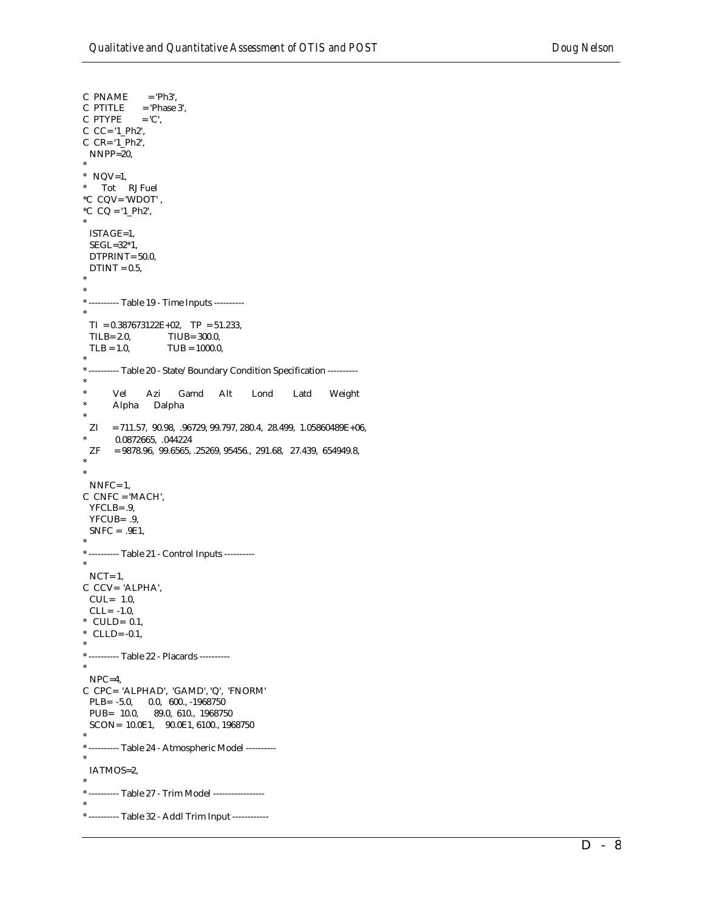```
C  PNAME        = 'Ph3',
C  PTITLE       = 'Phase 3',
C  PTYPE        = 'C',
C  CC= '1_Ph2',
C  CR= '1_Ph2',
   NNPP=20,
*
*  NQV=1,
*     Tot     RJ Fuel
*C  CQV= 'WDOT' ,
*C  CQ = '1_Ph2',
*
   ISTAGE=1,
   SEGL=32*1,
   DTPRINT= 50.0,
   DTINT = 0.5,
*
*
* ---------- Table 19 - Time Inputs ----------
*
   TI  = 0.387673122E+02,    TP  = 51.233,
   TILB= 2.0,                TIUB= 300.0,
   TLB = 1.0,                TUB = 1000.0,
*
* ---------- Table 20 - State/ Boundary Condition Specification ----------
*
*          Vel       Azi      Gamd      Alt       Lond       Latd       Weight
*          Alpha      Dalpha
*
   ZI     = 711.57,  90.98,  .96729, 99.797, 280.4,  28.499,  1.05860489E+06,
*           0.0872665,  .044224
   ZF     = 9878.96,  99.6565, .25269, 95456., 291.68,   27.439,  654949.8,
*
*
   NNFC= 1,
C  CNFC = 'MACH',
   YFCLB= .9,
   YFCUB=  .9,
   SNFC =  .9E1,
*
* ---------- Table 21 - Control Inputs ----------
*
   NCT= 1,
C  CCV=  'ALPHA',
   CUL=  1.0,
   CLL=  -1.0,
*  CULD=  0.1,
*  CLLD= -0.1,
*
* ---------- Table 22 - Placards ----------
*
   NPC=4,
C  CPC=  'ALPHAD',  'GAMD', 'Q',  'FNORM'
   PLB=  -5.0,      0.0,   600., -1968750
   PUB=   10.0,      89.0,  610.,  1968750
   SCON=  10.0E1,     90.0E1, 6100., 1968750
*
* ---------- Table 24 - Atmospheric Model ----------
*
   IATMOS=2,
*
* ---------- Table 27 - Trim Model -----------------
*
* ---------- Table 32 - Addl Trim Input ------------
```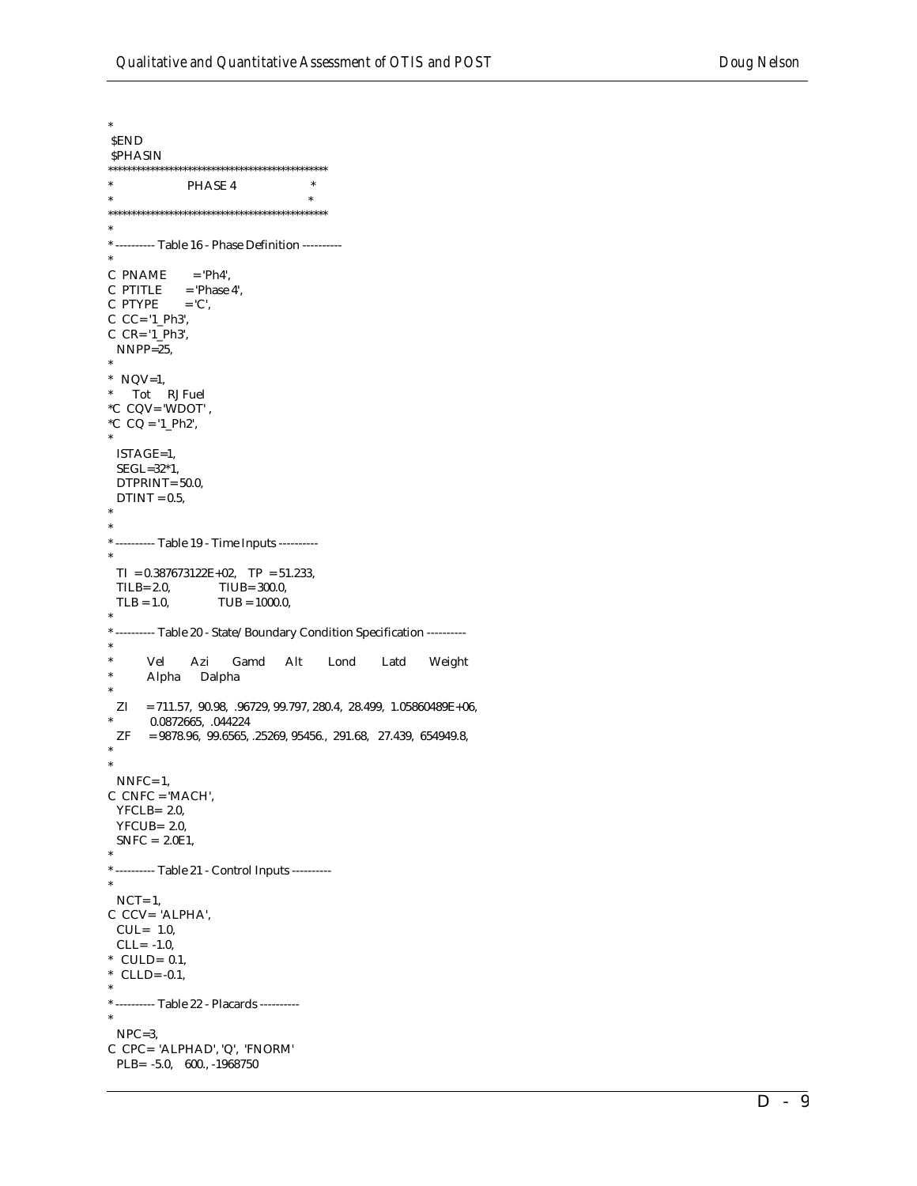```
*
 $END
 $PHASIN
************************************************
*                  PHASE 4                     *
*                                              *
************************************************
*
* ---------- Table 16 - Phase Definition ----------
*
C  PNAME       = 'Ph4',
C  PTITLE      = 'Phase 4',
C  PTYPE       = 'C',
C  CC= '1_Ph3',
C  CR= '1_Ph3',
   NNPP=25,
*
*  NQV=1,
*     Tot    RJ Fuel
*C  CQV= 'WDOT' ,
*C  CQ = '1_Ph2',
*
   ISTAGE=1,
   SEGL=32*1,
   DTPRINT= 50.0,
   DTINT = 0.5,
*
*
* ---------- Table 19 - Time Inputs ----------
*
   TI  = 0.387673122E+02,   TP  = 51.233,
   TILB= 2.0,               TIUB= 300.0,
   TLB = 1.0,               TUB = 1000.0,
*
* ---------- Table 20 - State/Boundary Condition Specification ----------
*
*         Vel      Azi      Gamd     Alt      Lond      Latd      Weight
*         Alpha    Dalpha
*
   ZI    = 711.57,  90.98,  .96729, 99.797, 280.4,  28.499,  1.05860489E+06,
*           0.0872665,  .044224
   ZF    = 9878.96,  99.6565, .25269, 95456., 291.68,  27.439,  654949.8,
*
*
   NNFC= 1,
C  CNFC = 'MACH',
   YFCLB= 2.0,
   YFCUB= 2.0,
   SNFC = 2.0E1,
*
* ---------- Table 21 - Control Inputs ----------
*
   NCT= 1,
C  CCV= 'ALPHA',
   CUL=  1.0,
   CLL= -1.0,
*  CULD= 0.1,
*  CLLD= -0.1,
*
* ---------- Table 22 - Placards ----------
*
   NPC=3,
C  CPC= 'ALPHAD', 'Q',  'FNORM'
   PLB= -5.0,   600., -1968750
```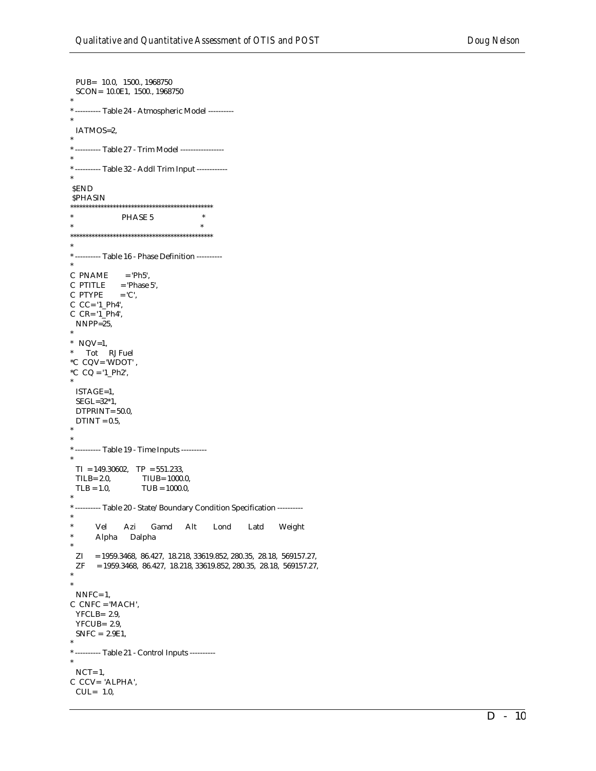```
  PUB=  10.0,   1500., 1968750
  SCON= 10.0E1,  1500., 1968750
*
* ---------- Table 24 - Atmospheric Model ----------
*
  IATMOS=2,
*
* ---------- Table 27 - Trim Model -----------------
*
* ---------- Table 32 - Addl Trim Input ------------
*
 $END
 $PHASIN
*********************************************
*                  PHASE 5                  *
*                                           *
*********************************************
*
* ---------- Table 16 - Phase Definition ----------
*
C  PNAME       = 'Ph5',
C  PTITLE      = 'Phase 5',
C  PTYPE       = 'C',
C  CC= '1_Ph4',
C  CR= '1_Ph4',
  NNPP=25,
*
*  NQV=1,
*     Tot     RJ Fuel
*C  CQV= 'WDOT' ,
*C  CQ = '1_Ph2',
*
  ISTAGE=1,
  SEGL=32*1,
  DTPRINT= 50.0,
  DTINT = 0.5,
*
*
* ---------- Table 19 - Time Inputs ----------
*
  TI  = 149.30602,   TP  = 551.233,
  TILB= 2.0,         TIUB= 1000.0,
  TLB = 1.0,         TUB = 1000.0,
*
* ---------- Table 20 - State/Boundary Condition Specification ----------
*
*        Vel      Azi      Gamd     Alt       Lond      Latd      Weight
*        Alpha    Dalpha
*
  ZI     = 1959.3468,  86.427,  18.218, 33619.852, 280.35,  28.18,  569157.27,
  ZF     = 1959.3468,  86.427,  18.218, 33619.852, 280.35,  28.18,  569157.27,
*
*
  NNFC= 1,
C  CNFC = 'MACH',
  YFCLB= 2.9,
  YFCUB= 2.9,
  SNFC = 2.9E1,
*
* ---------- Table 21 - Control Inputs ----------
*
  NCT= 1,
C  CCV= 'ALPHA',
  CUL=  1.0,
```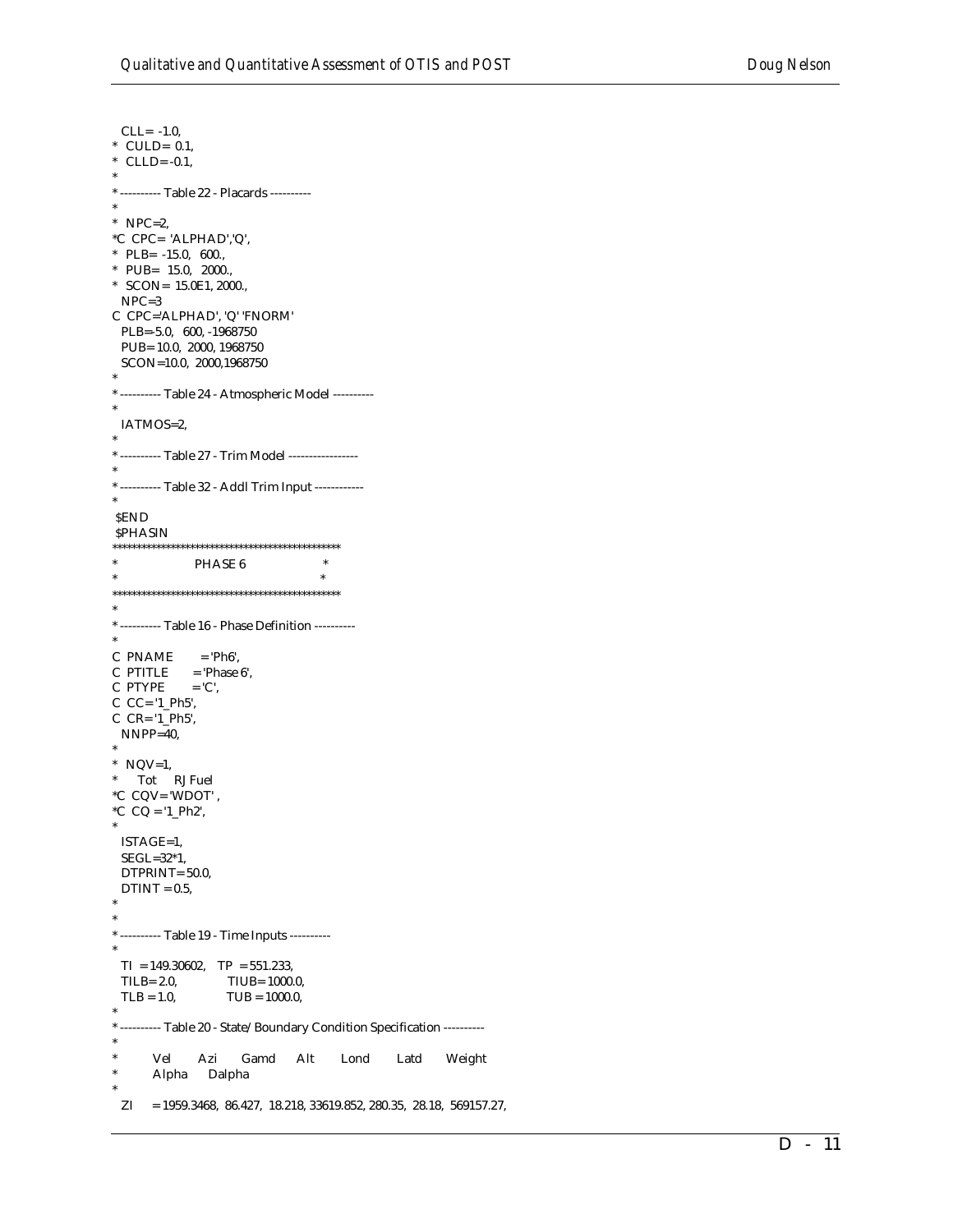```
  CLL= -1.0,
*  CULD= 0.1,
*  CLLD=-0.1,
*
*---------- Table 22 - Placards ----------
*
*  NPC=2,
*C  CPC= 'ALPHAD','Q',
*  PLB= -15.0,  600.,
*  PUB=  15.0,  2000.,
*  SCON= 15.0E1, 2000.,
  NPC=3
C  CPC='ALPHAD', 'Q' 'FNORM'
  PLB=-5.0,  600, -1968750
  PUB= 10.0,  2000, 1968750
  SCON=10.0,  2000,1968750
*
*---------- Table 24 - Atmospheric Model ----------
*
  IATMOS=2,
*
*---------- Table 27 - Trim Model -----------------
*
*---------- Table 32 - Addl Trim Input ------------
*
 $END
 $PHASIN
**********************************************
*                    PHASE 6                  *
*                                             *
**********************************************
*
*---------- Table 16 - Phase Definition ----------
*
C  PNAME      = 'Ph6',
C  PTITLE     = 'Phase 6',
C  PTYPE      = 'C',
C  CC= '1_Ph5',
C  CR= '1_Ph5',
  NNPP=40,
*
*  NQV=1,
*     Tot     RJ Fuel
*C  CQV= 'WDOT' ,
*C  CQ = '1_Ph2',
*
  ISTAGE=1,
  SEGL=32*1,
  DTPRINT= 50.0,
  DTINT = 0.5,
*
*
*---------- Table 19 - Time Inputs ----------
*
  TI  = 149.30602,   TP  = 551.233,
  TILB= 2.0,              TIUB= 1000.0,
  TLB = 1.0,              TUB = 1000.0,
*
*---------- Table 20 - State/Boundary Condition Specification ----------
*
*        Vel      Azi      Gamd      Alt       Lond       Latd       Weight
*        Alpha      Dalpha
*
  ZI     = 1959.3468,  86.427,  18.218, 33619.852, 280.35,  28.18,  569157.27,
```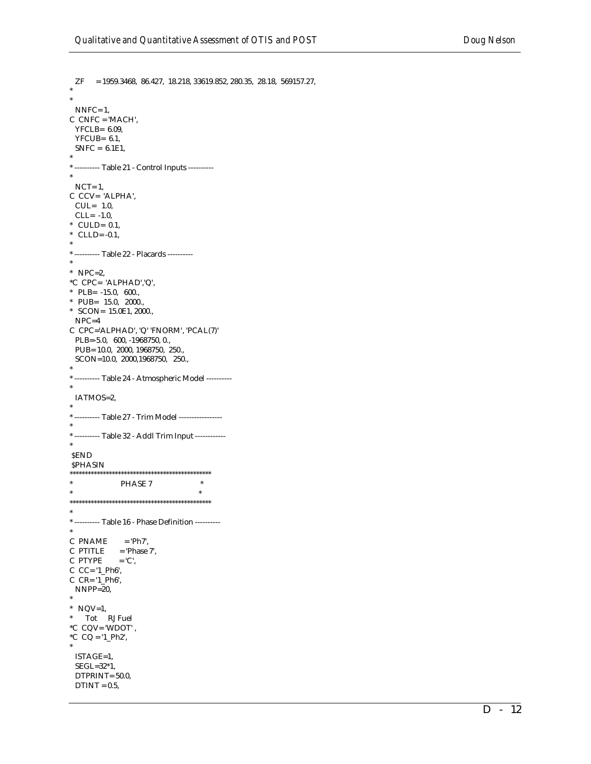```
  ZF     = 1959.3468,  86.427,  18.218, 33619.852, 280.35,  28.18,  569157.27,
*
*
  NNFC=1,
C  CNFC = 'MACH',
  YFCLB= 6.09,
  YFCUB= 6.1,
  SNFC = 6.1E1,
*
* ---------- Table 21 - Control Inputs ----------
*
  NCT=1,
C  CCV= 'ALPHA',
  CUL=  1.0,
  CLL= -1.0,
*  CULD= 0.1,
*  CLLD= -0.1,
*
* ---------- Table 22 - Placards ----------
*
*  NPC=2,
*C  CPC= 'ALPHAD','Q',
*  PLB= -15.0,   600.,
*  PUB=  15.0,   2000.,
*  SCON= 15.0E1, 2000.,
  NPC=4
C  CPC='ALPHAD', 'Q' 'FNORM', 'PCAL(7)'
  PLB=-5.0,   600, -1968750, 0.,
  PUB= 10.0,  2000, 1968750,  250.,
  SCON=10.0,  2000,1968750,   250.,
*
* ---------- Table 24 - Atmospheric Model ----------
*
  IATMOS=2,
*
* ---------- Table 27 - Trim Model -----------------
*
* ---------- Table 32 - Addl Trim Input ------------
*
 $END
 $PHASIN
**********************************************
*                    PHASE 7                  *
*                                             *
**********************************************
*
* ---------- Table 16 - Phase Definition ----------
*
C  PNAME       = 'Ph7',
C  PTITLE      = 'Phase 7',
C  PTYPE       = 'C',
C  CC= '1_Ph6',
C  CR= '1_Ph6',
  NNPP=20,
*
*  NQV=1,
*     Tot     RJ Fuel
*C  CQV= 'WDOT' ,
*C  CQ = '1_Ph2',
*
  ISTAGE=1,
  SEGL=32*1,
  DTPRINT= 50.0,
  DTINT = 0.5,
```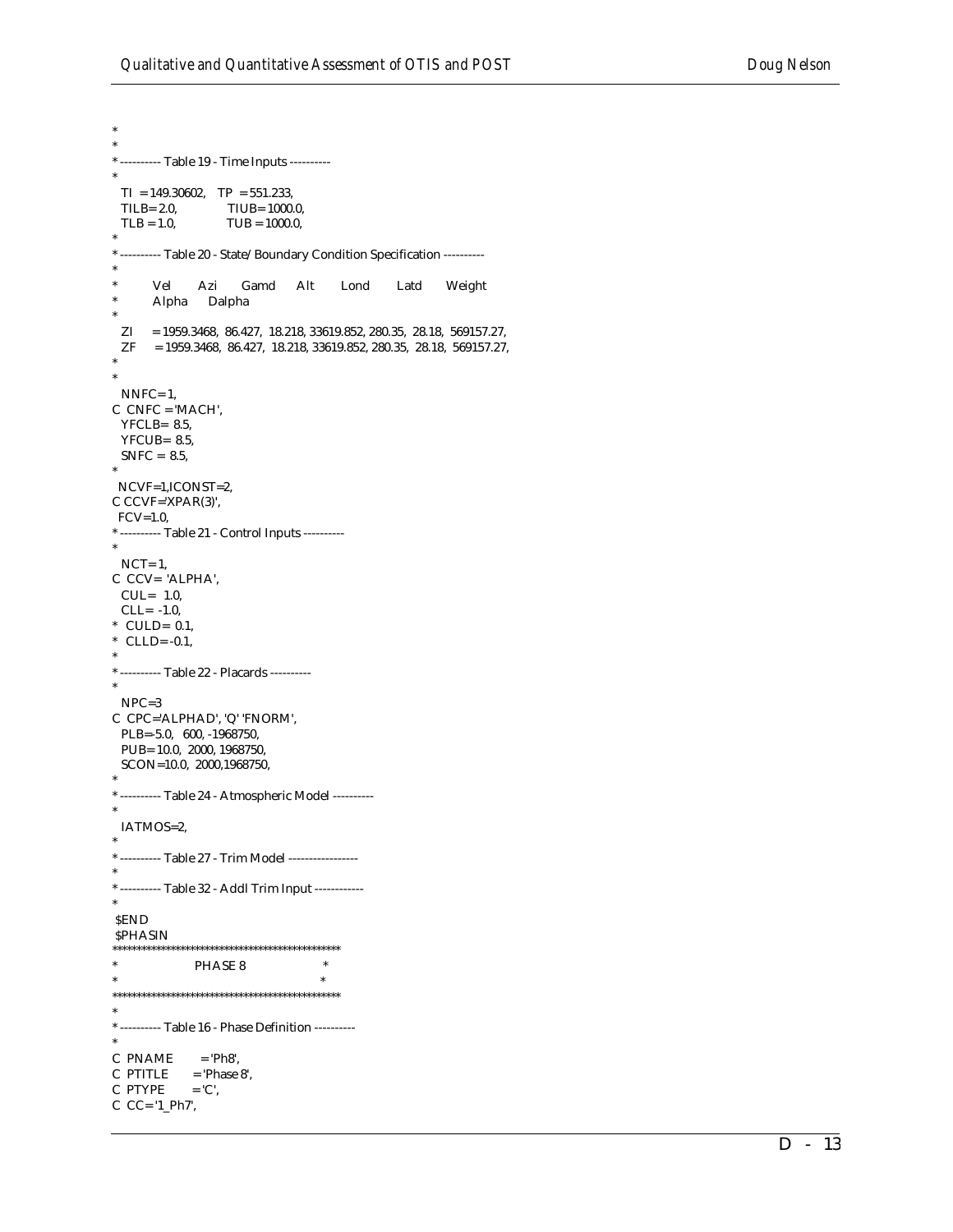```
*
*
* ---------- Table 19 - Time Inputs ----------
*
  TI  = 149.30602,    TP  = 551.233,
  TILB= 2.0,              TIUB= 1000.0,
  TLB = 1.0,              TUB = 1000.0,
*
* ---------- Table 20 - State/Boundary Condition Specification ----------
*
*         Vel       Azi       Gamd      Alt       Lond       Latd       Weight
*         Alpha      Dalpha
*
  ZI     = 1959.3468,  86.427,  18.218, 33619.852, 280.35,  28.18,  569157.27,
  ZF     = 1959.3468,  86.427,  18.218, 33619.852, 280.35,  28.18,  569157.27,
*
*
  NNFC= 1,
C  CNFC = 'MACH',
  YFCLB=  8.5,
  YFCUB=  8.5,
  SNFC  =  8.5,
*
 NCVF=1,ICONST=2,
C CCVF='XPAR(3)',
 FCV=1.0,
* ---------- Table 21 - Control Inputs ----------
*
  NCT= 1,
C  CCV= 'ALPHA',
  CUL=  1.0,
  CLL=  -1.0,
*  CULD=  0.1,
*  CLLD= -0.1,
*
* ---------- Table 22 - Placards ----------
*
  NPC=3
C  CPC='ALPHAD', 'Q' 'FNORM',
  PLB=-5.0,   600, -1968750,
  PUB= 10.0,  2000, 1968750,
  SCON=10.0,  2000,1968750,
*
* ---------- Table 24 - Atmospheric Model ----------
*
  IATMOS=2,
*
* ---------- Table 27 - Trim Model -----------------
*
* ---------- Table 32 - Addl Trim Input ------------
*
 $END
 $PHASIN
************************************************
*                     PHASE 8                       *
*                                                   *
************************************************
*
* ---------- Table 16 - Phase Definition ----------
*
C  PNAME       = 'Ph8',
C  PTITLE      = 'Phase 8',
C  PTYPE       = 'C',
C  CC= '1_Ph7',
```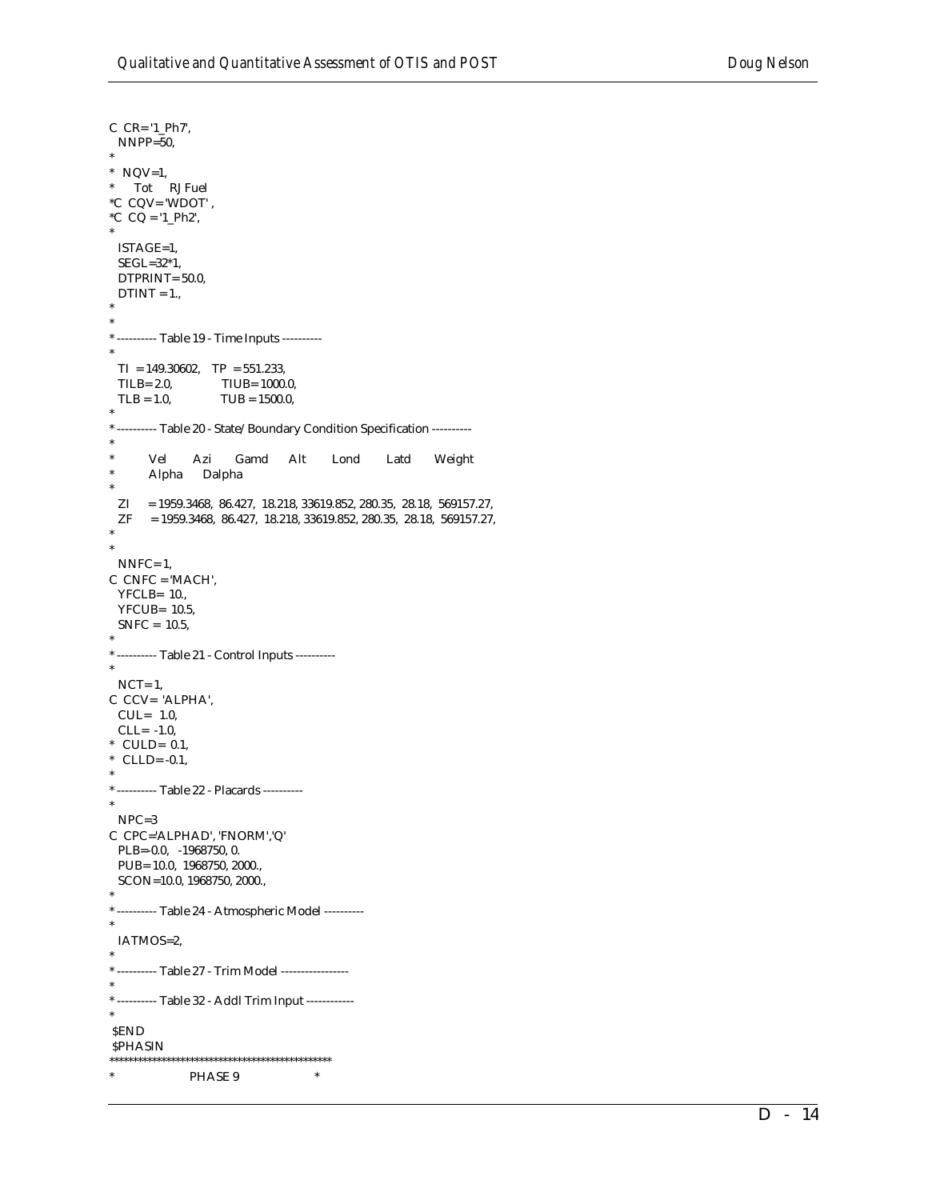```
C  CR='1_Ph7',
   NNPP=50,
*
*  NQV=1,
*     Tot     RJ Fuel
*C  CQV='WDOT' ,
*C  CQ ='1_Ph2',
*
   ISTAGE=1,
   SEGL=32*1,
   DTPRINT=50.0,
   DTINT =1.,
*
*
* ---------- Table 19 - Time Inputs ----------
*
   TI  =149.30602,   TP  =551.233,
   TILB=2.0,              TIUB=1000.0,
   TLB =1.0,              TUB =1500.0,
*
* ---------- Table 20 - State/Boundary Condition Specification ----------
*
*         Vel       Azi      Gamd      Alt       Lond       Latd      Weight
*         Alpha      Dalpha
*
   ZI     =1959.3468,  86.427,  18.218, 33619.852, 280.35,  28.18,  569157.27,
   ZF     =1959.3468,  86.427,  18.218, 33619.852, 280.35,  28.18,  569157.27,
*
*
   NNFC=1,
C  CNFC ='MACH',
   YFCLB= 10.,
   YFCUB= 10.5,
   SNFC = 10.5,
*
* ---------- Table 21 - Control Inputs ----------
*
   NCT=1,
C  CCV= 'ALPHA',
   CUL=  1.0,
   CLL= -1.0,
*  CULD= 0.1,
*  CLLD=-0.1,
*
* ---------- Table 22 - Placards ----------
*
   NPC=3
C  CPC='ALPHAD', 'FNORM','Q'
   PLB=-0.0,   -1968750, 0.
   PUB=10.0,  1968750, 2000.,
   SCON=10.0, 1968750, 2000.,
*
* ---------- Table 24 - Atmospheric Model ----------
*
   IATMOS=2,
*
* ---------- Table 27 - Trim Model -----------------
*
* ---------- Table 32 - Addl Trim Input ------------
*
 $END
 $PHASIN
**********************************************
*                    PHASE 9                     *
```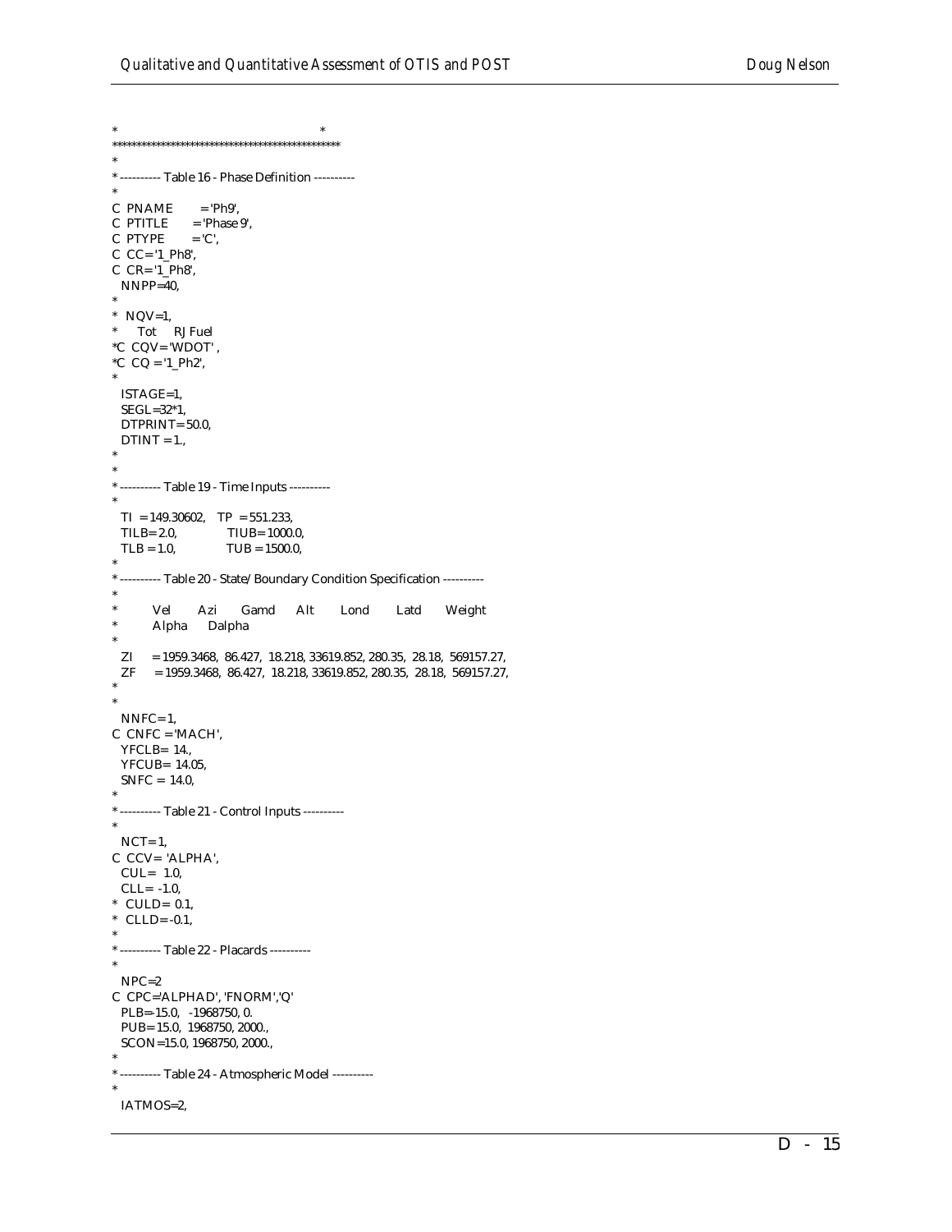```
*                                                    *
*****************************************************
*
* ---------- Table 16 - Phase Definition ----------
*
C  PNAME        = 'Ph9',
C  PTITLE       = 'Phase 9',
C  PTYPE        = 'C',
C  CC= '1_Ph8',
C  CR= '1_Ph8',
   NNPP=40,
*
*  NQV=1,
*      Tot     RJ Fuel
*C  CQV= 'WDOT' ,
*C  CQ = '1_Ph2',
*
   ISTAGE=1,
   SEGL=32*1,
   DTPRINT= 50.0,
   DTINT = 1.,
*
*
* ---------- Table 19 - Time Inputs ----------
*
   TI  = 149.30602,    TP  = 551.233,
   TILB= 2.0,              TIUB= 1000.0,
   TLB = 1.0,              TUB = 1500.0,
*
* ---------- Table 20 - State/Boundary Condition Specification ----------
*
*          Vel        Azi       Gamd       Alt        Lond        Latd        Weight
*          Alpha      Dalpha
*
   ZI      = 1959.3468,  86.427,  18.218, 33619.852, 280.35,  28.18,  569157.27,
   ZF      = 1959.3468,  86.427,  18.218, 33619.852, 280.35,  28.18,  569157.27,
*
*
   NNFC= 1,
C  CNFC = 'MACH',
   YFCLB= 14.,
   YFCUB= 14.05,
   SNFC = 14.0,
*
* ---------- Table 21 - Control Inputs ----------
*
   NCT= 1,
C  CCV= 'ALPHA',
   CUL=  1.0,
   CLL= -1.0,
*  CULD= 0.1,
*  CLLD= -0.1,
*
* ---------- Table 22 - Placards ----------
*
   NPC=2
C  CPC='ALPHAD', 'FNORM','Q'
   PLB=-15.0,   -1968750, 0.
   PUB= 15.0,  1968750, 2000.,
   SCON=15.0, 1968750, 2000.,
*
* ---------- Table 24 - Atmospheric Model ----------
*
   IATMOS=2,
```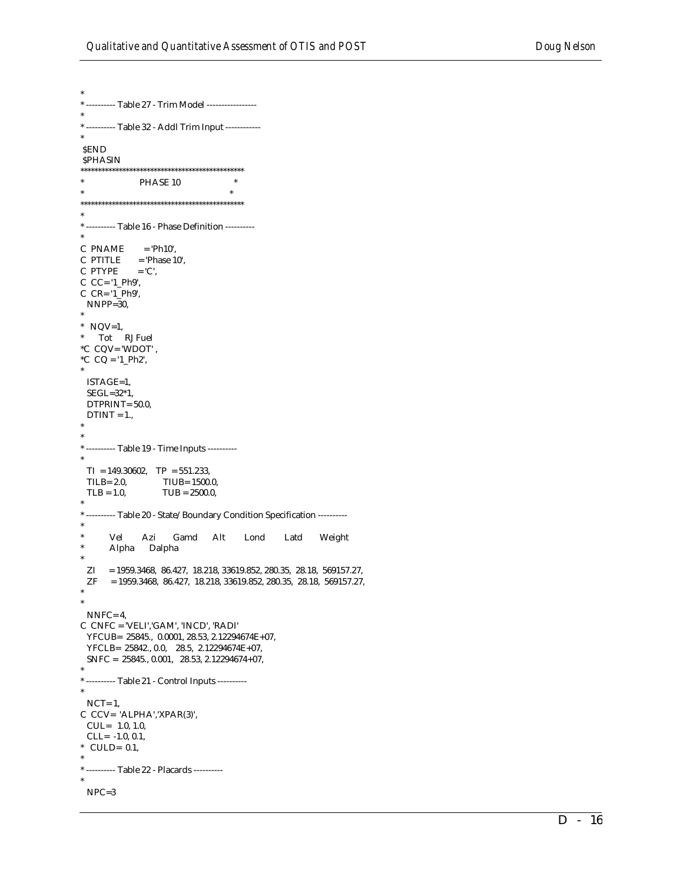```
*
* ---------- Table 27 - Trim Model -----------------
*
* ---------- Table 32 - Addl Trim Input ------------
*
 $END
 $PHASIN
*********************************************
*                    PHASE 10                    *
*                                               *
*********************************************
*
* ---------- Table 16 - Phase Definition ----------
*
C  PNAME        = 'Ph10',
C  PTITLE       = 'Phase 10',
C  PTYPE        = 'C',
C  CC='1_Ph9',
C  CR='1_Ph9',
   NNPP=30,
*
*  NQV=1,
*     Tot     RJ Fuel
*C  CQV='WDOT' ,
*C  CQ = '1_Ph2',
*
   ISTAGE=1,
   SEGL=32*1,
   DTPRINT= 50.0,
   DTINT = 1.,
*
*
* ---------- Table 19 - Time Inputs ----------
*
   TI  = 149.30602,   TP  = 551.233,
   TILB= 2.0,              TIUB= 1500.0,
   TLB = 1.0,              TUB = 2500.0,
*
* ---------- Table 20 - State/Boundary Condition Specification ----------
*
*          Vel       Azi      Gamd      Alt       Lond       Latd       Weight
*          Alpha      Dalpha
*
   ZI     = 1959.3468,  86.427,  18.218, 33619.852, 280.35,  28.18,  569157.27,
   ZF     = 1959.3468,  86.427,  18.218, 33619.852, 280.35,  28.18,  569157.27,
*
*
   NNFC=4,
C  CNFC ='VELI','GAM', 'INCD', 'RADI'
   YFCUB= 25845.,  0.0001, 28.53, 2.12294674E+07,
   YFCLB= 25842., 0.0,    28.5,  2.12294674E+07,
   SNFC = 25845., 0.001,   28.53, 2.12294674+07,
*
* ---------- Table 21 - Control Inputs ----------
*
   NCT=1,
C  CCV= 'ALPHA','XPAR(3)',
   CUL=  1.0, 1.0,
   CLL= -1.0, 0.1,
*  CULD= 0.1,
*
* ---------- Table 22 - Placards ----------
*
   NPC=3
```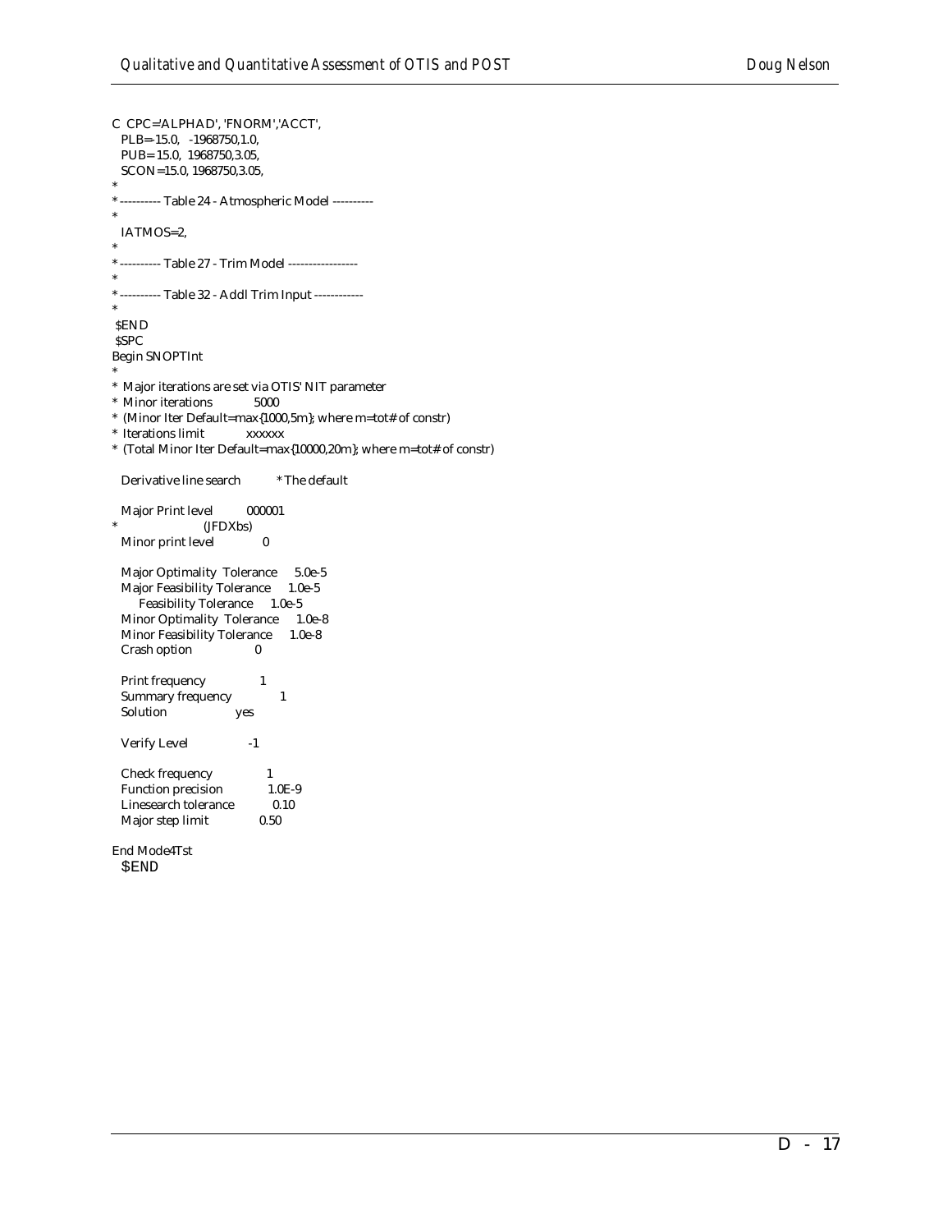```
C  CPC='ALPHAD', 'FNORM','ACCT',
   PLB=-15.0,   -1968750,1.0,
   PUB= 15.0,  1968750,3.05,
   SCON=15.0, 1968750,3.05,
*
*---------- Table 24 - Atmospheric Model ----------
*
   IATMOS=2,
*
*---------- Table 27 - Trim Model -----------------
*
*---------- Table 32 - Addl Trim Input ------------
*
 $END
 $SPC
Begin SNOPTInt
*
*  Major iterations are set via OTIS' NIT parameter
*  Minor iterations            5000
*  (Minor Iter Default=max{1000,5m}; where m=tot# of constr)
*  Iterations limit            xxxxxx
*  (Total Minor Iter Default=max{10000,20m}; where m=tot# of constr)

   Derivative line search          * The default

   Major Print level          000001
*                        (JFDXbs)
   Minor print level              0

   Major Optimality  Tolerance      5.0e-5
   Major Feasibility Tolerance      1.0e-5
       Feasibility Tolerance      1.0e-5
   Minor Optimality  Tolerance      1.0e-8
   Minor Feasibility Tolerance      1.0e-8
   Crash option                   0

   Print frequency                1
   Summary frequency              1
   Solution                  yes

   Verify Level                  -1

   Check frequency                1
   Function precision            1.0E-9
   Linesearch tolerance           0.10
   Major step limit              0.50

End Mode4Tst
  $END
```